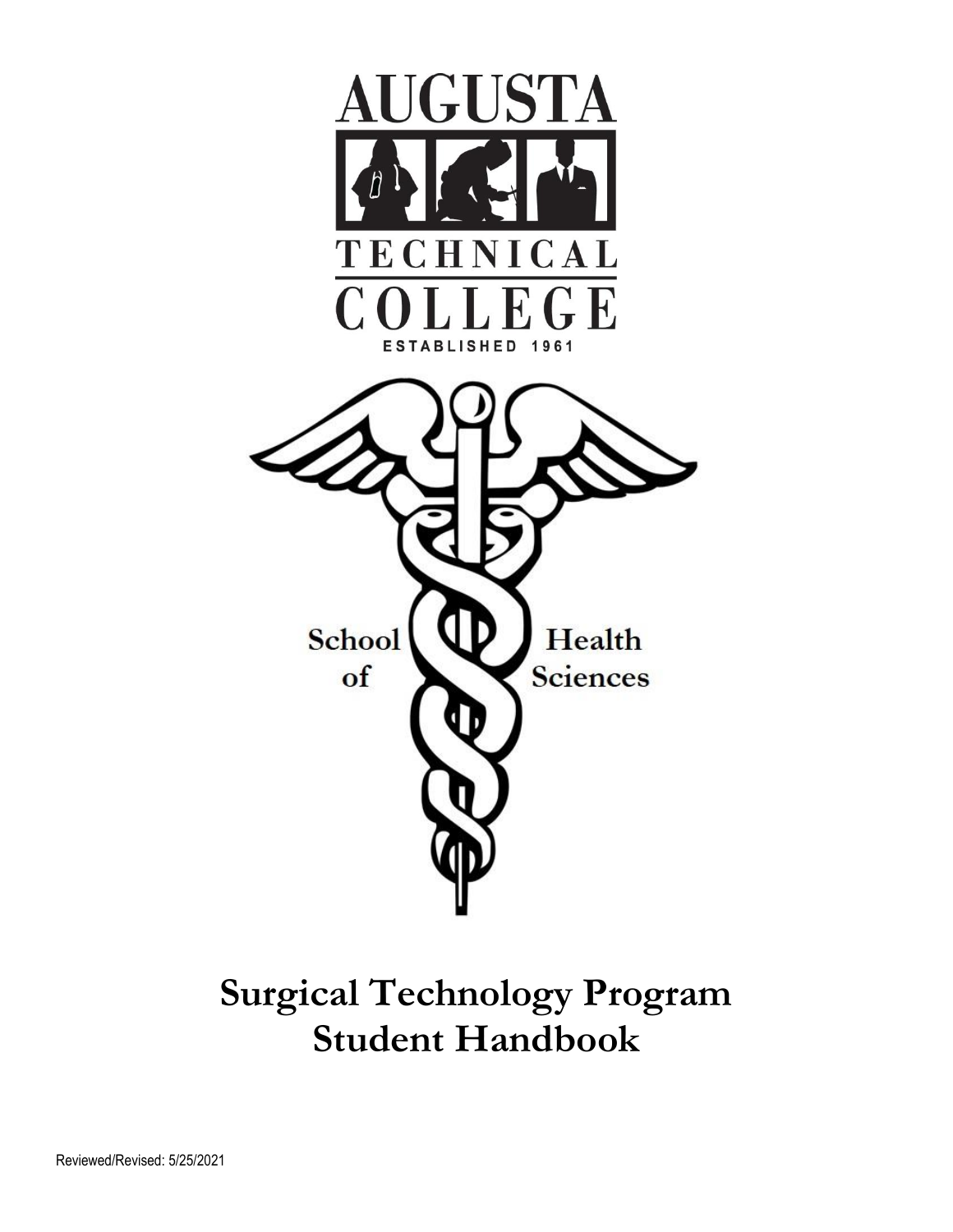AUGUSTA TECHNICAL COLLEGE

ESTABLISHED 1961

School of Health Sciences

# Surgical Technology Program Student Handbook

Reviewed/Revised: 5/25/2021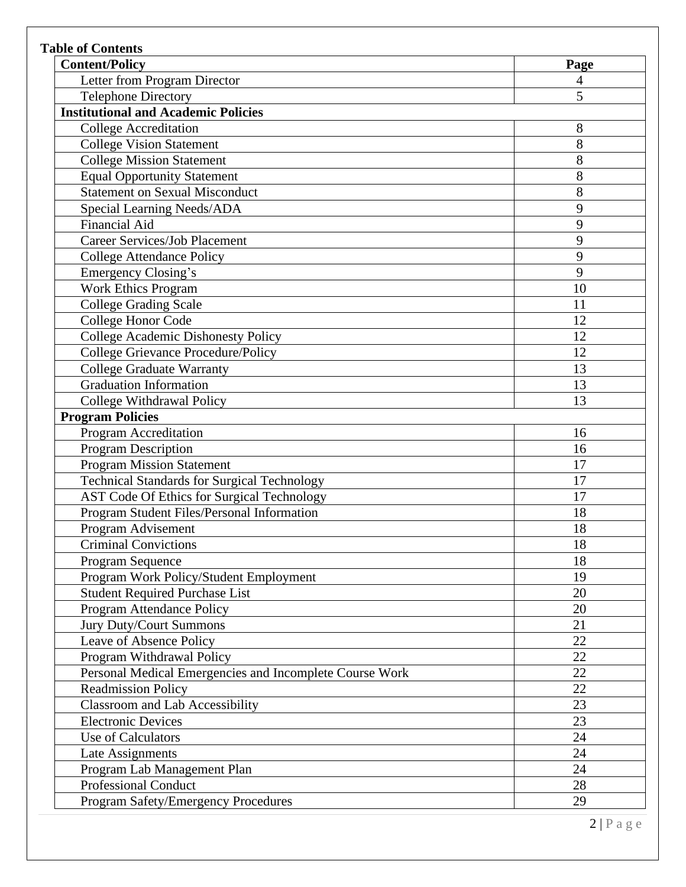**Table of Contents**

| Content/Policy | Page |
|---|---|
| Letter from Program Director | 4 |
| Telephone Directory | 5 |
| **Institutional and Academic Policies** | |
| College Accreditation | 8 |
| College Vision Statement | 8 |
| College Mission Statement | 8 |
| Equal Opportunity Statement | 8 |
| Statement on Sexual Misconduct | 8 |
| Special Learning Needs/ADA | 9 |
| Financial Aid | 9 |
| Career Services/Job Placement | 9 |
| College Attendance Policy | 9 |
| Emergency Closing's | 9 |
| Work Ethics Program | 10 |
| College Grading Scale | 11 |
| College Honor Code | 12 |
| College Academic Dishonesty Policy | 12 |
| College Grievance Procedure/Policy | 12 |
| College Graduate Warranty | 13 |
| Graduation Information | 13 |
| College Withdrawal Policy | 13 |
| **Program Policies** | |
| Program Accreditation | 16 |
| Program Description | 16 |
| Program Mission Statement | 17 |
| Technical Standards for Surgical Technology | 17 |
| AST Code Of Ethics for Surgical Technology | 17 |
| Program Student Files/Personal Information | 18 |
| Program Advisement | 18 |
| Criminal Convictions | 18 |
| Program Sequence | 18 |
| Program Work Policy/Student Employment | 19 |
| Student Required Purchase List | 20 |
| Program Attendance Policy | 20 |
| Jury Duty/Court Summons | 21 |
| Leave of Absence Policy | 22 |
| Program Withdrawal Policy | 22 |
| Personal Medical Emergencies and Incomplete Course Work | 22 |
| Readmission Policy | 22 |
| Classroom and Lab Accessibility | 23 |
| Electronic Devices | 23 |
| Use of Calculators | 24 |
| Late Assignments | 24 |
| Program Lab Management Plan | 24 |
| Professional Conduct | 28 |
| Program Safety/Emergency Procedures | 29 |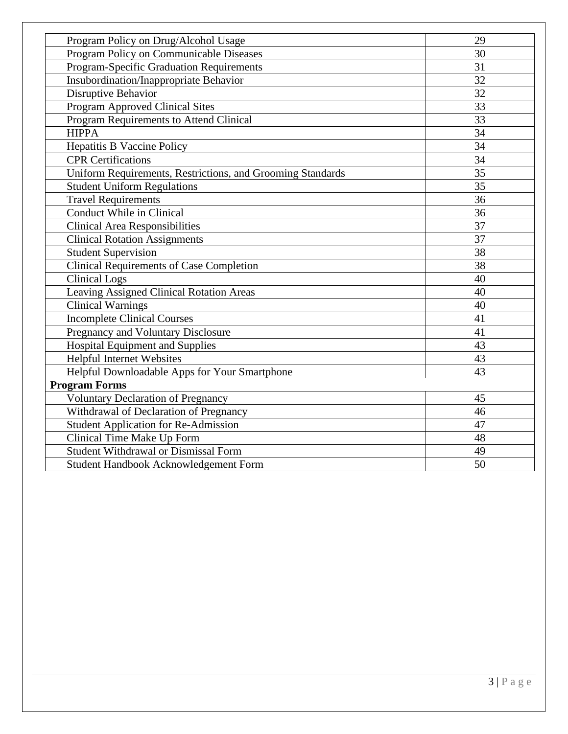| | |
|---|---|
| Program Policy on Drug/Alcohol Usage | 29 |
| Program Policy on Communicable Diseases | 30 |
| Program-Specific Graduation Requirements | 31 |
| Insubordination/Inappropriate Behavior | 32 |
| Disruptive Behavior | 32 |
| Program Approved Clinical Sites | 33 |
| Program Requirements to Attend Clinical | 33 |
| HIPPA | 34 |
| Hepatitis B Vaccine Policy | 34 |
| CPR Certifications | 34 |
| Uniform Requirements, Restrictions, and Grooming Standards | 35 |
| Student Uniform Regulations | 35 |
| Travel Requirements | 36 |
| Conduct While in Clinical | 36 |
| Clinical Area Responsibilities | 37 |
| Clinical Rotation Assignments | 37 |
| Student Supervision | 38 |
| Clinical Requirements of Case Completion | 38 |
| Clinical Logs | 40 |
| Leaving Assigned Clinical Rotation Areas | 40 |
| Clinical Warnings | 40 |
| Incomplete Clinical Courses | 41 |
| Pregnancy and Voluntary Disclosure | 41 |
| Hospital Equipment and Supplies | 43 |
| Helpful Internet Websites | 43 |
| Helpful Downloadable Apps for Your Smartphone | 43 |
| **Program Forms** | |
| Voluntary Declaration of Pregnancy | 45 |
| Withdrawal of Declaration of Pregnancy | 46 |
| Student Application for Re-Admission | 47 |
| Clinical Time Make Up Form | 48 |
| Student Withdrawal or Dismissal Form | 49 |
| Student Handbook Acknowledgement Form | 50 |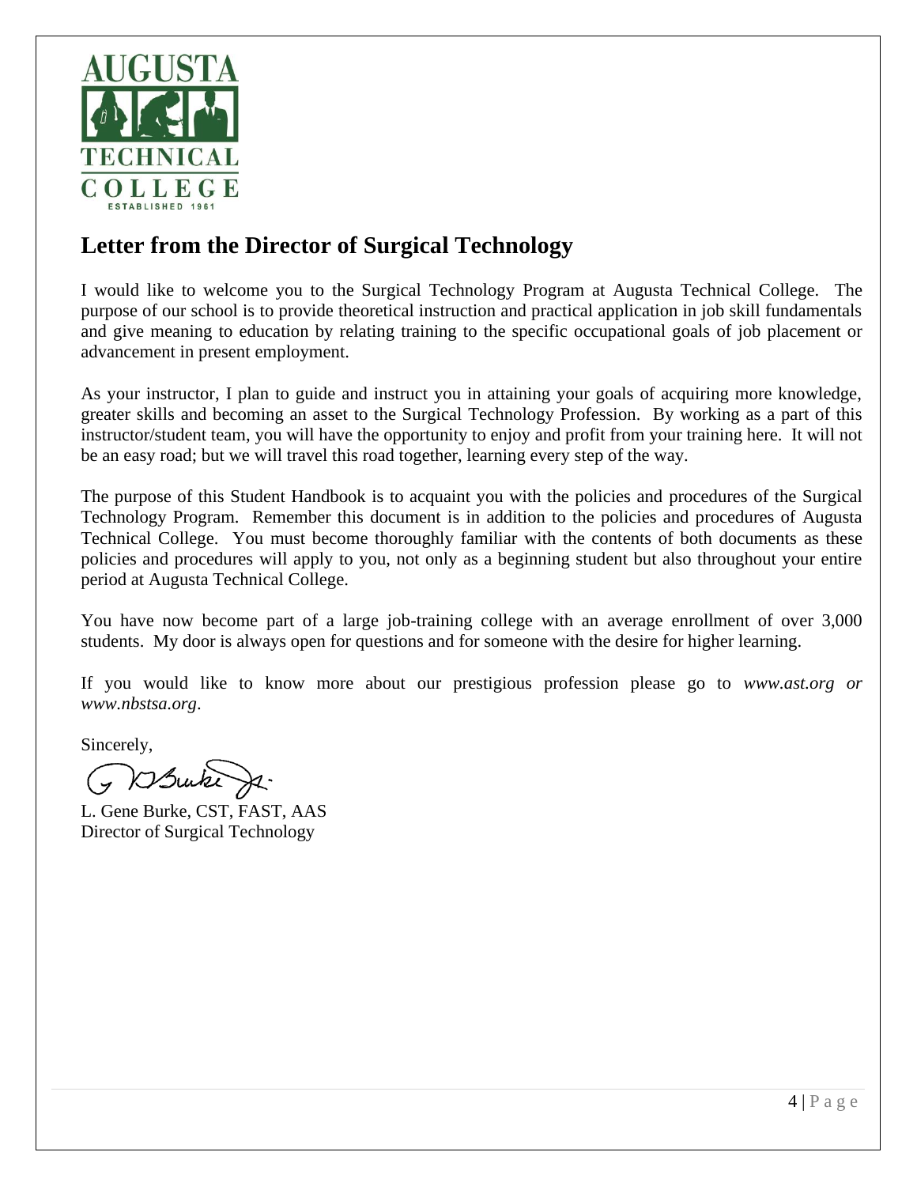# Letter from the Director of Surgical Technology

I would like to welcome you to the Surgical Technology Program at Augusta Technical College. The purpose of our school is to provide theoretical instruction and practical application in job skill fundamentals and give meaning to education by relating training to the specific occupational goals of job placement or advancement in present employment.

As your instructor, I plan to guide and instruct you in attaining your goals of acquiring more knowledge, greater skills and becoming an asset to the Surgical Technology Profession. By working as a part of this instructor/student team, you will have the opportunity to enjoy and profit from your training here. It will not be an easy road; but we will travel this road together, learning every step of the way.

The purpose of this Student Handbook is to acquaint you with the policies and procedures of the Surgical Technology Program. Remember this document is in addition to the policies and procedures of Augusta Technical College. You must become thoroughly familiar with the contents of both documents as these policies and procedures will apply to you, not only as a beginning student but also throughout your entire period at Augusta Technical College.

You have now become part of a large job-training college with an average enrollment of over 3,000 students. My door is always open for questions and for someone with the desire for higher learning.

If you would like to know more about our prestigious profession please go to *www.ast.org or www.nbstsa.org*.

Sincerely,

L. Gene Burke, CST, FAST, AAS
Director of Surgical Technology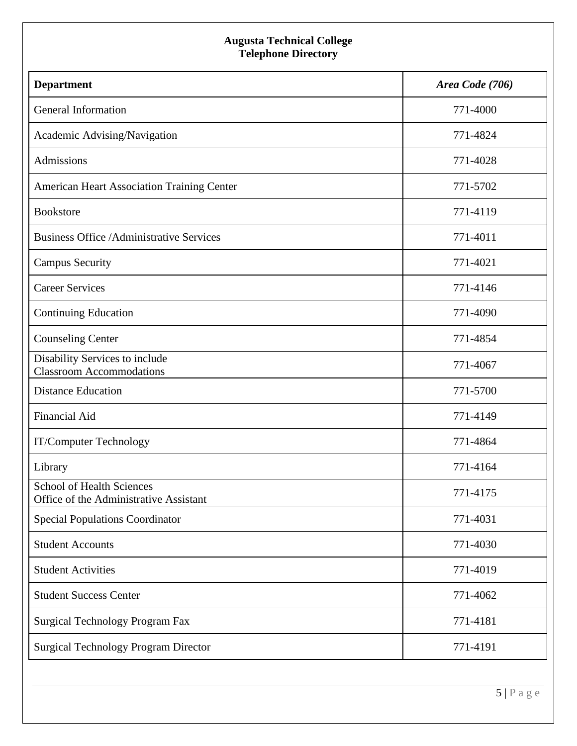# Augusta Technical College
## Telephone Directory

| **Department** | ***Area Code (706)*** |
|---|---|
| General Information | 771-4000 |
| Academic Advising/Navigation | 771-4824 |
| Admissions | 771-4028 |
| American Heart Association Training Center | 771-5702 |
| Bookstore | 771-4119 |
| Business Office /Administrative Services | 771-4011 |
| Campus Security | 771-4021 |
| Career Services | 771-4146 |
| Continuing Education | 771-4090 |
| Counseling Center | 771-4854 |
| Disability Services to include Classroom Accommodations | 771-4067 |
| Distance Education | 771-5700 |
| Financial Aid | 771-4149 |
| IT/Computer Technology | 771-4864 |
| Library | 771-4164 |
| School of Health Sciences Office of the Administrative Assistant | 771-4175 |
| Special Populations Coordinator | 771-4031 |
| Student Accounts | 771-4030 |
| Student Activities | 771-4019 |
| Student Success Center | 771-4062 |
| Surgical Technology Program Fax | 771-4181 |
| Surgical Technology Program Director | 771-4191 |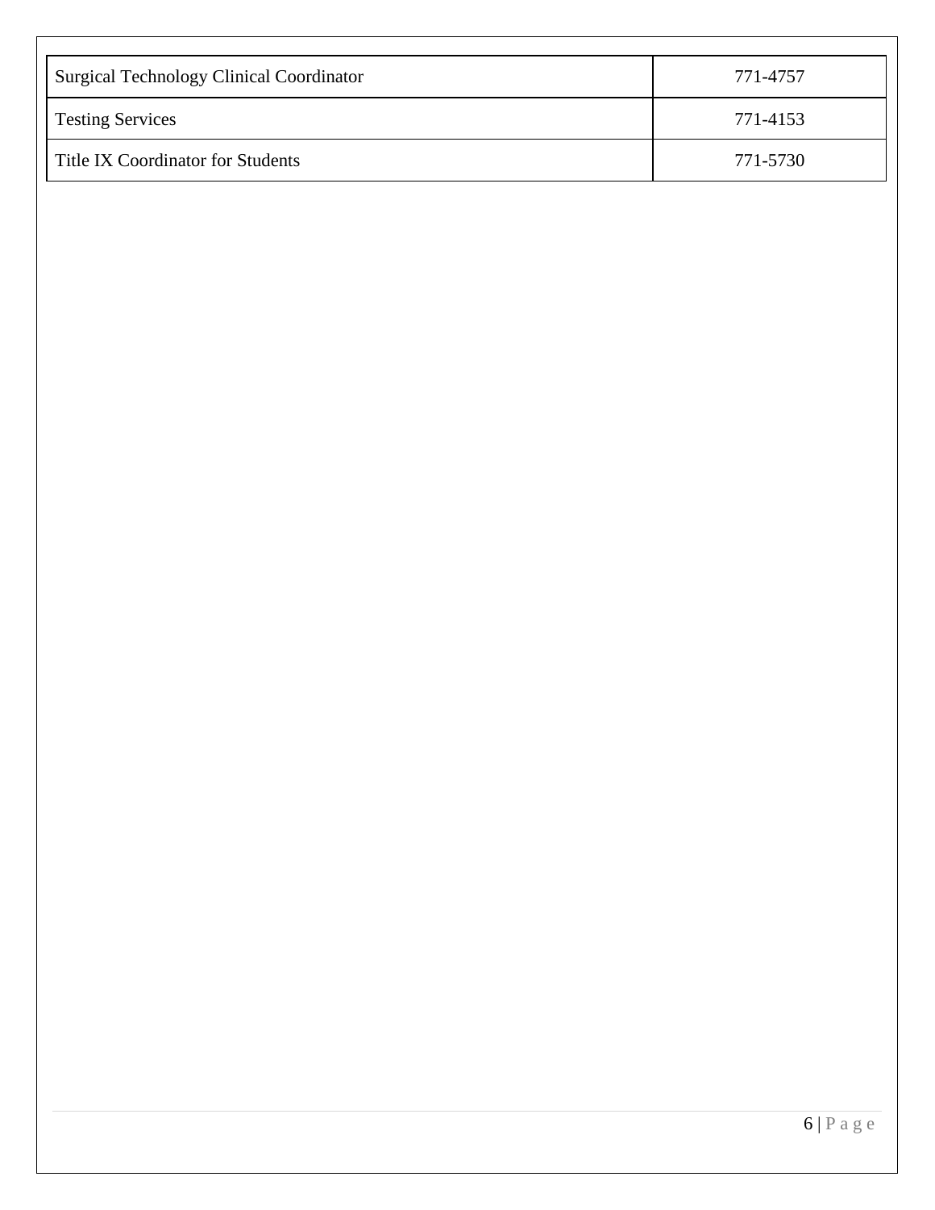| | |
|---|---|
| Surgical Technology Clinical Coordinator | 771-4757 |
| Testing Services | 771-4153 |
| Title IX Coordinator for Students | 771-5730 |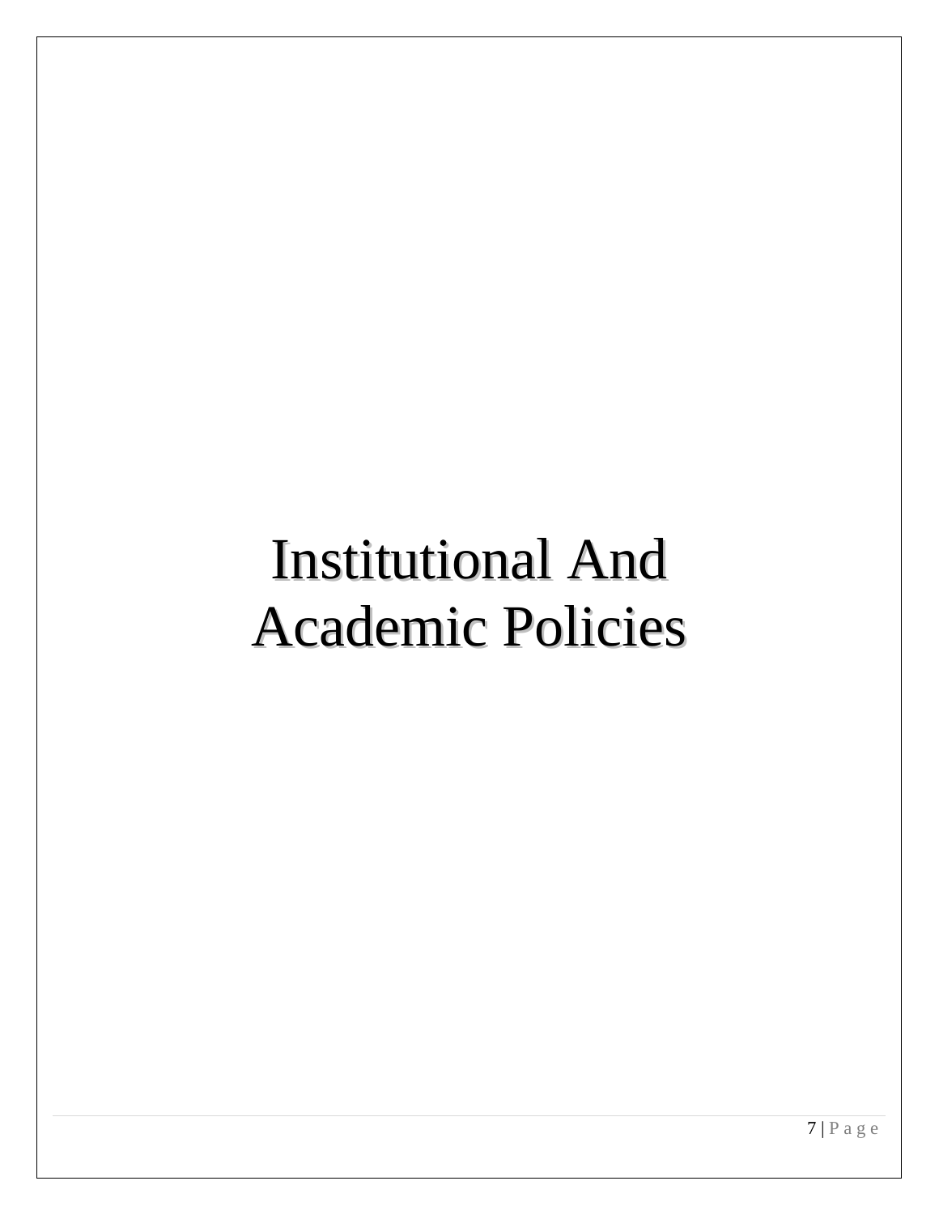# Institutional And Academic Policies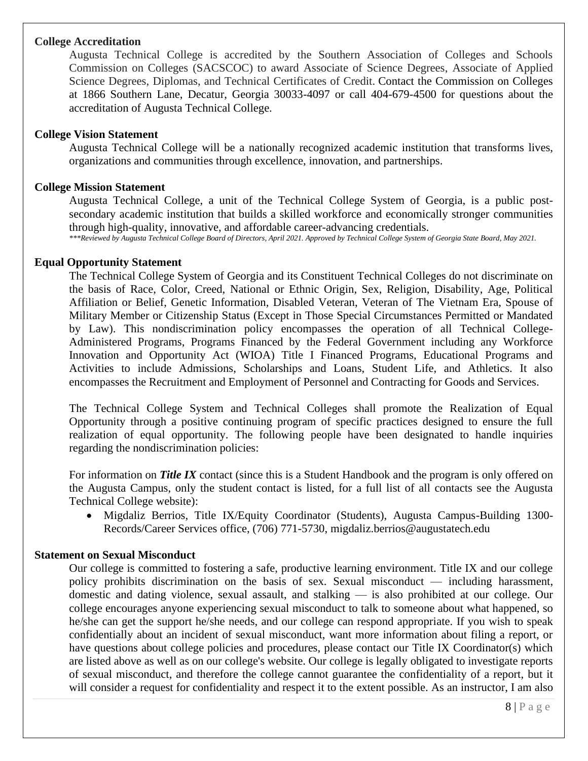**College Accreditation**

Augusta Technical College is accredited by the Southern Association of Colleges and Schools Commission on Colleges (SACSCOC) to award Associate of Science Degrees, Associate of Applied Science Degrees, Diplomas, and Technical Certificates of Credit. Contact the Commission on Colleges at 1866 Southern Lane, Decatur, Georgia 30033-4097 or call 404-679-4500 for questions about the accreditation of Augusta Technical College.

**College Vision Statement**

Augusta Technical College will be a nationally recognized academic institution that transforms lives, organizations and communities through excellence, innovation, and partnerships.

**College Mission Statement**

Augusta Technical College, a unit of the Technical College System of Georgia, is a public post-secondary academic institution that builds a skilled workforce and economically stronger communities through high-quality, innovative, and affordable career-advancing credentials.

****Reviewed by Augusta Technical College Board of Directors, April 2021. Approved by Technical College System of Georgia State Board, May 2021.*

**Equal Opportunity Statement**

The Technical College System of Georgia and its Constituent Technical Colleges do not discriminate on the basis of Race, Color, Creed, National or Ethnic Origin, Sex, Religion, Disability, Age, Political Affiliation or Belief, Genetic Information, Disabled Veteran, Veteran of The Vietnam Era, Spouse of Military Member or Citizenship Status (Except in Those Special Circumstances Permitted or Mandated by Law). This nondiscrimination policy encompasses the operation of all Technical College-Administered Programs, Programs Financed by the Federal Government including any Workforce Innovation and Opportunity Act (WIOA) Title I Financed Programs, Educational Programs and Activities to include Admissions, Scholarships and Loans, Student Life, and Athletics. It also encompasses the Recruitment and Employment of Personnel and Contracting for Goods and Services.

The Technical College System and Technical Colleges shall promote the Realization of Equal Opportunity through a positive continuing program of specific practices designed to ensure the full realization of equal opportunity. The following people have been designated to handle inquiries regarding the nondiscrimination policies:

For information on ***Title IX*** contact (since this is a Student Handbook and the program is only offered on the Augusta Campus, only the student contact is listed, for a full list of all contacts see the Augusta Technical College website):

- Migdaliz Berrios, Title IX/Equity Coordinator (Students), Augusta Campus-Building 1300-Records/Career Services office, (706) 771-5730, migdaliz.berrios@augustatech.edu

**Statement on Sexual Misconduct**

Our college is committed to fostering a safe, productive learning environment. Title IX and our college policy prohibits discrimination on the basis of sex. Sexual misconduct — including harassment, domestic and dating violence, sexual assault, and stalking — is also prohibited at our college. Our college encourages anyone experiencing sexual misconduct to talk to someone about what happened, so he/she can get the support he/she needs, and our college can respond appropriate. If you wish to speak confidentially about an incident of sexual misconduct, want more information about filing a report, or have questions about college policies and procedures, please contact our Title IX Coordinator(s) which are listed above as well as on our college's website. Our college is legally obligated to investigate reports of sexual misconduct, and therefore the college cannot guarantee the confidentiality of a report, but it will consider a request for confidentiality and respect it to the extent possible. As an instructor, I am also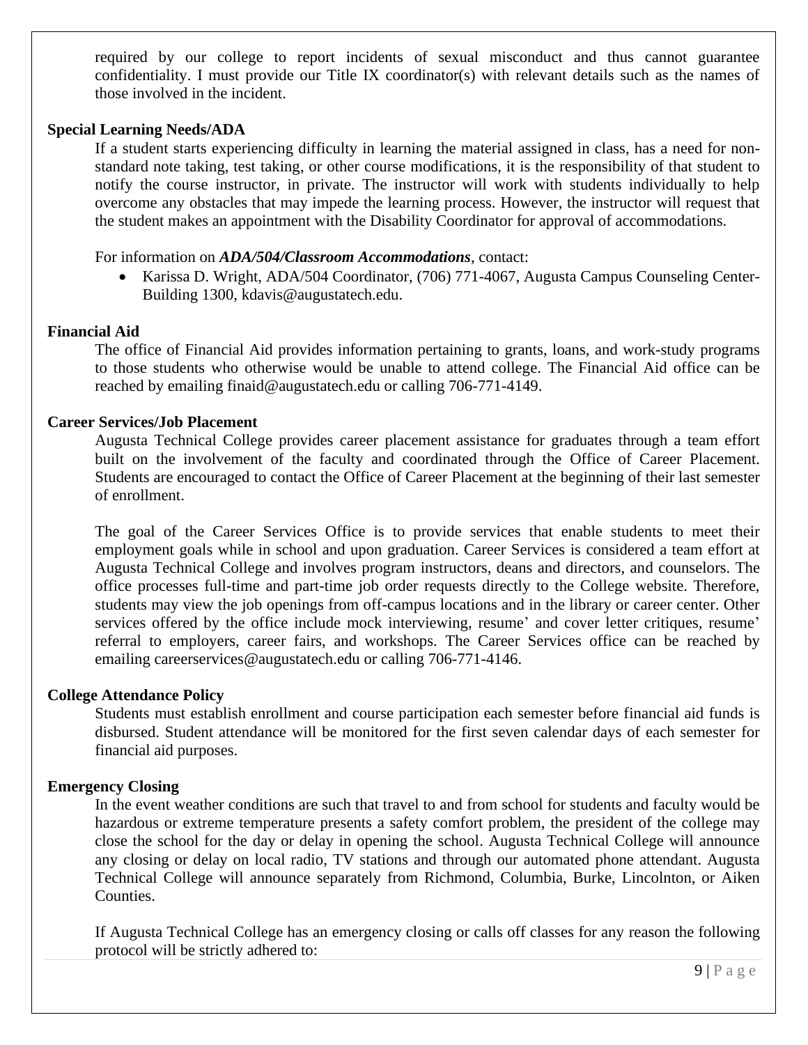required by our college to report incidents of sexual misconduct and thus cannot guarantee confidentiality. I must provide our Title IX coordinator(s) with relevant details such as the names of those involved in the incident.

**Special Learning Needs/ADA**

If a student starts experiencing difficulty in learning the material assigned in class, has a need for non-standard note taking, test taking, or other course modifications, it is the responsibility of that student to notify the course instructor, in private. The instructor will work with students individually to help overcome any obstacles that may impede the learning process. However, the instructor will request that the student makes an appointment with the Disability Coordinator for approval of accommodations.

For information on ***ADA/504/Classroom Accommodations***, contact:

- Karissa D. Wright, ADA/504 Coordinator, (706) 771-4067, Augusta Campus Counseling Center-Building 1300, kdavis@augustatech.edu.

**Financial Aid**

The office of Financial Aid provides information pertaining to grants, loans, and work-study programs to those students who otherwise would be unable to attend college. The Financial Aid office can be reached by emailing finaid@augustatech.edu or calling 706-771-4149.

**Career Services/Job Placement**

Augusta Technical College provides career placement assistance for graduates through a team effort built on the involvement of the faculty and coordinated through the Office of Career Placement. Students are encouraged to contact the Office of Career Placement at the beginning of their last semester of enrollment.

The goal of the Career Services Office is to provide services that enable students to meet their employment goals while in school and upon graduation. Career Services is considered a team effort at Augusta Technical College and involves program instructors, deans and directors, and counselors. The office processes full-time and part-time job order requests directly to the College website. Therefore, students may view the job openings from off-campus locations and in the library or career center. Other services offered by the office include mock interviewing, resume' and cover letter critiques, resume' referral to employers, career fairs, and workshops. The Career Services office can be reached by emailing careerservices@augustatech.edu or calling 706-771-4146.

**College Attendance Policy**

Students must establish enrollment and course participation each semester before financial aid funds is disbursed. Student attendance will be monitored for the first seven calendar days of each semester for financial aid purposes.

**Emergency Closing**

In the event weather conditions are such that travel to and from school for students and faculty would be hazardous or extreme temperature presents a safety comfort problem, the president of the college may close the school for the day or delay in opening the school. Augusta Technical College will announce any closing or delay on local radio, TV stations and through our automated phone attendant. Augusta Technical College will announce separately from Richmond, Columbia, Burke, Lincolnton, or Aiken Counties.

If Augusta Technical College has an emergency closing or calls off classes for any reason the following protocol will be strictly adhered to: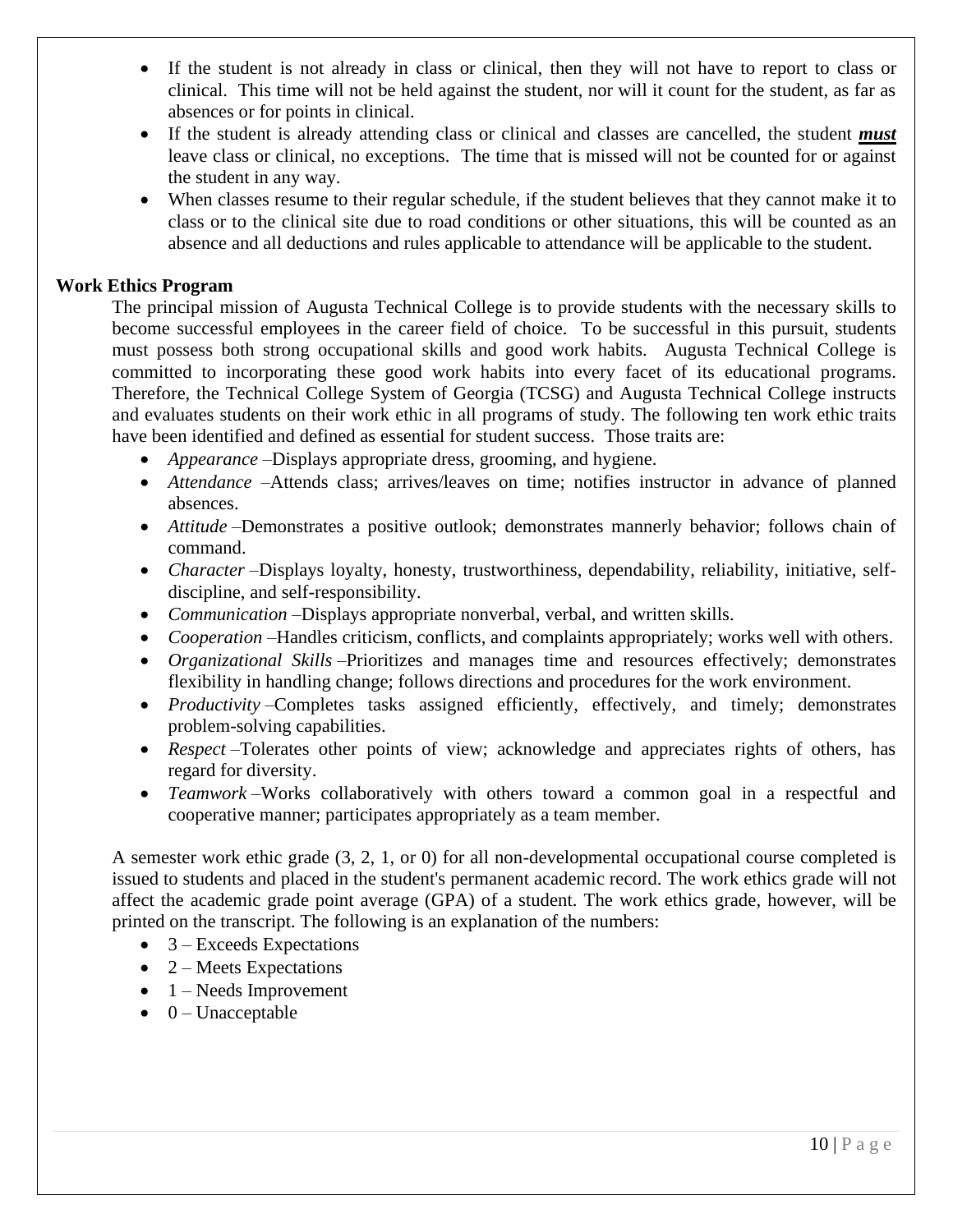- If the student is not already in class or clinical, then they will not have to report to class or clinical. This time will not be held against the student, nor will it count for the student, as far as absences or for points in clinical.
- If the student is already attending class or clinical and classes are cancelled, the student ***must*** leave class or clinical, no exceptions. The time that is missed will not be counted for or against the student in any way.
- When classes resume to their regular schedule, if the student believes that they cannot make it to class or to the clinical site due to road conditions or other situations, this will be counted as an absence and all deductions and rules applicable to attendance will be applicable to the student.

**Work Ethics Program**

The principal mission of Augusta Technical College is to provide students with the necessary skills to become successful employees in the career field of choice. To be successful in this pursuit, students must possess both strong occupational skills and good work habits. Augusta Technical College is committed to incorporating these good work habits into every facet of its educational programs. Therefore, the Technical College System of Georgia (TCSG) and Augusta Technical College instructs and evaluates students on their work ethic in all programs of study. The following ten work ethic traits have been identified and defined as essential for student success. Those traits are:

- *Appearance* –Displays appropriate dress, grooming, and hygiene.
- *Attendance* –Attends class; arrives/leaves on time; notifies instructor in advance of planned absences.
- *Attitude* –Demonstrates a positive outlook; demonstrates mannerly behavior; follows chain of command.
- *Character* –Displays loyalty, honesty, trustworthiness, dependability, reliability, initiative, self-discipline, and self-responsibility.
- *Communication* –Displays appropriate nonverbal, verbal, and written skills.
- *Cooperation* –Handles criticism, conflicts, and complaints appropriately; works well with others.
- *Organizational Skills* –Prioritizes and manages time and resources effectively; demonstrates flexibility in handling change; follows directions and procedures for the work environment.
- *Productivity* –Completes tasks assigned efficiently, effectively, and timely; demonstrates problem-solving capabilities.
- *Respect* –Tolerates other points of view; acknowledge and appreciates rights of others, has regard for diversity.
- *Teamwork* –Works collaboratively with others toward a common goal in a respectful and cooperative manner; participates appropriately as a team member.

A semester work ethic grade (3, 2, 1, or 0) for all non-developmental occupational course completed is issued to students and placed in the student's permanent academic record. The work ethics grade will not affect the academic grade point average (GPA) of a student. The work ethics grade, however, will be printed on the transcript. The following is an explanation of the numbers:

- 3 – Exceeds Expectations
- 2 – Meets Expectations
- 1 – Needs Improvement
- 0 – Unacceptable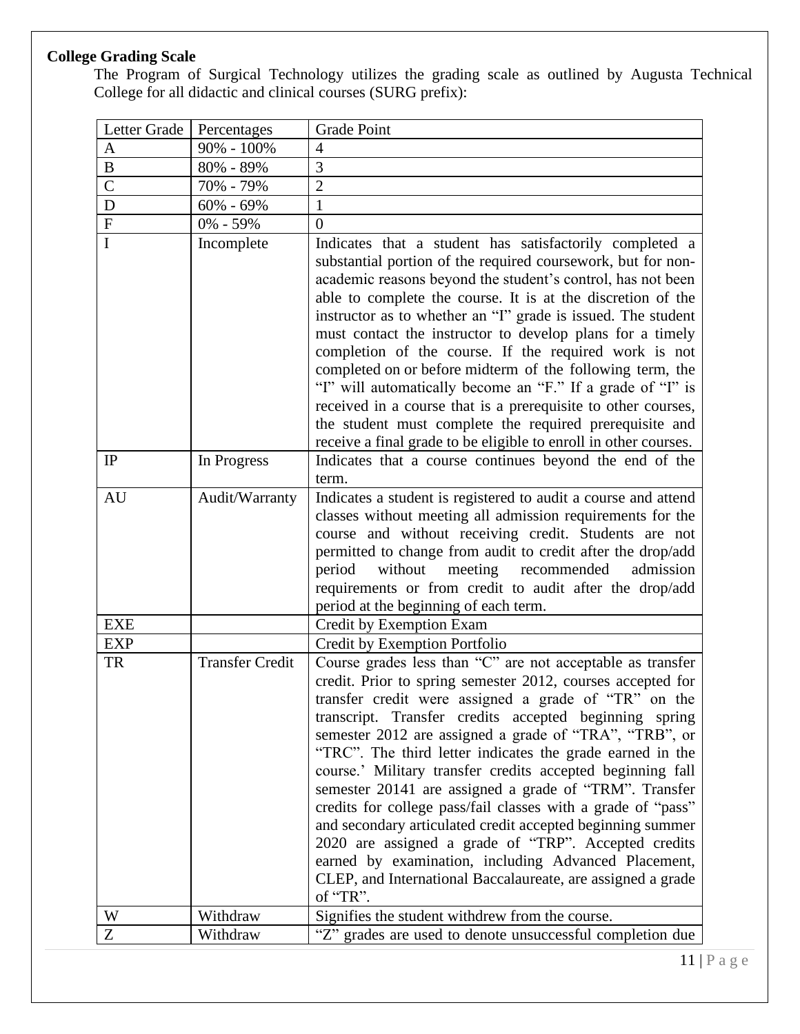**College Grading Scale**

The Program of Surgical Technology utilizes the grading scale as outlined by Augusta Technical College for all didactic and clinical courses (SURG prefix):

| Letter Grade | Percentages | Grade Point |
|---|---|---|
| A | 90% - 100% | 4 |
| B | 80% - 89% | 3 |
| C | 70% - 79% | 2 |
| D | 60% - 69% | 1 |
| F | 0% - 59% | 0 |
| I | Incomplete | Indicates that a student has satisfactorily completed a substantial portion of the required coursework, but for non-academic reasons beyond the student's control, has not been able to complete the course. It is at the discretion of the instructor as to whether an "I" grade is issued. The student must contact the instructor to develop plans for a timely completion of the course. If the required work is not completed on or before midterm of the following term, the "I" will automatically become an "F." If a grade of "I" is received in a course that is a prerequisite to other courses, the student must complete the required prerequisite and receive a final grade to be eligible to enroll in other courses. |
| IP | In Progress | Indicates that a course continues beyond the end of the term. |
| AU | Audit/Warranty | Indicates a student is registered to audit a course and attend classes without meeting all admission requirements for the course and without receiving credit. Students are not permitted to change from audit to credit after the drop/add period without meeting recommended admission requirements or from credit to audit after the drop/add period at the beginning of each term. |
| EXE | | Credit by Exemption Exam |
| EXP | | Credit by Exemption Portfolio |
| TR | Transfer Credit | Course grades less than "C" are not acceptable as transfer credit. Prior to spring semester 2012, courses accepted for transfer credit were assigned a grade of "TR" on the transcript. Transfer credits accepted beginning spring semester 2012 are assigned a grade of "TRA", "TRB", or "TRC". The third letter indicates the grade earned in the course.' Military transfer credits accepted beginning fall semester 20141 are assigned a grade of "TRM". Transfer credits for college pass/fail classes with a grade of "pass" and secondary articulated credit accepted beginning summer 2020 are assigned a grade of "TRP". Accepted credits earned by examination, including Advanced Placement, CLEP, and International Baccalaureate, are assigned a grade of "TR". |
| W | Withdraw | Signifies the student withdrew from the course. |
| Z | Withdraw | "Z" grades are used to denote unsuccessful completion due |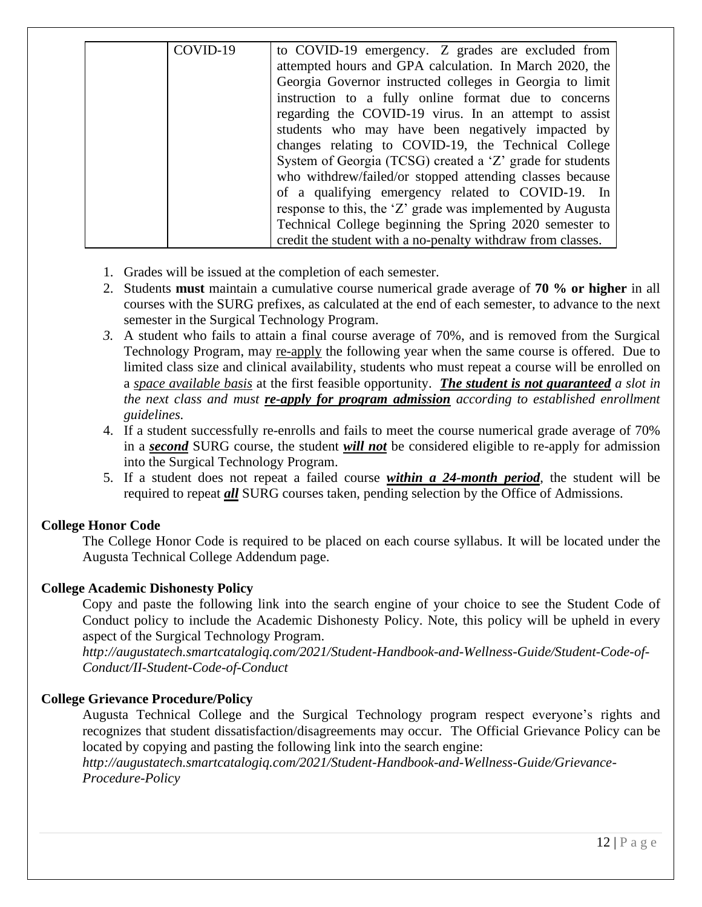|  | COVID-19 | to COVID-19 emergency. Z grades are excluded from attempted hours and GPA calculation. In March 2020, the Georgia Governor instructed colleges in Georgia to limit instruction to a fully online format due to concerns regarding the COVID-19 virus. In an attempt to assist students who may have been negatively impacted by changes relating to COVID-19, the Technical College System of Georgia (TCSG) created a 'Z' grade for students who withdrew/failed/or stopped attending classes because of a qualifying emergency related to COVID-19. In response to this, the 'Z' grade was implemented by Augusta Technical College beginning the Spring 2020 semester to credit the student with a no-penalty withdraw from classes. |
|---|---|---|

1. Grades will be issued at the completion of each semester.
2. Students **must** maintain a cumulative course numerical grade average of **70 % or higher** in all courses with the SURG prefixes, as calculated at the end of each semester, to advance to the next semester in the Surgical Technology Program.
3. A student who fails to attain a final course average of 70%, and is removed from the Surgical Technology Program, may <u>re-apply</u> the following year when the same course is offered. Due to limited class size and clinical availability, students who must repeat a course will be enrolled on a <u>*space available basis*</u> at the first feasible opportunity. *<u>**The student is not guaranteed**</u> a slot in the next class and must <u>**re-apply for program admission**</u> according to established enrollment guidelines.*
4. If a student successfully re-enrolls and fails to meet the course numerical grade average of 70% in a <u>***second***</u> SURG course, the student <u>***will not***</u> be considered eligible to re-apply for admission into the Surgical Technology Program.
5. If a student does not repeat a failed course <u>***within a 24-month period***</u>, the student will be required to repeat <u>***all***</u> SURG courses taken, pending selection by the Office of Admissions.

**College Honor Code**

The College Honor Code is required to be placed on each course syllabus. It will be located under the Augusta Technical College Addendum page.

**College Academic Dishonesty Policy**

Copy and paste the following link into the search engine of your choice to see the Student Code of Conduct policy to include the Academic Dishonesty Policy. Note, this policy will be upheld in every aspect of the Surgical Technology Program.

*http://augustatech.smartcatalogiq.com/2021/Student-Handbook-and-Wellness-Guide/Student-Code-of-Conduct/II-Student-Code-of-Conduct*

**College Grievance Procedure/Policy**

Augusta Technical College and the Surgical Technology program respect everyone's rights and recognizes that student dissatisfaction/disagreements may occur. The Official Grievance Policy can be located by copying and pasting the following link into the search engine:

*http://augustatech.smartcatalogiq.com/2021/Student-Handbook-and-Wellness-Guide/Grievance-Procedure-Policy*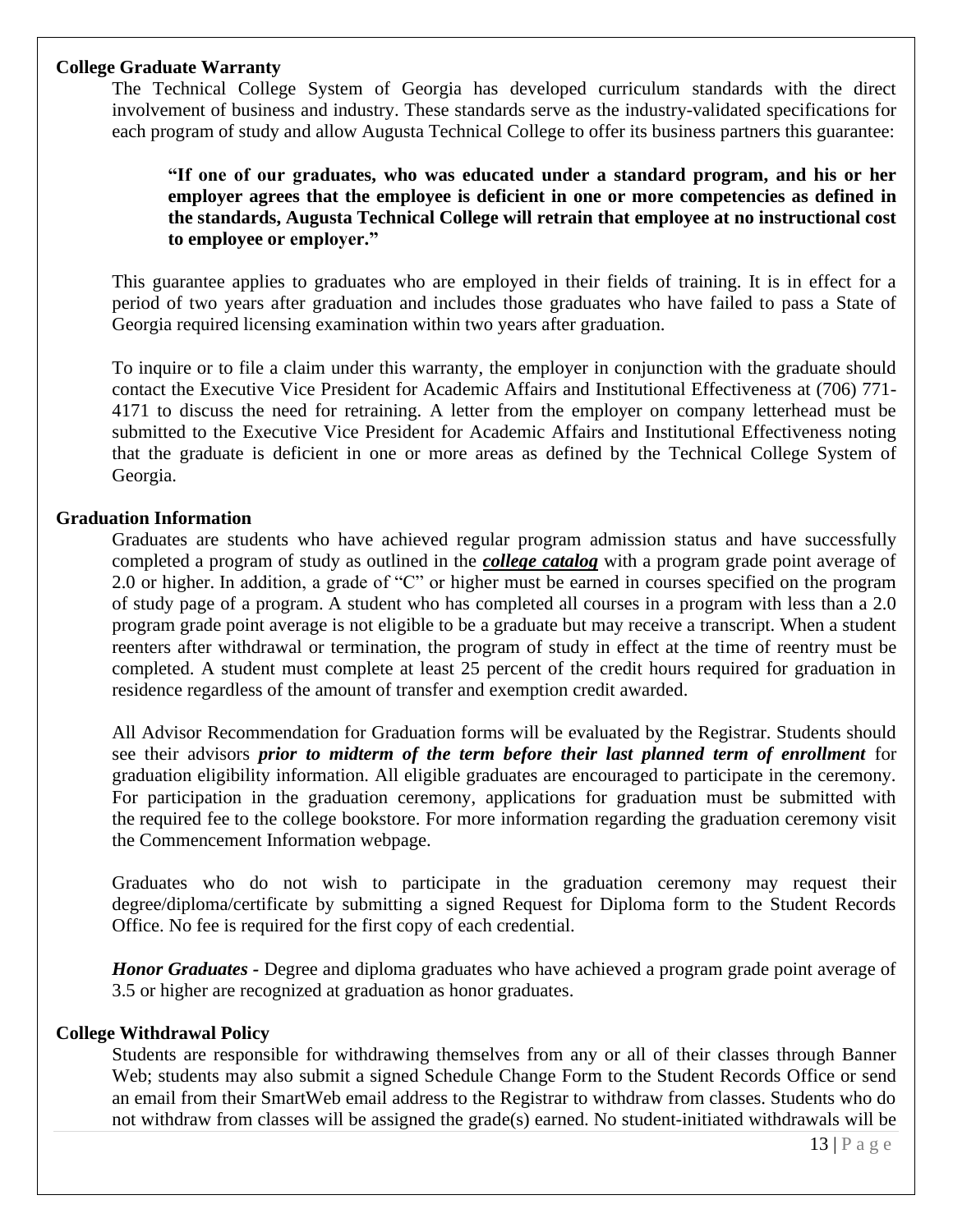**College Graduate Warranty**

The Technical College System of Georgia has developed curriculum standards with the direct involvement of business and industry. These standards serve as the industry-validated specifications for each program of study and allow Augusta Technical College to offer its business partners this guarantee:

> **"If one of our graduates, who was educated under a standard program, and his or her employer agrees that the employee is deficient in one or more competencies as defined in the standards, Augusta Technical College will retrain that employee at no instructional cost to employee or employer."**

This guarantee applies to graduates who are employed in their fields of training. It is in effect for a period of two years after graduation and includes those graduates who have failed to pass a State of Georgia required licensing examination within two years after graduation.

To inquire or to file a claim under this warranty, the employer in conjunction with the graduate should contact the Executive Vice President for Academic Affairs and Institutional Effectiveness at (706) 771-4171 to discuss the need for retraining. A letter from the employer on company letterhead must be submitted to the Executive Vice President for Academic Affairs and Institutional Effectiveness noting that the graduate is deficient in one or more areas as defined by the Technical College System of Georgia.

**Graduation Information**

Graduates are students who have achieved regular program admission status and have successfully completed a program of study as outlined in the ***college catalog*** with a program grade point average of 2.0 or higher. In addition, a grade of "C" or higher must be earned in courses specified on the program of study page of a program. A student who has completed all courses in a program with less than a 2.0 program grade point average is not eligible to be a graduate but may receive a transcript. When a student reenters after withdrawal or termination, the program of study in effect at the time of reentry must be completed. A student must complete at least 25 percent of the credit hours required for graduation in residence regardless of the amount of transfer and exemption credit awarded.

All Advisor Recommendation for Graduation forms will be evaluated by the Registrar. Students should see their advisors ***prior to midterm of the term before their last planned term of enrollment*** for graduation eligibility information. All eligible graduates are encouraged to participate in the ceremony. For participation in the graduation ceremony, applications for graduation must be submitted with the required fee to the college bookstore. For more information regarding the graduation ceremony visit the Commencement Information webpage.

Graduates who do not wish to participate in the graduation ceremony may request their degree/diploma/certificate by submitting a signed Request for Diploma form to the Student Records Office. No fee is required for the first copy of each credential.

***Honor Graduates -*** Degree and diploma graduates who have achieved a program grade point average of 3.5 or higher are recognized at graduation as honor graduates.

**College Withdrawal Policy**

Students are responsible for withdrawing themselves from any or all of their classes through Banner Web; students may also submit a signed Schedule Change Form to the Student Records Office or send an email from their SmartWeb email address to the Registrar to withdraw from classes. Students who do not withdraw from classes will be assigned the grade(s) earned. No student-initiated withdrawals will be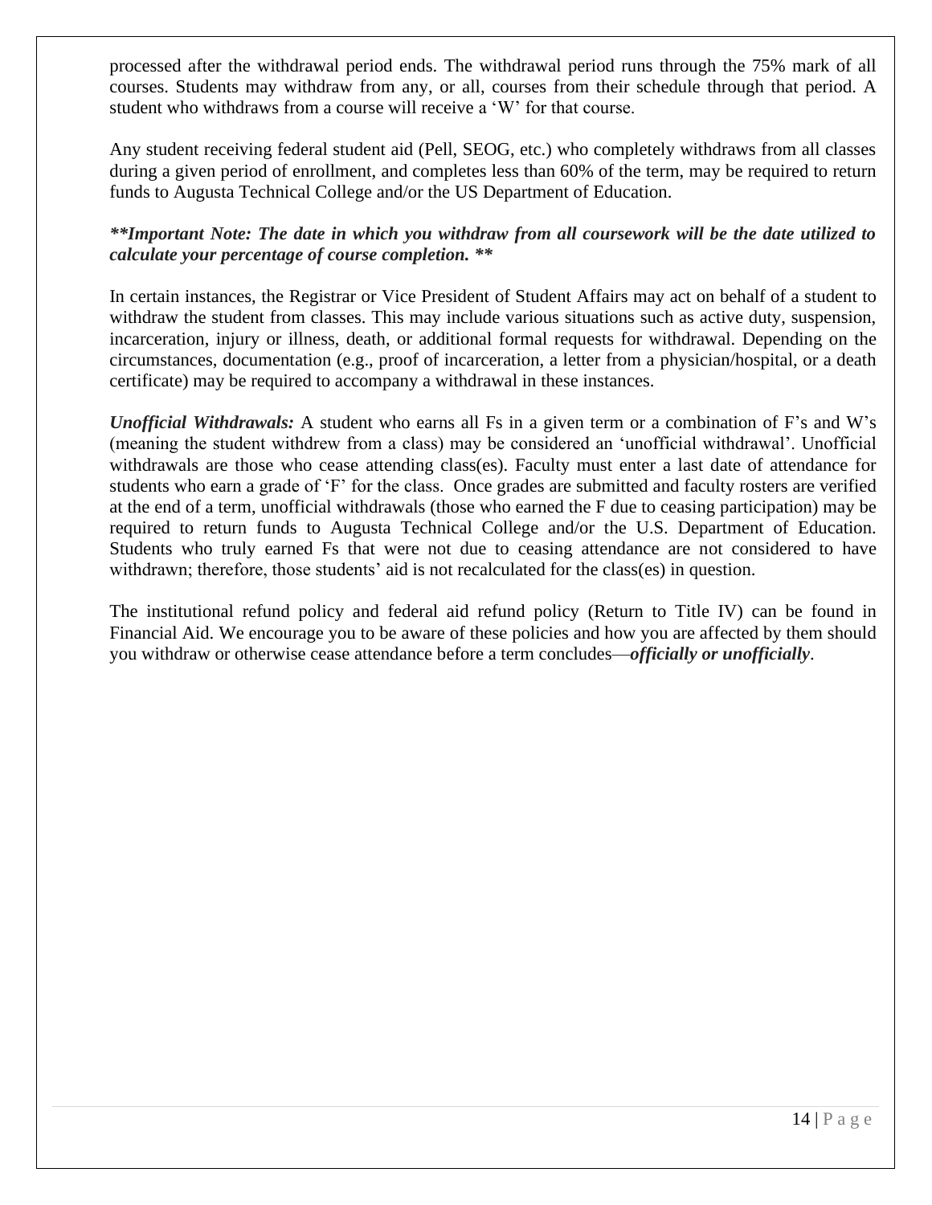processed after the withdrawal period ends. The withdrawal period runs through the 75% mark of all courses. Students may withdraw from any, or all, courses from their schedule through that period. A student who withdraws from a course will receive a 'W' for that course.

Any student receiving federal student aid (Pell, SEOG, etc.) who completely withdraws from all classes during a given period of enrollment, and completes less than 60% of the term, may be required to return funds to Augusta Technical College and/or the US Department of Education.

***\*\*Important Note: The date in which you withdraw from all coursework will be the date utilized to calculate your percentage of course completion. \*\****

In certain instances, the Registrar or Vice President of Student Affairs may act on behalf of a student to withdraw the student from classes. This may include various situations such as active duty, suspension, incarceration, injury or illness, death, or additional formal requests for withdrawal. Depending on the circumstances, documentation (e.g., proof of incarceration, a letter from a physician/hospital, or a death certificate) may be required to accompany a withdrawal in these instances.

***Unofficial Withdrawals:*** A student who earns all Fs in a given term or a combination of F's and W's (meaning the student withdrew from a class) may be considered an 'unofficial withdrawal'. Unofficial withdrawals are those who cease attending class(es). Faculty must enter a last date of attendance for students who earn a grade of 'F' for the class. Once grades are submitted and faculty rosters are verified at the end of a term, unofficial withdrawals (those who earned the F due to ceasing participation) may be required to return funds to Augusta Technical College and/or the U.S. Department of Education. Students who truly earned Fs that were not due to ceasing attendance are not considered to have withdrawn; therefore, those students' aid is not recalculated for the class(es) in question.

The institutional refund policy and federal aid refund policy (Return to Title IV) can be found in Financial Aid. We encourage you to be aware of these policies and how you are affected by them should you withdraw or otherwise cease attendance before a term concludes—***officially or unofficially***.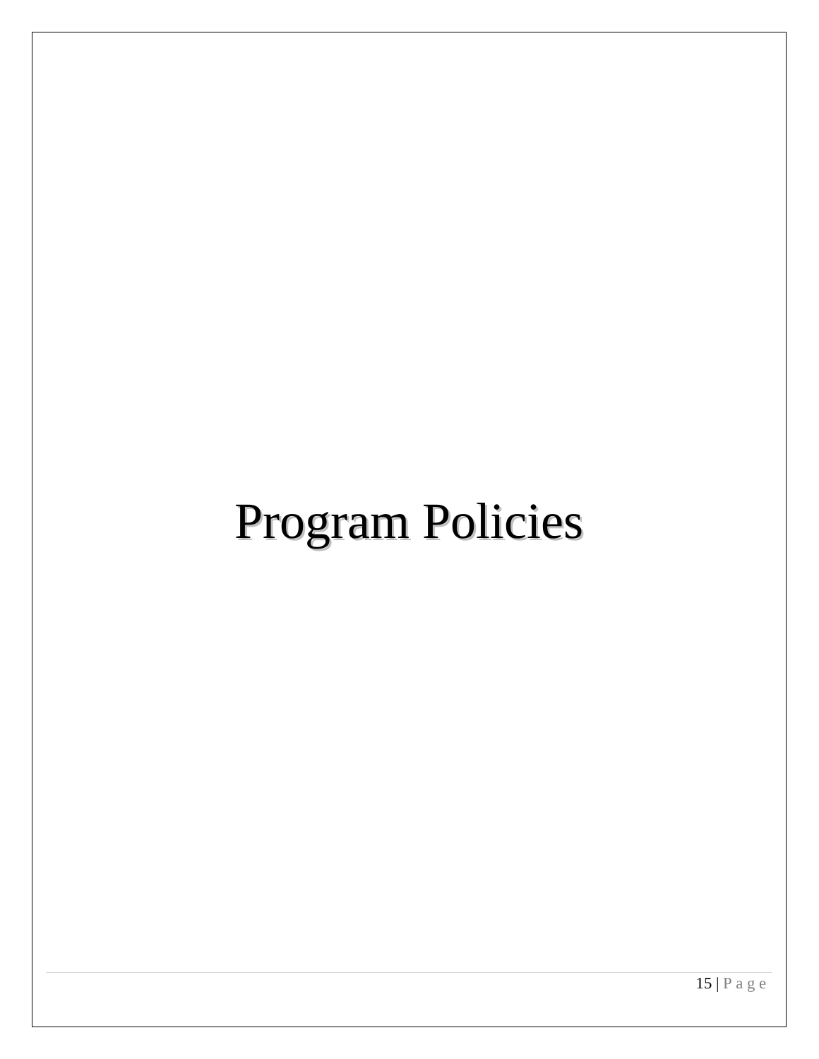# Program Policies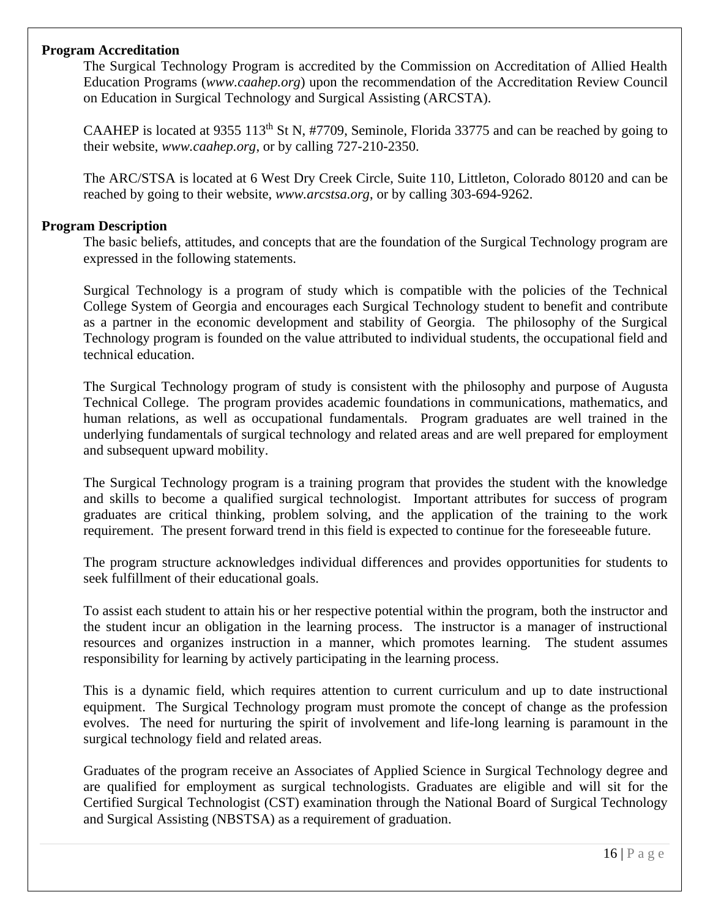**Program Accreditation**

The Surgical Technology Program is accredited by the Commission on Accreditation of Allied Health Education Programs (*www.caahep.org*) upon the recommendation of the Accreditation Review Council on Education in Surgical Technology and Surgical Assisting (ARCSTA).

CAAHEP is located at 9355 113th St N, #7709, Seminole, Florida 33775 and can be reached by going to their website, *www.caahep.org*, or by calling 727-210-2350.

The ARC/STSA is located at 6 West Dry Creek Circle, Suite 110, Littleton, Colorado 80120 and can be reached by going to their website, *www.arcstsa.org*, or by calling 303-694-9262.

**Program Description**

The basic beliefs, attitudes, and concepts that are the foundation of the Surgical Technology program are expressed in the following statements.

Surgical Technology is a program of study which is compatible with the policies of the Technical College System of Georgia and encourages each Surgical Technology student to benefit and contribute as a partner in the economic development and stability of Georgia. The philosophy of the Surgical Technology program is founded on the value attributed to individual students, the occupational field and technical education.

The Surgical Technology program of study is consistent with the philosophy and purpose of Augusta Technical College. The program provides academic foundations in communications, mathematics, and human relations, as well as occupational fundamentals. Program graduates are well trained in the underlying fundamentals of surgical technology and related areas and are well prepared for employment and subsequent upward mobility.

The Surgical Technology program is a training program that provides the student with the knowledge and skills to become a qualified surgical technologist. Important attributes for success of program graduates are critical thinking, problem solving, and the application of the training to the work requirement. The present forward trend in this field is expected to continue for the foreseeable future.

The program structure acknowledges individual differences and provides opportunities for students to seek fulfillment of their educational goals.

To assist each student to attain his or her respective potential within the program, both the instructor and the student incur an obligation in the learning process. The instructor is a manager of instructional resources and organizes instruction in a manner, which promotes learning. The student assumes responsibility for learning by actively participating in the learning process.

This is a dynamic field, which requires attention to current curriculum and up to date instructional equipment. The Surgical Technology program must promote the concept of change as the profession evolves. The need for nurturing the spirit of involvement and life-long learning is paramount in the surgical technology field and related areas.

Graduates of the program receive an Associates of Applied Science in Surgical Technology degree and are qualified for employment as surgical technologists. Graduates are eligible and will sit for the Certified Surgical Technologist (CST) examination through the National Board of Surgical Technology and Surgical Assisting (NBSTSA) as a requirement of graduation.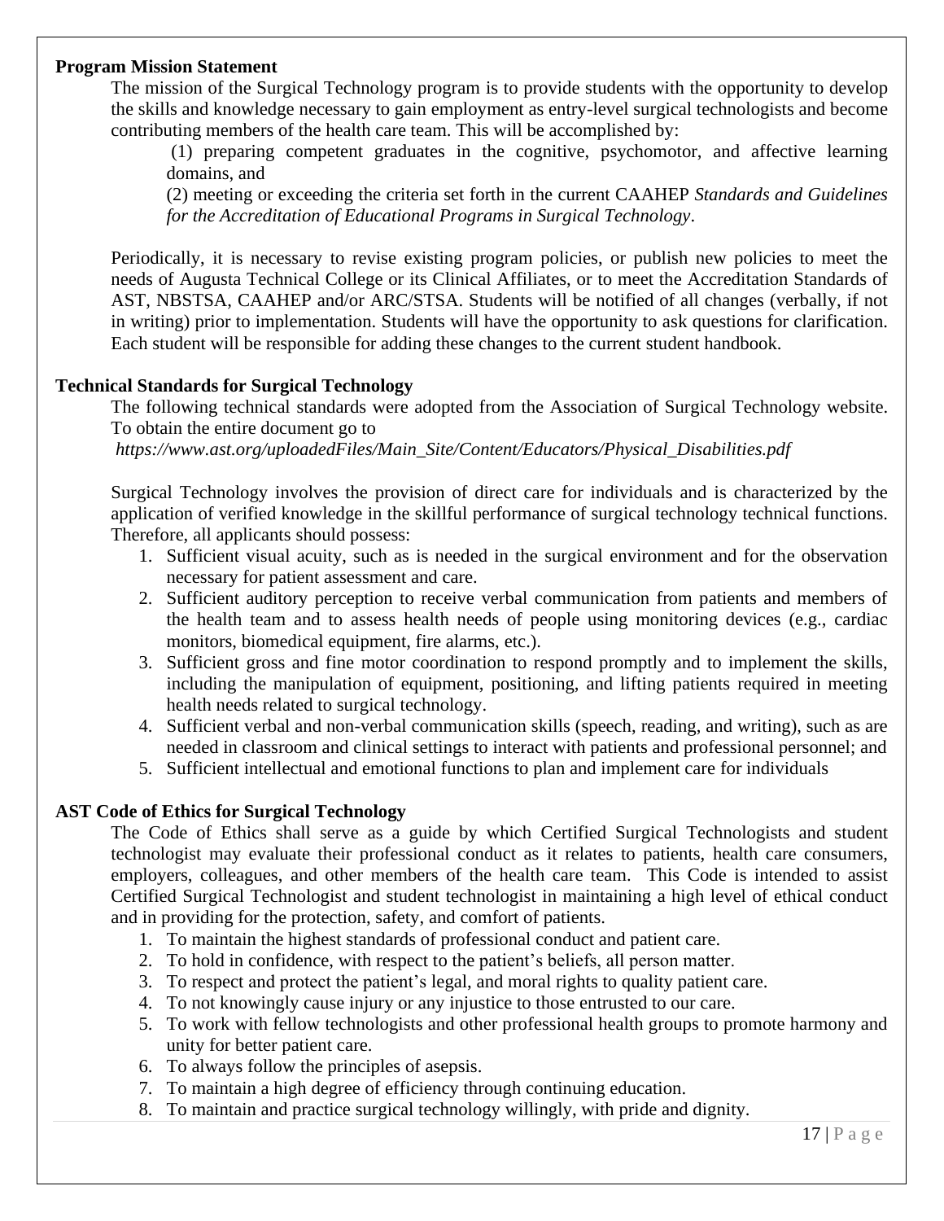**Program Mission Statement**

The mission of the Surgical Technology program is to provide students with the opportunity to develop the skills and knowledge necessary to gain employment as entry-level surgical technologists and become contributing members of the health care team. This will be accomplished by:

(1) preparing competent graduates in the cognitive, psychomotor, and affective learning domains, and

(2) meeting or exceeding the criteria set forth in the current CAAHEP *Standards and Guidelines for the Accreditation of Educational Programs in Surgical Technology*.

Periodically, it is necessary to revise existing program policies, or publish new policies to meet the needs of Augusta Technical College or its Clinical Affiliates, or to meet the Accreditation Standards of AST, NBSTSA, CAAHEP and/or ARC/STSA. Students will be notified of all changes (verbally, if not in writing) prior to implementation. Students will have the opportunity to ask questions for clarification. Each student will be responsible for adding these changes to the current student handbook.

**Technical Standards for Surgical Technology**

The following technical standards were adopted from the Association of Surgical Technology website. To obtain the entire document go to

*https://www.ast.org/uploadedFiles/Main_Site/Content/Educators/Physical_Disabilities.pdf*

Surgical Technology involves the provision of direct care for individuals and is characterized by the application of verified knowledge in the skillful performance of surgical technology technical functions. Therefore, all applicants should possess:

1. Sufficient visual acuity, such as is needed in the surgical environment and for the observation necessary for patient assessment and care.
2. Sufficient auditory perception to receive verbal communication from patients and members of the health team and to assess health needs of people using monitoring devices (e.g., cardiac monitors, biomedical equipment, fire alarms, etc.).
3. Sufficient gross and fine motor coordination to respond promptly and to implement the skills, including the manipulation of equipment, positioning, and lifting patients required in meeting health needs related to surgical technology.
4. Sufficient verbal and non-verbal communication skills (speech, reading, and writing), such as are needed in classroom and clinical settings to interact with patients and professional personnel; and
5. Sufficient intellectual and emotional functions to plan and implement care for individuals

**AST Code of Ethics for Surgical Technology**

The Code of Ethics shall serve as a guide by which Certified Surgical Technologists and student technologist may evaluate their professional conduct as it relates to patients, health care consumers, employers, colleagues, and other members of the health care team. This Code is intended to assist Certified Surgical Technologist and student technologist in maintaining a high level of ethical conduct and in providing for the protection, safety, and comfort of patients.

1. To maintain the highest standards of professional conduct and patient care.
2. To hold in confidence, with respect to the patient's beliefs, all person matter.
3. To respect and protect the patient's legal, and moral rights to quality patient care.
4. To not knowingly cause injury or any injustice to those entrusted to our care.
5. To work with fellow technologists and other professional health groups to promote harmony and unity for better patient care.
6. To always follow the principles of asepsis.
7. To maintain a high degree of efficiency through continuing education.
8. To maintain and practice surgical technology willingly, with pride and dignity.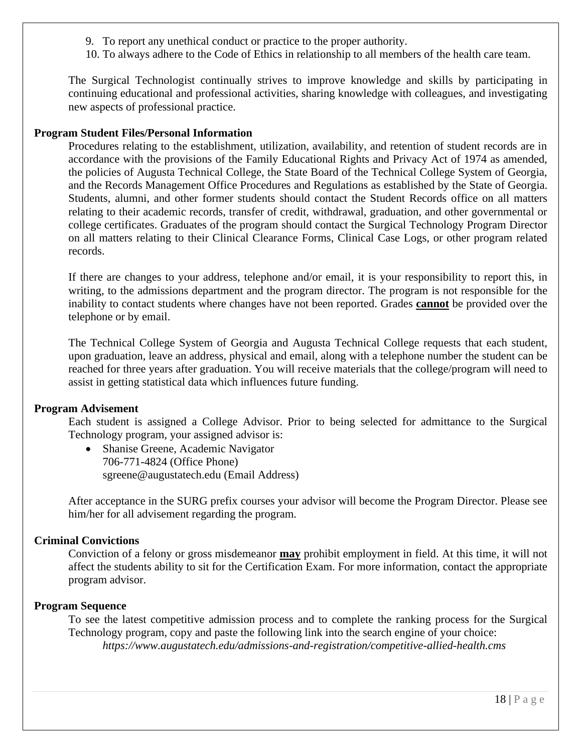9. To report any unethical conduct or practice to the proper authority.
10. To always adhere to the Code of Ethics in relationship to all members of the health care team.

The Surgical Technologist continually strives to improve knowledge and skills by participating in continuing educational and professional activities, sharing knowledge with colleagues, and investigating new aspects of professional practice.

**Program Student Files/Personal Information**

Procedures relating to the establishment, utilization, availability, and retention of student records are in accordance with the provisions of the Family Educational Rights and Privacy Act of 1974 as amended, the policies of Augusta Technical College, the State Board of the Technical College System of Georgia, and the Records Management Office Procedures and Regulations as established by the State of Georgia. Students, alumni, and other former students should contact the Student Records office on all matters relating to their academic records, transfer of credit, withdrawal, graduation, and other governmental or college certificates. Graduates of the program should contact the Surgical Technology Program Director on all matters relating to their Clinical Clearance Forms, Clinical Case Logs, or other program related records.

If there are changes to your address, telephone and/or email, it is your responsibility to report this, in writing, to the admissions department and the program director. The program is not responsible for the inability to contact students where changes have not been reported. Grades **cannot** be provided over the telephone or by email.

The Technical College System of Georgia and Augusta Technical College requests that each student, upon graduation, leave an address, physical and email, along with a telephone number the student can be reached for three years after graduation. You will receive materials that the college/program will need to assist in getting statistical data which influences future funding.

**Program Advisement**

Each student is assigned a College Advisor. Prior to being selected for admittance to the Surgical Technology program, your assigned advisor is:

- Shanise Greene, Academic Navigator
  706-771-4824 (Office Phone)
  sgreene@augustatech.edu (Email Address)

After acceptance in the SURG prefix courses your advisor will become the Program Director. Please see him/her for all advisement regarding the program.

**Criminal Convictions**

Conviction of a felony or gross misdemeanor **may** prohibit employment in field. At this time, it will not affect the students ability to sit for the Certification Exam. For more information, contact the appropriate program advisor.

**Program Sequence**

To see the latest competitive admission process and to complete the ranking process for the Surgical Technology program, copy and paste the following link into the search engine of your choice:

*https://www.augustatech.edu/admissions-and-registration/competitive-allied-health.cms*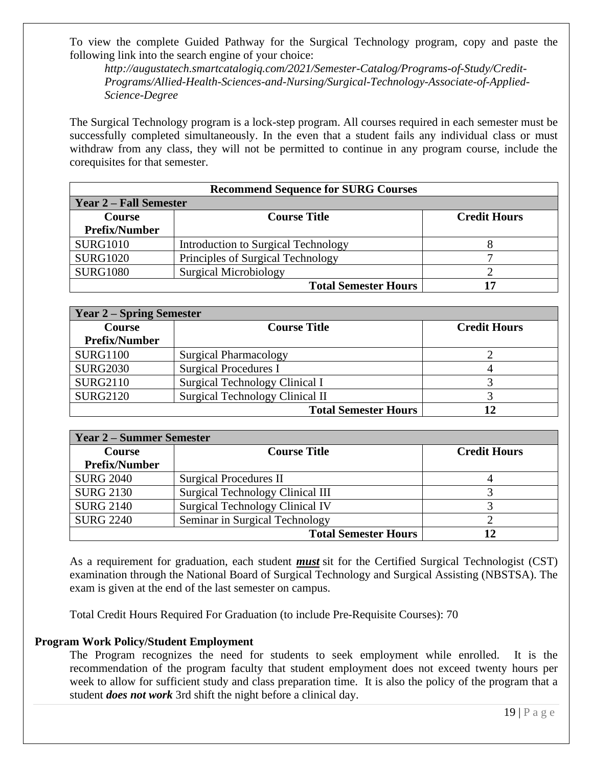To view the complete Guided Pathway for the Surgical Technology program, copy and paste the following link into the search engine of your choice:

*http://augustatech.smartcatalogiq.com/2021/Semester-Catalog/Programs-of-Study/Credit-Programs/Allied-Health-Sciences-and-Nursing/Surgical-Technology-Associate-of-Applied-Science-Degree*

The Surgical Technology program is a lock-step program. All courses required in each semester must be successfully completed simultaneously. In the even that a student fails any individual class or must withdraw from any class, they will not be permitted to continue in any program course, include the corequisites for that semester.

| **Recommend Sequence for SURG Courses** | | |
|---|---|---|
| **Year 2 – Fall Semester** | | |
| **Course Prefix/Number** | **Course Title** | **Credit Hours** |
| SURG1010 | Introduction to Surgical Technology | 8 |
| SURG1020 | Principles of Surgical Technology | 7 |
| SURG1080 | Surgical Microbiology | 2 |
| | **Total Semester Hours** | **17** |

| **Year 2 – Spring Semester** | | |
|---|---|---|
| **Course Prefix/Number** | **Course Title** | **Credit Hours** |
| SURG1100 | Surgical Pharmacology | 2 |
| SURG2030 | Surgical Procedures I | 4 |
| SURG2110 | Surgical Technology Clinical I | 3 |
| SURG2120 | Surgical Technology Clinical II | 3 |
| | **Total Semester Hours** | **12** |

| **Year 2 – Summer Semester** | | |
|---|---|---|
| **Course Prefix/Number** | **Course Title** | **Credit Hours** |
| SURG 2040 | Surgical Procedures II | 4 |
| SURG 2130 | Surgical Technology Clinical III | 3 |
| SURG 2140 | Surgical Technology Clinical IV | 3 |
| SURG 2240 | Seminar in Surgical Technology | 2 |
| | **Total Semester Hours** | **12** |

As a requirement for graduation, each student ***must*** sit for the Certified Surgical Technologist (CST) examination through the National Board of Surgical Technology and Surgical Assisting (NBSTSA). The exam is given at the end of the last semester on campus.

Total Credit Hours Required For Graduation (to include Pre-Requisite Courses): 70

## Program Work Policy/Student Employment

The Program recognizes the need for students to seek employment while enrolled. It is the recommendation of the program faculty that student employment does not exceed twenty hours per week to allow for sufficient study and class preparation time. It is also the policy of the program that a student ***does not work*** 3rd shift the night before a clinical day.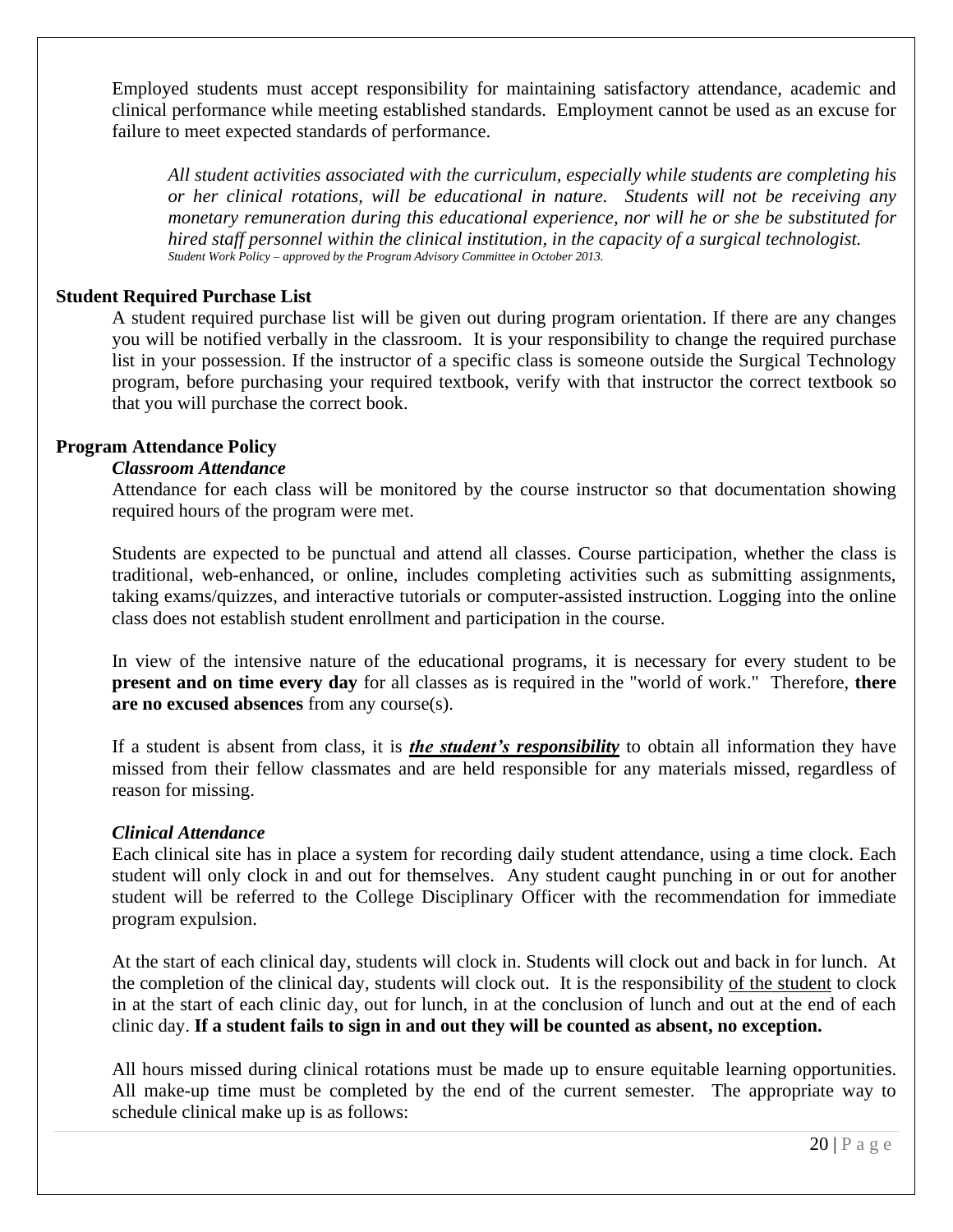Employed students must accept responsibility for maintaining satisfactory attendance, academic and clinical performance while meeting established standards. Employment cannot be used as an excuse for failure to meet expected standards of performance.

> *All student activities associated with the curriculum, especially while students are completing his or her clinical rotations, will be educational in nature. Students will not be receiving any monetary remuneration during this educational experience, nor will he or she be substituted for hired staff personnel within the clinical institution, in the capacity of a surgical technologist.*
> *Student Work Policy – approved by the Program Advisory Committee in October 2013.*

**Student Required Purchase List**

A student required purchase list will be given out during program orientation. If there are any changes you will be notified verbally in the classroom. It is your responsibility to change the required purchase list in your possession. If the instructor of a specific class is someone outside the Surgical Technology program, before purchasing your required textbook, verify with that instructor the correct textbook so that you will purchase the correct book.

**Program Attendance Policy**

***Classroom Attendance***

Attendance for each class will be monitored by the course instructor so that documentation showing required hours of the program were met.

Students are expected to be punctual and attend all classes. Course participation, whether the class is traditional, web-enhanced, or online, includes completing activities such as submitting assignments, taking exams/quizzes, and interactive tutorials or computer-assisted instruction. Logging into the online class does not establish student enrollment and participation in the course.

In view of the intensive nature of the educational programs, it is necessary for every student to be **present and on time every day** for all classes as is required in the "world of work." Therefore, **there are no excused absences** from any course(s).

If a student is absent from class, it is ***the student's responsibility*** to obtain all information they have missed from their fellow classmates and are held responsible for any materials missed, regardless of reason for missing.

***Clinical Attendance***

Each clinical site has in place a system for recording daily student attendance, using a time clock. Each student will only clock in and out for themselves. Any student caught punching in or out for another student will be referred to the College Disciplinary Officer with the recommendation for immediate program expulsion.

At the start of each clinical day, students will clock in. Students will clock out and back in for lunch. At the completion of the clinical day, students will clock out. It is the responsibility of the student to clock in at the start of each clinic day, out for lunch, in at the conclusion of lunch and out at the end of each clinic day. **If a student fails to sign in and out they will be counted as absent, no exception.**

All hours missed during clinical rotations must be made up to ensure equitable learning opportunities. All make-up time must be completed by the end of the current semester. The appropriate way to schedule clinical make up is as follows: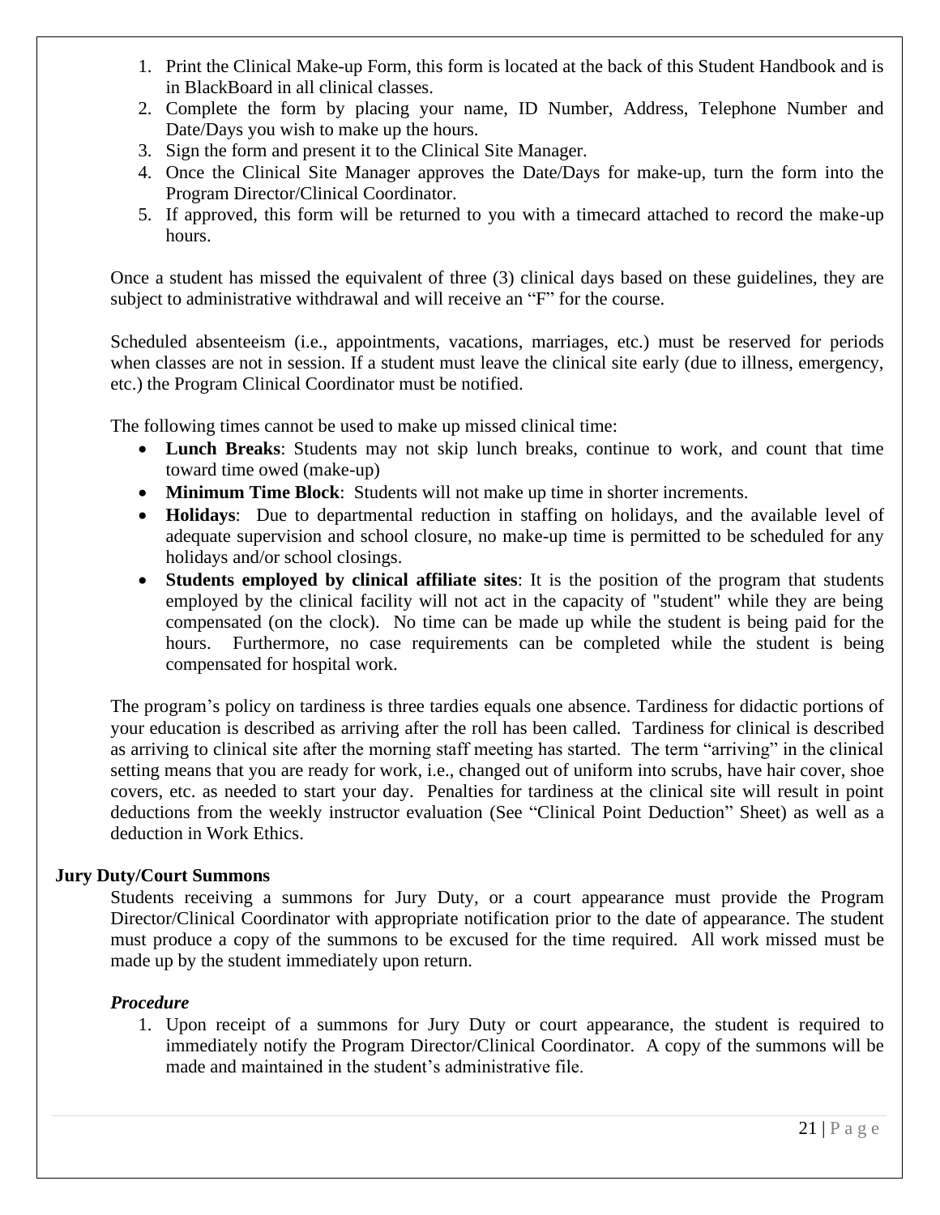1. Print the Clinical Make-up Form, this form is located at the back of this Student Handbook and is in BlackBoard in all clinical classes.
2. Complete the form by placing your name, ID Number, Address, Telephone Number and Date/Days you wish to make up the hours.
3. Sign the form and present it to the Clinical Site Manager.
4. Once the Clinical Site Manager approves the Date/Days for make-up, turn the form into the Program Director/Clinical Coordinator.
5. If approved, this form will be returned to you with a timecard attached to record the make-up hours.

Once a student has missed the equivalent of three (3) clinical days based on these guidelines, they are subject to administrative withdrawal and will receive an "F" for the course.

Scheduled absenteeism (i.e., appointments, vacations, marriages, etc.) must be reserved for periods when classes are not in session. If a student must leave the clinical site early (due to illness, emergency, etc.) the Program Clinical Coordinator must be notified.

The following times cannot be used to make up missed clinical time:

- **Lunch Breaks**: Students may not skip lunch breaks, continue to work, and count that time toward time owed (make-up)
- **Minimum Time Block**: Students will not make up time in shorter increments.
- **Holidays**: Due to departmental reduction in staffing on holidays, and the available level of adequate supervision and school closure, no make-up time is permitted to be scheduled for any holidays and/or school closings.
- **Students employed by clinical affiliate sites**: It is the position of the program that students employed by the clinical facility will not act in the capacity of "student" while they are being compensated (on the clock). No time can be made up while the student is being paid for the hours. Furthermore, no case requirements can be completed while the student is being compensated for hospital work.

The program's policy on tardiness is three tardies equals one absence. Tardiness for didactic portions of your education is described as arriving after the roll has been called. Tardiness for clinical is described as arriving to clinical site after the morning staff meeting has started. The term "arriving" in the clinical setting means that you are ready for work, i.e., changed out of uniform into scrubs, have hair cover, shoe covers, etc. as needed to start your day. Penalties for tardiness at the clinical site will result in point deductions from the weekly instructor evaluation (See "Clinical Point Deduction" Sheet) as well as a deduction in Work Ethics.

**Jury Duty/Court Summons**

Students receiving a summons for Jury Duty, or a court appearance must provide the Program Director/Clinical Coordinator with appropriate notification prior to the date of appearance. The student must produce a copy of the summons to be excused for the time required. All work missed must be made up by the student immediately upon return.

***Procedure***

1. Upon receipt of a summons for Jury Duty or court appearance, the student is required to immediately notify the Program Director/Clinical Coordinator. A copy of the summons will be made and maintained in the student's administrative file.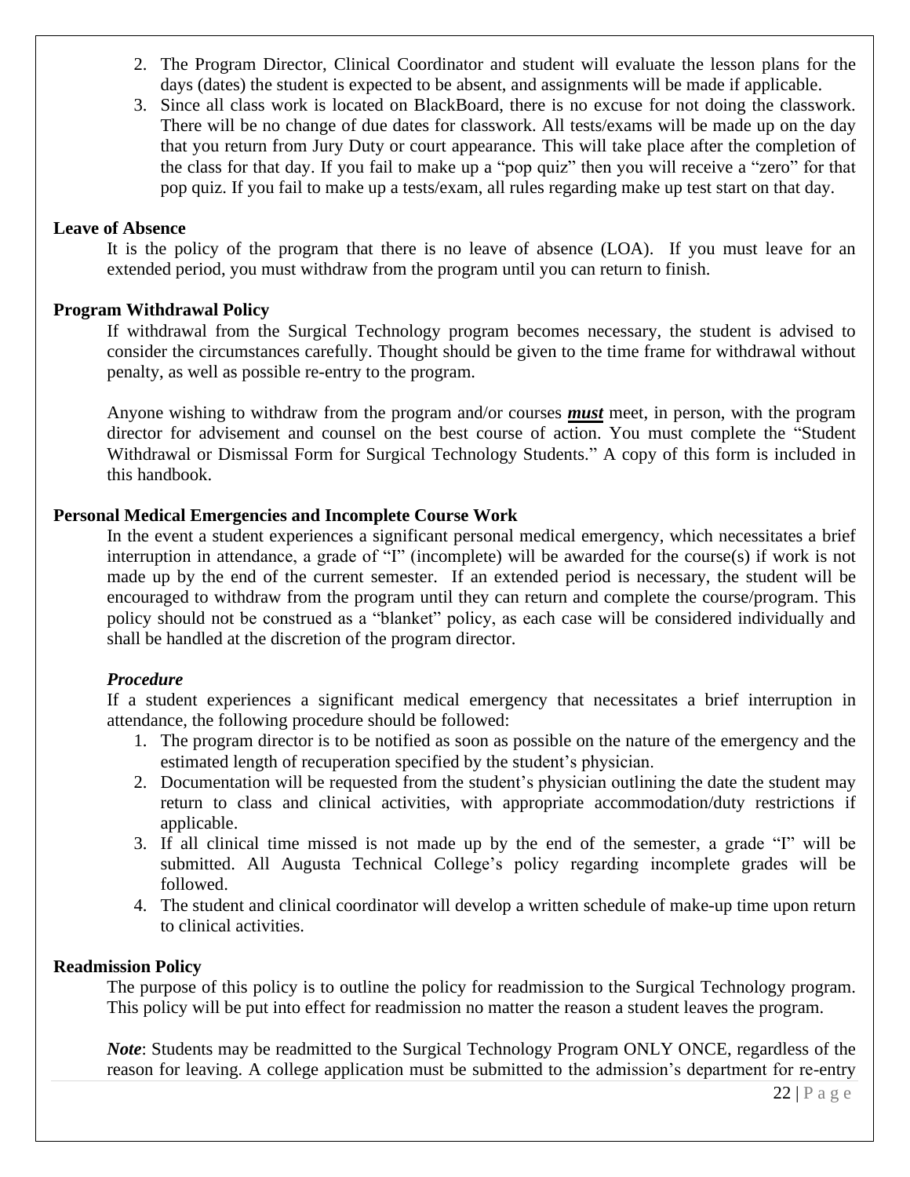2. The Program Director, Clinical Coordinator and student will evaluate the lesson plans for the days (dates) the student is expected to be absent, and assignments will be made if applicable.
3. Since all class work is located on BlackBoard, there is no excuse for not doing the classwork. There will be no change of due dates for classwork. All tests/exams will be made up on the day that you return from Jury Duty or court appearance. This will take place after the completion of the class for that day. If you fail to make up a "pop quiz" then you will receive a "zero" for that pop quiz. If you fail to make up a tests/exam, all rules regarding make up test start on that day.

**Leave of Absence**

It is the policy of the program that there is no leave of absence (LOA). If you must leave for an extended period, you must withdraw from the program until you can return to finish.

**Program Withdrawal Policy**

If withdrawal from the Surgical Technology program becomes necessary, the student is advised to consider the circumstances carefully. Thought should be given to the time frame for withdrawal without penalty, as well as possible re-entry to the program.

Anyone wishing to withdraw from the program and/or courses ***must*** meet, in person, with the program director for advisement and counsel on the best course of action. You must complete the "Student Withdrawal or Dismissal Form for Surgical Technology Students." A copy of this form is included in this handbook.

**Personal Medical Emergencies and Incomplete Course Work**

In the event a student experiences a significant personal medical emergency, which necessitates a brief interruption in attendance, a grade of "I" (incomplete) will be awarded for the course(s) if work is not made up by the end of the current semester. If an extended period is necessary, the student will be encouraged to withdraw from the program until they can return and complete the course/program. This policy should not be construed as a "blanket" policy, as each case will be considered individually and shall be handled at the discretion of the program director.

***Procedure***

If a student experiences a significant medical emergency that necessitates a brief interruption in attendance, the following procedure should be followed:

1. The program director is to be notified as soon as possible on the nature of the emergency and the estimated length of recuperation specified by the student's physician.
2. Documentation will be requested from the student's physician outlining the date the student may return to class and clinical activities, with appropriate accommodation/duty restrictions if applicable.
3. If all clinical time missed is not made up by the end of the semester, a grade "I" will be submitted. All Augusta Technical College's policy regarding incomplete grades will be followed.
4. The student and clinical coordinator will develop a written schedule of make-up time upon return to clinical activities.

**Readmission Policy**

The purpose of this policy is to outline the policy for readmission to the Surgical Technology program. This policy will be put into effect for readmission no matter the reason a student leaves the program.

***Note***: Students may be readmitted to the Surgical Technology Program ONLY ONCE, regardless of the reason for leaving. A college application must be submitted to the admission's department for re-entry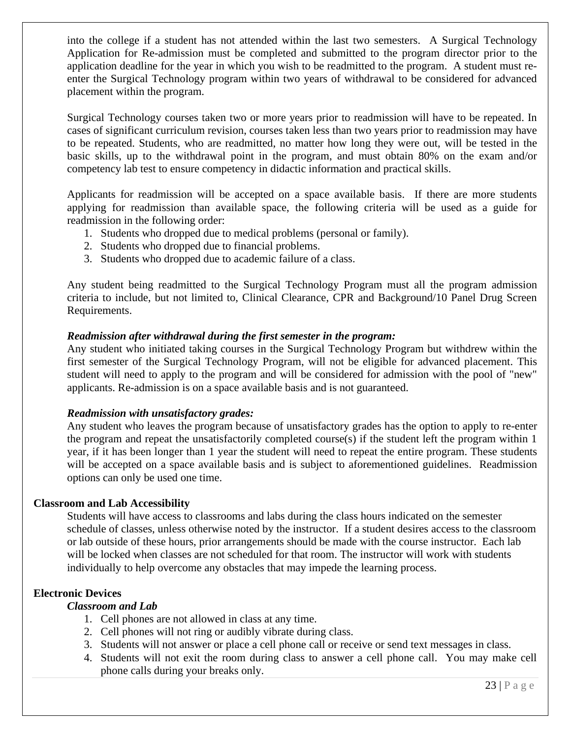into the college if a student has not attended within the last two semesters. A Surgical Technology Application for Re-admission must be completed and submitted to the program director prior to the application deadline for the year in which you wish to be readmitted to the program. A student must re-enter the Surgical Technology program within two years of withdrawal to be considered for advanced placement within the program.

Surgical Technology courses taken two or more years prior to readmission will have to be repeated. In cases of significant curriculum revision, courses taken less than two years prior to readmission may have to be repeated. Students, who are readmitted, no matter how long they were out, will be tested in the basic skills, up to the withdrawal point in the program, and must obtain 80% on the exam and/or competency lab test to ensure competency in didactic information and practical skills.

Applicants for readmission will be accepted on a space available basis. If there are more students applying for readmission than available space, the following criteria will be used as a guide for readmission in the following order:

1. Students who dropped due to medical problems (personal or family).
2. Students who dropped due to financial problems.
3. Students who dropped due to academic failure of a class.

Any student being readmitted to the Surgical Technology Program must all the program admission criteria to include, but not limited to, Clinical Clearance, CPR and Background/10 Panel Drug Screen Requirements.

***Readmission after withdrawal during the first semester in the program:***
Any student who initiated taking courses in the Surgical Technology Program but withdrew within the first semester of the Surgical Technology Program, will not be eligible for advanced placement. This student will need to apply to the program and will be considered for admission with the pool of "new" applicants. Re-admission is on a space available basis and is not guaranteed.

***Readmission with unsatisfactory grades:***
Any student who leaves the program because of unsatisfactory grades has the option to apply to re-enter the program and repeat the unsatisfactorily completed course(s) if the student left the program within 1 year, if it has been longer than 1 year the student will need to repeat the entire program. These students will be accepted on a space available basis and is subject to aforementioned guidelines. Readmission options can only be used one time.

**Classroom and Lab Accessibility**

Students will have access to classrooms and labs during the class hours indicated on the semester schedule of classes, unless otherwise noted by the instructor. If a student desires access to the classroom or lab outside of these hours, prior arrangements should be made with the course instructor. Each lab will be locked when classes are not scheduled for that room. The instructor will work with students individually to help overcome any obstacles that may impede the learning process.

**Electronic Devices**

***Classroom and Lab***

1. Cell phones are not allowed in class at any time.
2. Cell phones will not ring or audibly vibrate during class.
3. Students will not answer or place a cell phone call or receive or send text messages in class.
4. Students will not exit the room during class to answer a cell phone call. You may make cell phone calls during your breaks only.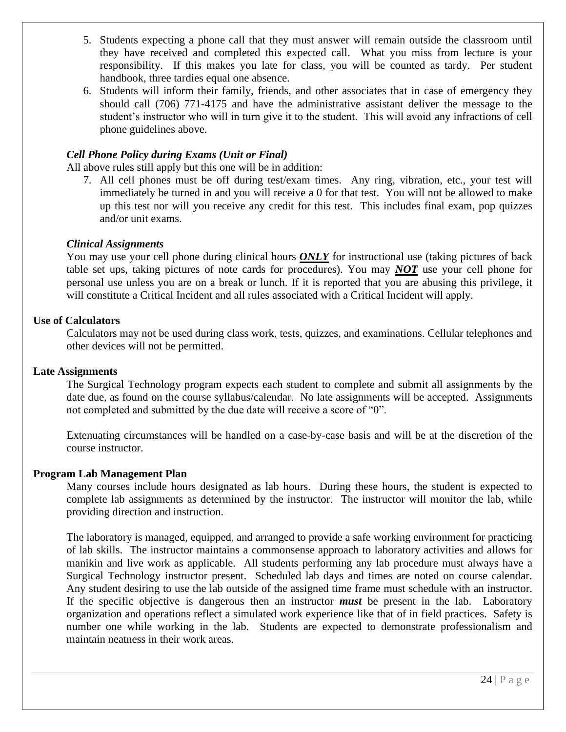5. Students expecting a phone call that they must answer will remain outside the classroom until they have received and completed this expected call. What you miss from lecture is your responsibility. If this makes you late for class, you will be counted as tardy. Per student handbook, three tardies equal one absence.
6. Students will inform their family, friends, and other associates that in case of emergency they should call (706) 771-4175 and have the administrative assistant deliver the message to the student's instructor who will in turn give it to the student. This will avoid any infractions of cell phone guidelines above.

***Cell Phone Policy during Exams (Unit or Final)***

All above rules still apply but this one will be in addition:

7. All cell phones must be off during test/exam times. Any ring, vibration, etc., your test will immediately be turned in and you will receive a 0 for that test. You will not be allowed to make up this test nor will you receive any credit for this test. This includes final exam, pop quizzes and/or unit exams.

***Clinical Assignments***

You may use your cell phone during clinical hours ***ONLY*** for instructional use (taking pictures of back table set ups, taking pictures of note cards for procedures). You may ***NOT*** use your cell phone for personal use unless you are on a break or lunch. If it is reported that you are abusing this privilege, it will constitute a Critical Incident and all rules associated with a Critical Incident will apply.

**Use of Calculators**

Calculators may not be used during class work, tests, quizzes, and examinations. Cellular telephones and other devices will not be permitted.

**Late Assignments**

The Surgical Technology program expects each student to complete and submit all assignments by the date due, as found on the course syllabus/calendar. No late assignments will be accepted. Assignments not completed and submitted by the due date will receive a score of "0".

Extenuating circumstances will be handled on a case-by-case basis and will be at the discretion of the course instructor.

**Program Lab Management Plan**

Many courses include hours designated as lab hours. During these hours, the student is expected to complete lab assignments as determined by the instructor. The instructor will monitor the lab, while providing direction and instruction.

The laboratory is managed, equipped, and arranged to provide a safe working environment for practicing of lab skills. The instructor maintains a commonsense approach to laboratory activities and allows for manikin and live work as applicable. All students performing any lab procedure must always have a Surgical Technology instructor present. Scheduled lab days and times are noted on course calendar. Any student desiring to use the lab outside of the assigned time frame must schedule with an instructor. If the specific objective is dangerous then an instructor ***must*** be present in the lab. Laboratory organization and operations reflect a simulated work experience like that of in field practices. Safety is number one while working in the lab. Students are expected to demonstrate professionalism and maintain neatness in their work areas.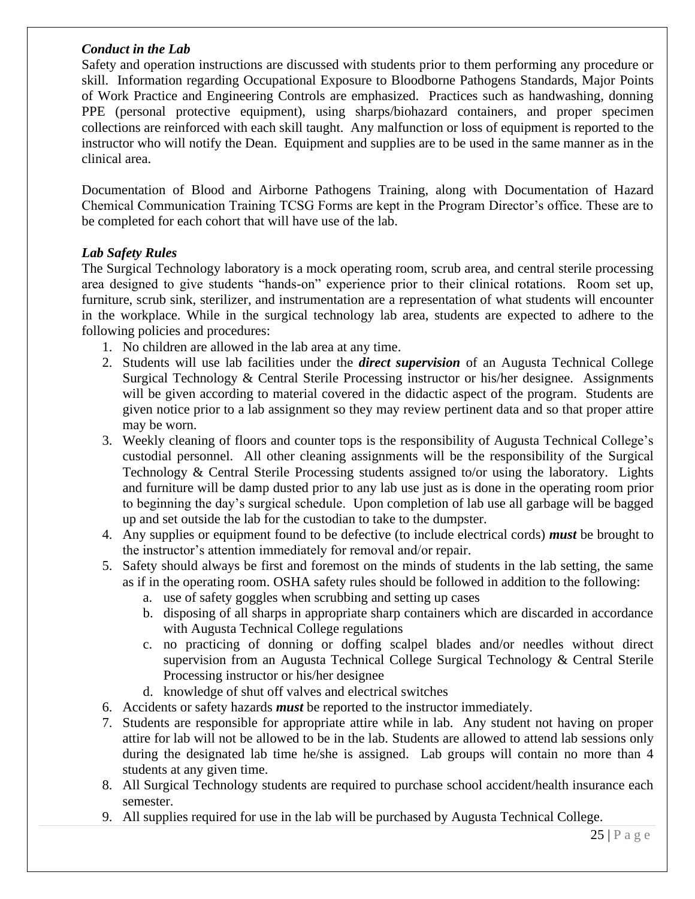***Conduct in the Lab***

Safety and operation instructions are discussed with students prior to them performing any procedure or skill. Information regarding Occupational Exposure to Bloodborne Pathogens Standards, Major Points of Work Practice and Engineering Controls are emphasized. Practices such as handwashing, donning PPE (personal protective equipment), using sharps/biohazard containers, and proper specimen collections are reinforced with each skill taught. Any malfunction or loss of equipment is reported to the instructor who will notify the Dean. Equipment and supplies are to be used in the same manner as in the clinical area.

Documentation of Blood and Airborne Pathogens Training, along with Documentation of Hazard Chemical Communication Training TCSG Forms are kept in the Program Director's office. These are to be completed for each cohort that will have use of the lab.

***Lab Safety Rules***

The Surgical Technology laboratory is a mock operating room, scrub area, and central sterile processing area designed to give students "hands-on" experience prior to their clinical rotations. Room set up, furniture, scrub sink, sterilizer, and instrumentation are a representation of what students will encounter in the workplace. While in the surgical technology lab area, students are expected to adhere to the following policies and procedures:

1. No children are allowed in the lab area at any time.
2. Students will use lab facilities under the ***direct supervision*** of an Augusta Technical College Surgical Technology & Central Sterile Processing instructor or his/her designee. Assignments will be given according to material covered in the didactic aspect of the program. Students are given notice prior to a lab assignment so they may review pertinent data and so that proper attire may be worn.
3. Weekly cleaning of floors and counter tops is the responsibility of Augusta Technical College's custodial personnel. All other cleaning assignments will be the responsibility of the Surgical Technology & Central Sterile Processing students assigned to/or using the laboratory. Lights and furniture will be damp dusted prior to any lab use just as is done in the operating room prior to beginning the day's surgical schedule. Upon completion of lab use all garbage will be bagged up and set outside the lab for the custodian to take to the dumpster.
4. Any supplies or equipment found to be defective (to include electrical cords) ***must*** be brought to the instructor's attention immediately for removal and/or repair.
5. Safety should always be first and foremost on the minds of students in the lab setting, the same as if in the operating room. OSHA safety rules should be followed in addition to the following:
    a. use of safety goggles when scrubbing and setting up cases
    b. disposing of all sharps in appropriate sharp containers which are discarded in accordance with Augusta Technical College regulations
    c. no practicing of donning or doffing scalpel blades and/or needles without direct supervision from an Augusta Technical College Surgical Technology & Central Sterile Processing instructor or his/her designee
    d. knowledge of shut off valves and electrical switches
6. Accidents or safety hazards ***must*** be reported to the instructor immediately.
7. Students are responsible for appropriate attire while in lab. Any student not having on proper attire for lab will not be allowed to be in the lab. Students are allowed to attend lab sessions only during the designated lab time he/she is assigned. Lab groups will contain no more than 4 students at any given time.
8. All Surgical Technology students are required to purchase school accident/health insurance each semester.
9. All supplies required for use in the lab will be purchased by Augusta Technical College.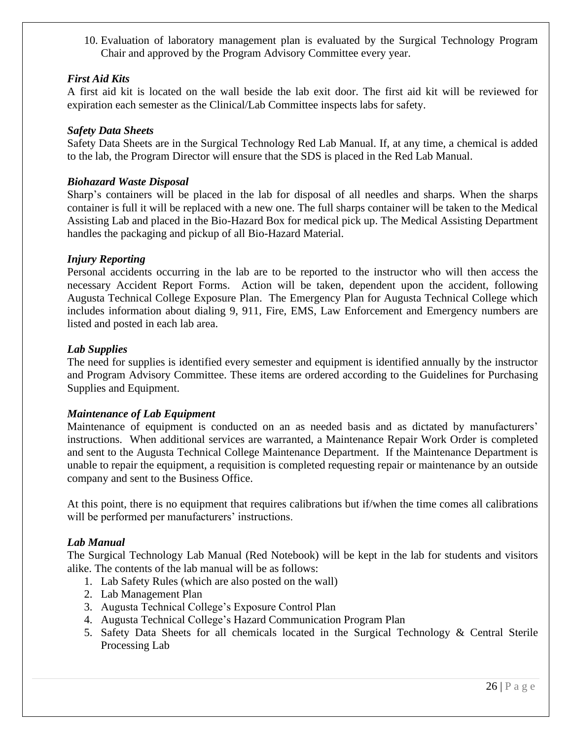10. Evaluation of laboratory management plan is evaluated by the Surgical Technology Program Chair and approved by the Program Advisory Committee every year.

***First Aid Kits***

A first aid kit is located on the wall beside the lab exit door. The first aid kit will be reviewed for expiration each semester as the Clinical/Lab Committee inspects labs for safety.

***Safety Data Sheets***

Safety Data Sheets are in the Surgical Technology Red Lab Manual. If, at any time, a chemical is added to the lab, the Program Director will ensure that the SDS is placed in the Red Lab Manual.

***Biohazard Waste Disposal***

Sharp's containers will be placed in the lab for disposal of all needles and sharps. When the sharps container is full it will be replaced with a new one. The full sharps container will be taken to the Medical Assisting Lab and placed in the Bio-Hazard Box for medical pick up. The Medical Assisting Department handles the packaging and pickup of all Bio-Hazard Material.

***Injury Reporting***

Personal accidents occurring in the lab are to be reported to the instructor who will then access the necessary Accident Report Forms. Action will be taken, dependent upon the accident, following Augusta Technical College Exposure Plan. The Emergency Plan for Augusta Technical College which includes information about dialing 9, 911, Fire, EMS, Law Enforcement and Emergency numbers are listed and posted in each lab area.

***Lab Supplies***

The need for supplies is identified every semester and equipment is identified annually by the instructor and Program Advisory Committee. These items are ordered according to the Guidelines for Purchasing Supplies and Equipment.

***Maintenance of Lab Equipment***

Maintenance of equipment is conducted on an as needed basis and as dictated by manufacturers' instructions. When additional services are warranted, a Maintenance Repair Work Order is completed and sent to the Augusta Technical College Maintenance Department. If the Maintenance Department is unable to repair the equipment, a requisition is completed requesting repair or maintenance by an outside company and sent to the Business Office.

At this point, there is no equipment that requires calibrations but if/when the time comes all calibrations will be performed per manufacturers' instructions.

***Lab Manual***

The Surgical Technology Lab Manual (Red Notebook) will be kept in the lab for students and visitors alike. The contents of the lab manual will be as follows:

1. Lab Safety Rules (which are also posted on the wall)
2. Lab Management Plan
3. Augusta Technical College's Exposure Control Plan
4. Augusta Technical College's Hazard Communication Program Plan
5. Safety Data Sheets for all chemicals located in the Surgical Technology & Central Sterile Processing Lab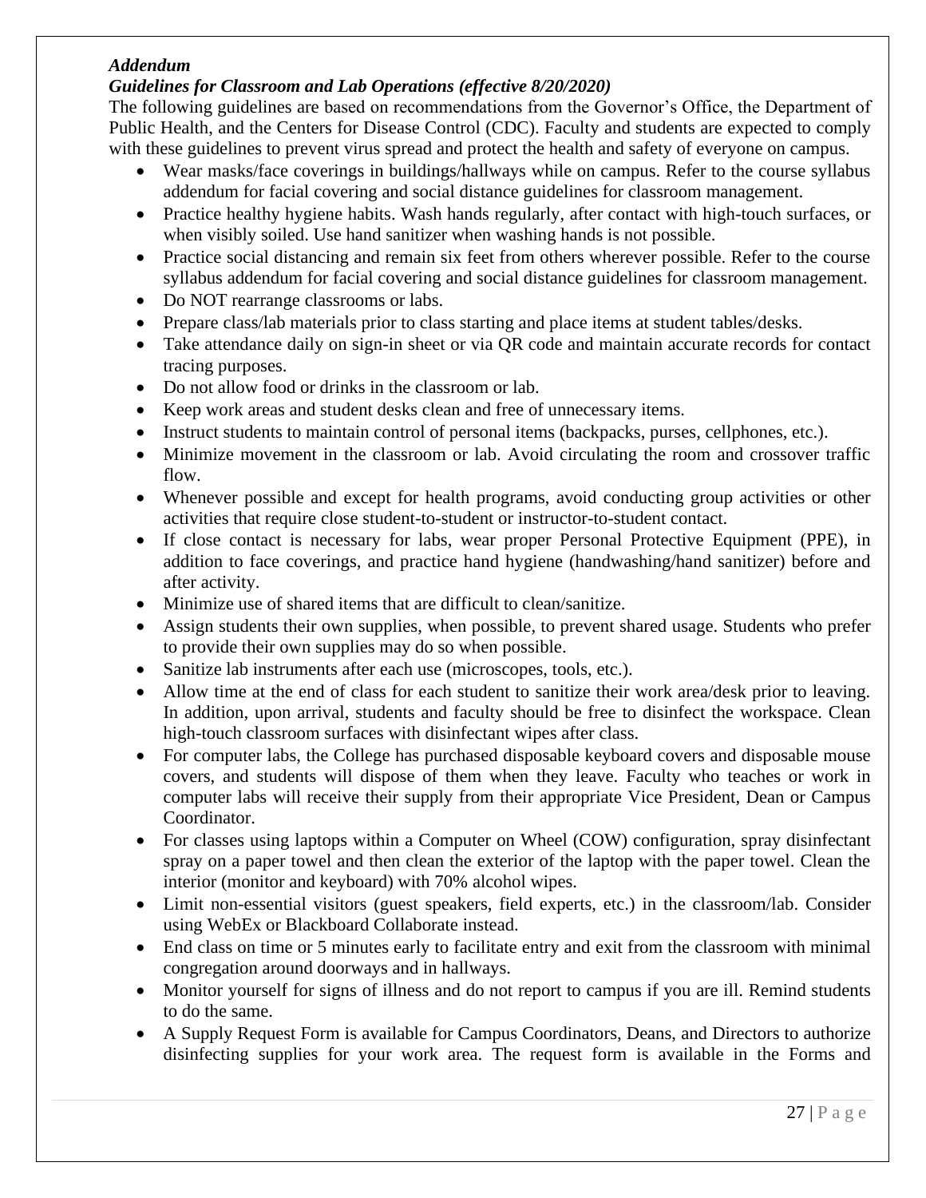***Addendum***

***Guidelines for Classroom and Lab Operations (effective 8/20/2020)***

The following guidelines are based on recommendations from the Governor's Office, the Department of Public Health, and the Centers for Disease Control (CDC). Faculty and students are expected to comply with these guidelines to prevent virus spread and protect the health and safety of everyone on campus.

- Wear masks/face coverings in buildings/hallways while on campus. Refer to the course syllabus addendum for facial covering and social distance guidelines for classroom management.
- Practice healthy hygiene habits. Wash hands regularly, after contact with high-touch surfaces, or when visibly soiled. Use hand sanitizer when washing hands is not possible.
- Practice social distancing and remain six feet from others wherever possible. Refer to the course syllabus addendum for facial covering and social distance guidelines for classroom management.
- Do NOT rearrange classrooms or labs.
- Prepare class/lab materials prior to class starting and place items at student tables/desks.
- Take attendance daily on sign-in sheet or via QR code and maintain accurate records for contact tracing purposes.
- Do not allow food or drinks in the classroom or lab.
- Keep work areas and student desks clean and free of unnecessary items.
- Instruct students to maintain control of personal items (backpacks, purses, cellphones, etc.).
- Minimize movement in the classroom or lab. Avoid circulating the room and crossover traffic flow.
- Whenever possible and except for health programs, avoid conducting group activities or other activities that require close student-to-student or instructor-to-student contact.
- If close contact is necessary for labs, wear proper Personal Protective Equipment (PPE), in addition to face coverings, and practice hand hygiene (handwashing/hand sanitizer) before and after activity.
- Minimize use of shared items that are difficult to clean/sanitize.
- Assign students their own supplies, when possible, to prevent shared usage. Students who prefer to provide their own supplies may do so when possible.
- Sanitize lab instruments after each use (microscopes, tools, etc.).
- Allow time at the end of class for each student to sanitize their work area/desk prior to leaving. In addition, upon arrival, students and faculty should be free to disinfect the workspace. Clean high-touch classroom surfaces with disinfectant wipes after class.
- For computer labs, the College has purchased disposable keyboard covers and disposable mouse covers, and students will dispose of them when they leave. Faculty who teaches or work in computer labs will receive their supply from their appropriate Vice President, Dean or Campus Coordinator.
- For classes using laptops within a Computer on Wheel (COW) configuration, spray disinfectant spray on a paper towel and then clean the exterior of the laptop with the paper towel. Clean the interior (monitor and keyboard) with 70% alcohol wipes.
- Limit non-essential visitors (guest speakers, field experts, etc.) in the classroom/lab. Consider using WebEx or Blackboard Collaborate instead.
- End class on time or 5 minutes early to facilitate entry and exit from the classroom with minimal congregation around doorways and in hallways.
- Monitor yourself for signs of illness and do not report to campus if you are ill. Remind students to do the same.
- A Supply Request Form is available for Campus Coordinators, Deans, and Directors to authorize disinfecting supplies for your work area. The request form is available in the Forms and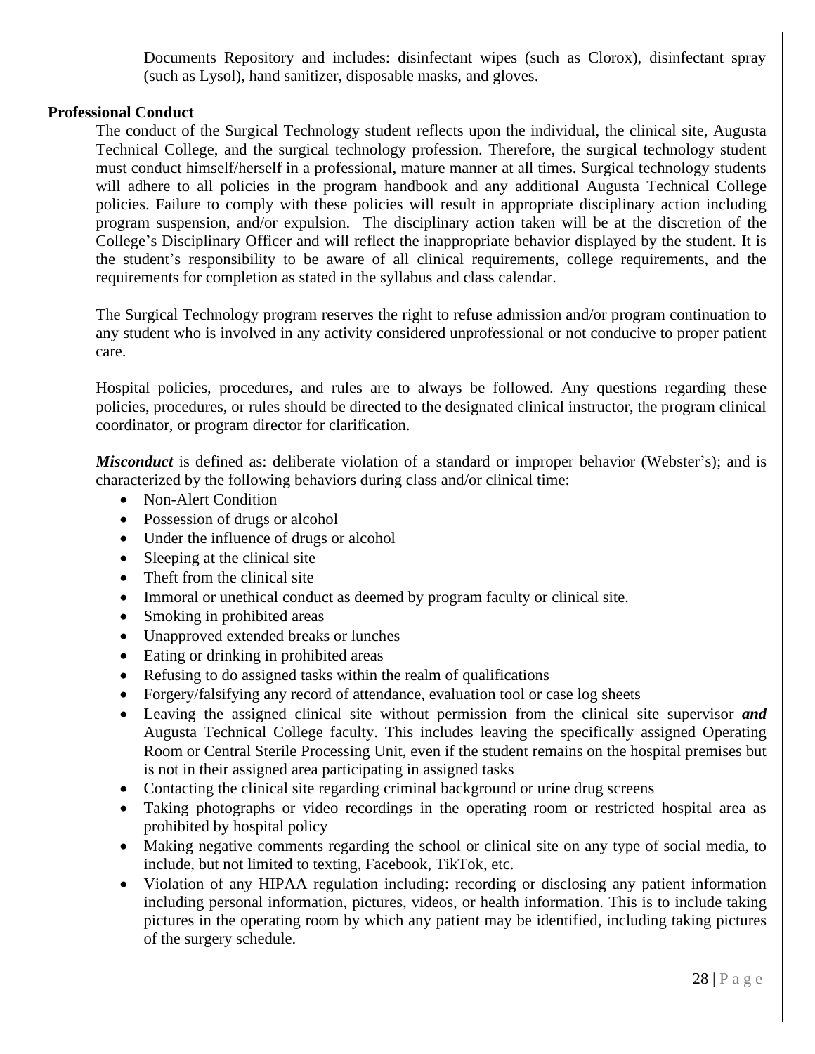Documents Repository and includes: disinfectant wipes (such as Clorox), disinfectant spray (such as Lysol), hand sanitizer, disposable masks, and gloves.

**Professional Conduct**

The conduct of the Surgical Technology student reflects upon the individual, the clinical site, Augusta Technical College, and the surgical technology profession. Therefore, the surgical technology student must conduct himself/herself in a professional, mature manner at all times. Surgical technology students will adhere to all policies in the program handbook and any additional Augusta Technical College policies. Failure to comply with these policies will result in appropriate disciplinary action including program suspension, and/or expulsion. The disciplinary action taken will be at the discretion of the College's Disciplinary Officer and will reflect the inappropriate behavior displayed by the student. It is the student's responsibility to be aware of all clinical requirements, college requirements, and the requirements for completion as stated in the syllabus and class calendar.

The Surgical Technology program reserves the right to refuse admission and/or program continuation to any student who is involved in any activity considered unprofessional or not conducive to proper patient care.

Hospital policies, procedures, and rules are to always be followed. Any questions regarding these policies, procedures, or rules should be directed to the designated clinical instructor, the program clinical coordinator, or program director for clarification.

***Misconduct*** is defined as: deliberate violation of a standard or improper behavior (Webster's); and is characterized by the following behaviors during class and/or clinical time:

- Non-Alert Condition
- Possession of drugs or alcohol
- Under the influence of drugs or alcohol
- Sleeping at the clinical site
- Theft from the clinical site
- Immoral or unethical conduct as deemed by program faculty or clinical site.
- Smoking in prohibited areas
- Unapproved extended breaks or lunches
- Eating or drinking in prohibited areas
- Refusing to do assigned tasks within the realm of qualifications
- Forgery/falsifying any record of attendance, evaluation tool or case log sheets
- Leaving the assigned clinical site without permission from the clinical site supervisor ***and*** Augusta Technical College faculty. This includes leaving the specifically assigned Operating Room or Central Sterile Processing Unit, even if the student remains on the hospital premises but is not in their assigned area participating in assigned tasks
- Contacting the clinical site regarding criminal background or urine drug screens
- Taking photographs or video recordings in the operating room or restricted hospital area as prohibited by hospital policy
- Making negative comments regarding the school or clinical site on any type of social media, to include, but not limited to texting, Facebook, TikTok, etc.
- Violation of any HIPAA regulation including: recording or disclosing any patient information including personal information, pictures, videos, or health information. This is to include taking pictures in the operating room by which any patient may be identified, including taking pictures of the surgery schedule.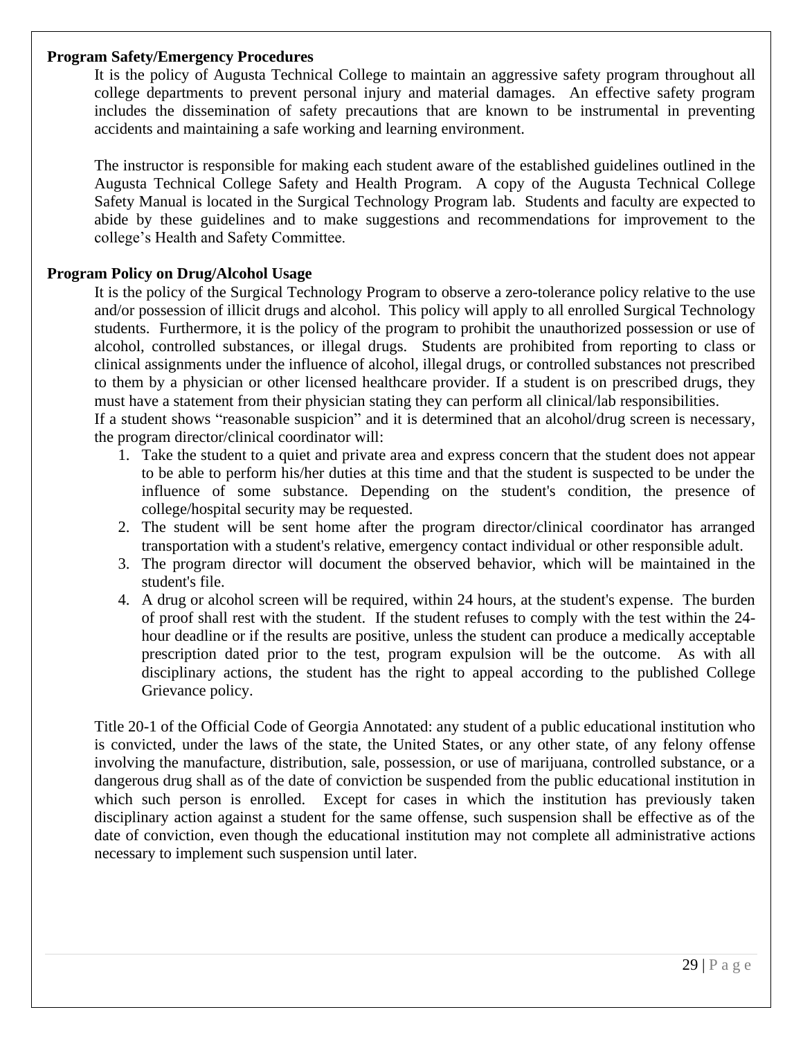**Program Safety/Emergency Procedures**

It is the policy of Augusta Technical College to maintain an aggressive safety program throughout all college departments to prevent personal injury and material damages. An effective safety program includes the dissemination of safety precautions that are known to be instrumental in preventing accidents and maintaining a safe working and learning environment.

The instructor is responsible for making each student aware of the established guidelines outlined in the Augusta Technical College Safety and Health Program. A copy of the Augusta Technical College Safety Manual is located in the Surgical Technology Program lab. Students and faculty are expected to abide by these guidelines and to make suggestions and recommendations for improvement to the college's Health and Safety Committee.

**Program Policy on Drug/Alcohol Usage**

It is the policy of the Surgical Technology Program to observe a zero-tolerance policy relative to the use and/or possession of illicit drugs and alcohol. This policy will apply to all enrolled Surgical Technology students. Furthermore, it is the policy of the program to prohibit the unauthorized possession or use of alcohol, controlled substances, or illegal drugs. Students are prohibited from reporting to class or clinical assignments under the influence of alcohol, illegal drugs, or controlled substances not prescribed to them by a physician or other licensed healthcare provider. If a student is on prescribed drugs, they must have a statement from their physician stating they can perform all clinical/lab responsibilities.
If a student shows "reasonable suspicion" and it is determined that an alcohol/drug screen is necessary, the program director/clinical coordinator will:

1. Take the student to a quiet and private area and express concern that the student does not appear to be able to perform his/her duties at this time and that the student is suspected to be under the influence of some substance. Depending on the student's condition, the presence of college/hospital security may be requested.
2. The student will be sent home after the program director/clinical coordinator has arranged transportation with a student's relative, emergency contact individual or other responsible adult.
3. The program director will document the observed behavior, which will be maintained in the student's file.
4. A drug or alcohol screen will be required, within 24 hours, at the student's expense. The burden of proof shall rest with the student. If the student refuses to comply with the test within the 24-hour deadline or if the results are positive, unless the student can produce a medically acceptable prescription dated prior to the test, program expulsion will be the outcome. As with all disciplinary actions, the student has the right to appeal according to the published College Grievance policy.

Title 20-1 of the Official Code of Georgia Annotated: any student of a public educational institution who is convicted, under the laws of the state, the United States, or any other state, of any felony offense involving the manufacture, distribution, sale, possession, or use of marijuana, controlled substance, or a dangerous drug shall as of the date of conviction be suspended from the public educational institution in which such person is enrolled. Except for cases in which the institution has previously taken disciplinary action against a student for the same offense, such suspension shall be effective as of the date of conviction, even though the educational institution may not complete all administrative actions necessary to implement such suspension until later.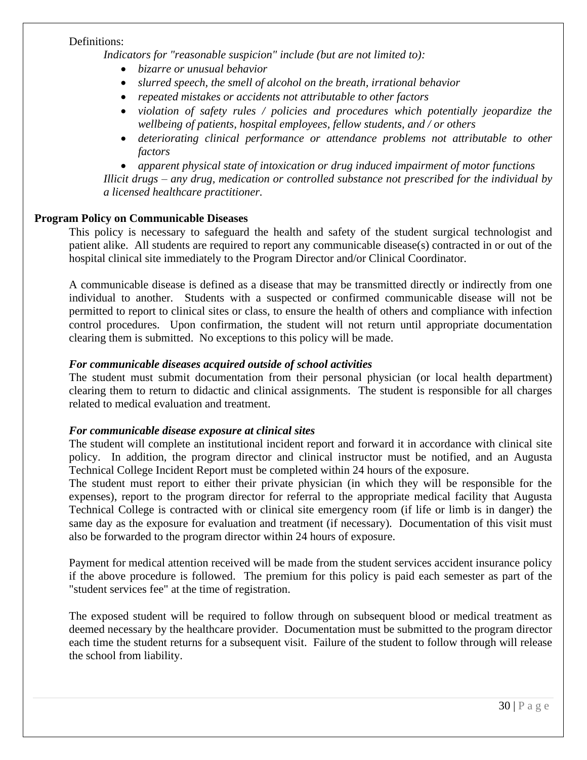Definitions:

*Indicators for "reasonable suspicion" include (but are not limited to):*

- *bizarre or unusual behavior*
- *slurred speech, the smell of alcohol on the breath, irrational behavior*
- *repeated mistakes or accidents not attributable to other factors*
- *violation of safety rules / policies and procedures which potentially jeopardize the wellbeing of patients, hospital employees, fellow students, and / or others*
- *deteriorating clinical performance or attendance problems not attributable to other factors*
- *apparent physical state of intoxication or drug induced impairment of motor functions*

*Illicit drugs – any drug, medication or controlled substance not prescribed for the individual by a licensed healthcare practitioner.*

**Program Policy on Communicable Diseases**

This policy is necessary to safeguard the health and safety of the student surgical technologist and patient alike. All students are required to report any communicable disease(s) contracted in or out of the hospital clinical site immediately to the Program Director and/or Clinical Coordinator.

A communicable disease is defined as a disease that may be transmitted directly or indirectly from one individual to another. Students with a suspected or confirmed communicable disease will not be permitted to report to clinical sites or class, to ensure the health of others and compliance with infection control procedures. Upon confirmation, the student will not return until appropriate documentation clearing them is submitted. No exceptions to this policy will be made.

***For communicable diseases acquired outside of school activities***

The student must submit documentation from their personal physician (or local health department) clearing them to return to didactic and clinical assignments. The student is responsible for all charges related to medical evaluation and treatment.

***For communicable disease exposure at clinical sites***

The student will complete an institutional incident report and forward it in accordance with clinical site policy. In addition, the program director and clinical instructor must be notified, and an Augusta Technical College Incident Report must be completed within 24 hours of the exposure.

The student must report to either their private physician (in which they will be responsible for the expenses), report to the program director for referral to the appropriate medical facility that Augusta Technical College is contracted with or clinical site emergency room (if life or limb is in danger) the same day as the exposure for evaluation and treatment (if necessary). Documentation of this visit must also be forwarded to the program director within 24 hours of exposure.

Payment for medical attention received will be made from the student services accident insurance policy if the above procedure is followed. The premium for this policy is paid each semester as part of the "student services fee" at the time of registration.

The exposed student will be required to follow through on subsequent blood or medical treatment as deemed necessary by the healthcare provider. Documentation must be submitted to the program director each time the student returns for a subsequent visit. Failure of the student to follow through will release the school from liability.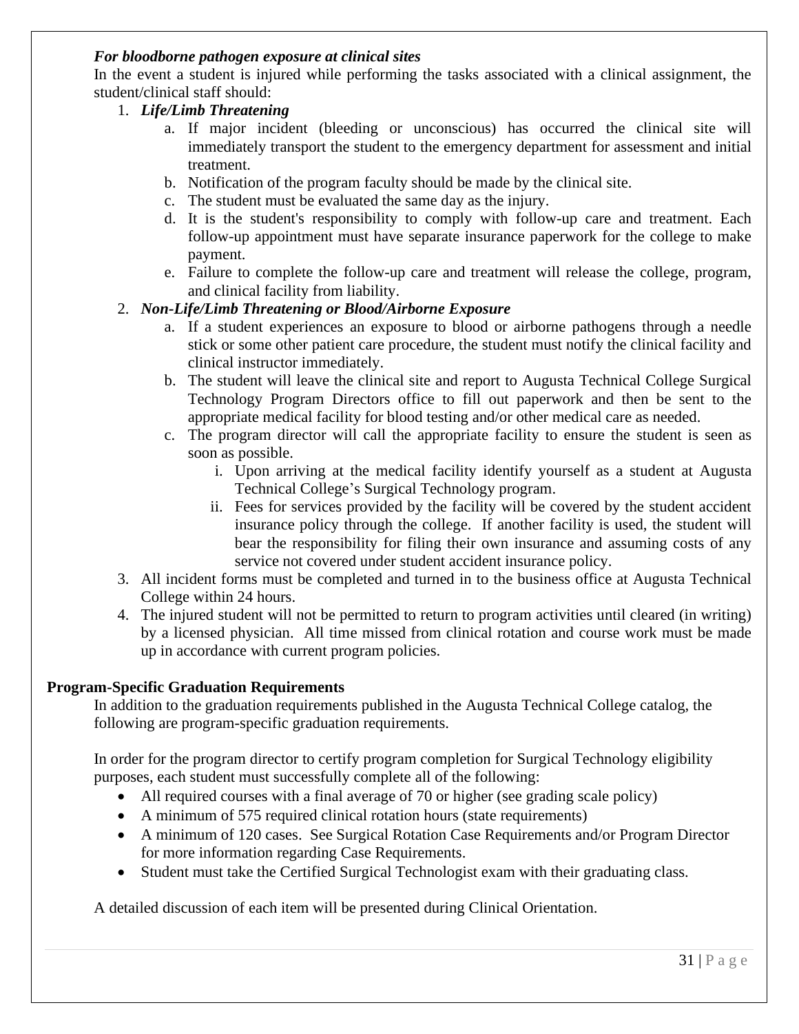***For bloodborne pathogen exposure at clinical sites***

In the event a student is injured while performing the tasks associated with a clinical assignment, the student/clinical staff should:

1. ***Life/Limb Threatening***
   a. If major incident (bleeding or unconscious) has occurred the clinical site will immediately transport the student to the emergency department for assessment and initial treatment.
   b. Notification of the program faculty should be made by the clinical site.
   c. The student must be evaluated the same day as the injury.
   d. It is the student's responsibility to comply with follow-up care and treatment. Each follow-up appointment must have separate insurance paperwork for the college to make payment.
   e. Failure to complete the follow-up care and treatment will release the college, program, and clinical facility from liability.
2. ***Non-Life/Limb Threatening or Blood/Airborne Exposure***
   a. If a student experiences an exposure to blood or airborne pathogens through a needle stick or some other patient care procedure, the student must notify the clinical facility and clinical instructor immediately.
   b. The student will leave the clinical site and report to Augusta Technical College Surgical Technology Program Directors office to fill out paperwork and then be sent to the appropriate medical facility for blood testing and/or other medical care as needed.
   c. The program director will call the appropriate facility to ensure the student is seen as soon as possible.
      i. Upon arriving at the medical facility identify yourself as a student at Augusta Technical College's Surgical Technology program.
      ii. Fees for services provided by the facility will be covered by the student accident insurance policy through the college. If another facility is used, the student will bear the responsibility for filing their own insurance and assuming costs of any service not covered under student accident insurance policy.
3. All incident forms must be completed and turned in to the business office at Augusta Technical College within 24 hours.
4. The injured student will not be permitted to return to program activities until cleared (in writing) by a licensed physician. All time missed from clinical rotation and course work must be made up in accordance with current program policies.

**Program-Specific Graduation Requirements**

In addition to the graduation requirements published in the Augusta Technical College catalog, the following are program-specific graduation requirements.

In order for the program director to certify program completion for Surgical Technology eligibility purposes, each student must successfully complete all of the following:

- All required courses with a final average of 70 or higher (see grading scale policy)
- A minimum of 575 required clinical rotation hours (state requirements)
- A minimum of 120 cases. See Surgical Rotation Case Requirements and/or Program Director for more information regarding Case Requirements.
- Student must take the Certified Surgical Technologist exam with their graduating class.

A detailed discussion of each item will be presented during Clinical Orientation.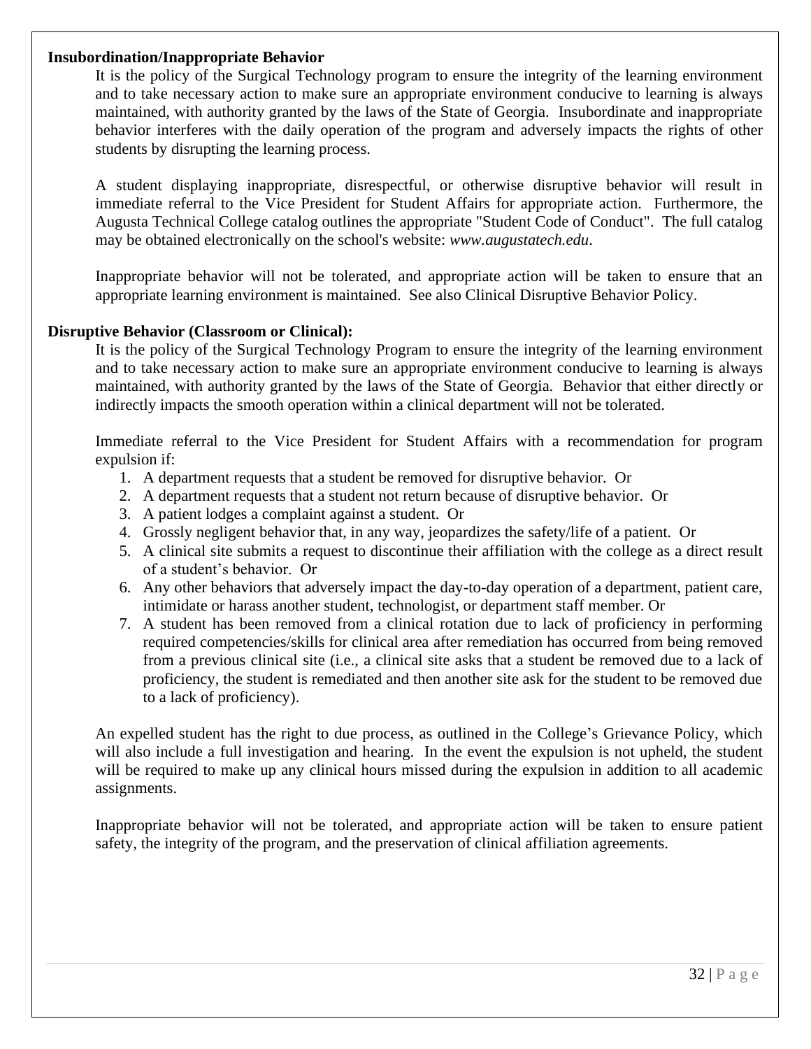**Insubordination/Inappropriate Behavior**

It is the policy of the Surgical Technology program to ensure the integrity of the learning environment and to take necessary action to make sure an appropriate environment conducive to learning is always maintained, with authority granted by the laws of the State of Georgia. Insubordinate and inappropriate behavior interferes with the daily operation of the program and adversely impacts the rights of other students by disrupting the learning process.

A student displaying inappropriate, disrespectful, or otherwise disruptive behavior will result in immediate referral to the Vice President for Student Affairs for appropriate action. Furthermore, the Augusta Technical College catalog outlines the appropriate "Student Code of Conduct". The full catalog may be obtained electronically on the school's website: *www.augustatech.edu*.

Inappropriate behavior will not be tolerated, and appropriate action will be taken to ensure that an appropriate learning environment is maintained. See also Clinical Disruptive Behavior Policy.

**Disruptive Behavior (Classroom or Clinical):**

It is the policy of the Surgical Technology Program to ensure the integrity of the learning environment and to take necessary action to make sure an appropriate environment conducive to learning is always maintained, with authority granted by the laws of the State of Georgia. Behavior that either directly or indirectly impacts the smooth operation within a clinical department will not be tolerated.

Immediate referral to the Vice President for Student Affairs with a recommendation for program expulsion if:

1. A department requests that a student be removed for disruptive behavior. Or
2. A department requests that a student not return because of disruptive behavior. Or
3. A patient lodges a complaint against a student. Or
4. Grossly negligent behavior that, in any way, jeopardizes the safety/life of a patient. Or
5. A clinical site submits a request to discontinue their affiliation with the college as a direct result of a student's behavior. Or
6. Any other behaviors that adversely impact the day-to-day operation of a department, patient care, intimidate or harass another student, technologist, or department staff member. Or
7. A student has been removed from a clinical rotation due to lack of proficiency in performing required competencies/skills for clinical area after remediation has occurred from being removed from a previous clinical site (i.e., a clinical site asks that a student be removed due to a lack of proficiency, the student is remediated and then another site ask for the student to be removed due to a lack of proficiency).

An expelled student has the right to due process, as outlined in the College's Grievance Policy, which will also include a full investigation and hearing. In the event the expulsion is not upheld, the student will be required to make up any clinical hours missed during the expulsion in addition to all academic assignments.

Inappropriate behavior will not be tolerated, and appropriate action will be taken to ensure patient safety, the integrity of the program, and the preservation of clinical affiliation agreements.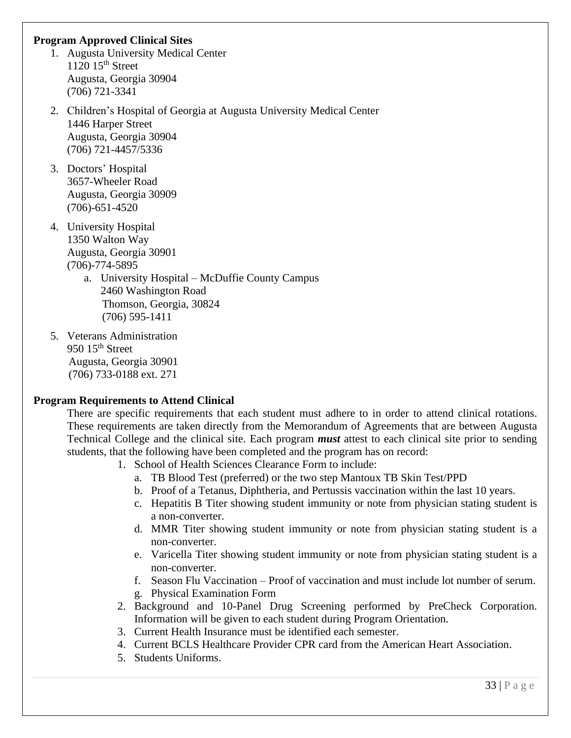**Program Approved Clinical Sites**

1. Augusta University Medical Center
   1120 15th Street
   Augusta, Georgia 30904
   (706) 721-3341
2. Children's Hospital of Georgia at Augusta University Medical Center
   1446 Harper Street
   Augusta, Georgia 30904
   (706) 721-4457/5336
3. Doctors' Hospital
   3657-Wheeler Road
   Augusta, Georgia 30909
   (706)-651-4520
4. University Hospital
   1350 Walton Way
   Augusta, Georgia 30901
   (706)-774-5895
   a. University Hospital – McDuffie County Campus
      2460 Washington Road
      Thomson, Georgia, 30824
      (706) 595-1411
5. Veterans Administration
   950 15th Street
   Augusta, Georgia 30901
   (706) 733-0188 ext. 271

**Program Requirements to Attend Clinical**

There are specific requirements that each student must adhere to in order to attend clinical rotations. These requirements are taken directly from the Memorandum of Agreements that are between Augusta Technical College and the clinical site. Each program ***must*** attest to each clinical site prior to sending students, that the following have been completed and the program has on record:

1. School of Health Sciences Clearance Form to include:
   a. TB Blood Test (preferred) or the two step Mantoux TB Skin Test/PPD
   b. Proof of a Tetanus, Diphtheria, and Pertussis vaccination within the last 10 years.
   c. Hepatitis B Titer showing student immunity or note from physician stating student is a non-converter.
   d. MMR Titer showing student immunity or note from physician stating student is a non-converter.
   e. Varicella Titer showing student immunity or note from physician stating student is a non-converter.
   f. Season Flu Vaccination – Proof of vaccination and must include lot number of serum.
   g. Physical Examination Form
2. Background and 10-Panel Drug Screening performed by PreCheck Corporation. Information will be given to each student during Program Orientation.
3. Current Health Insurance must be identified each semester.
4. Current BCLS Healthcare Provider CPR card from the American Heart Association.
5. Students Uniforms.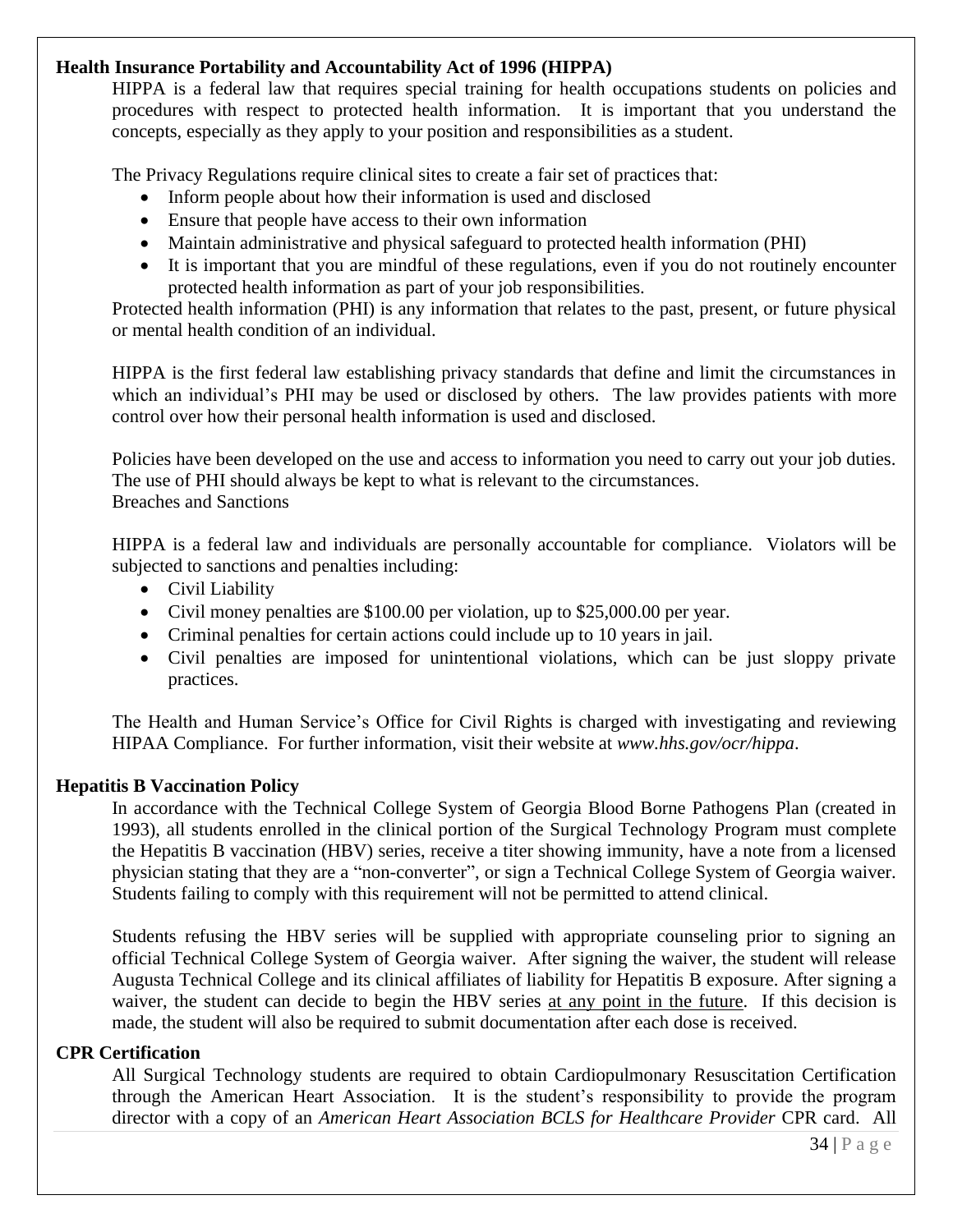### Health Insurance Portability and Accountability Act of 1996 (HIPPA)

HIPPA is a federal law that requires special training for health occupations students on policies and procedures with respect to protected health information. It is important that you understand the concepts, especially as they apply to your position and responsibilities as a student.

The Privacy Regulations require clinical sites to create a fair set of practices that:

- Inform people about how their information is used and disclosed
- Ensure that people have access to their own information
- Maintain administrative and physical safeguard to protected health information (PHI)
- It is important that you are mindful of these regulations, even if you do not routinely encounter protected health information as part of your job responsibilities.

Protected health information (PHI) is any information that relates to the past, present, or future physical or mental health condition of an individual.

HIPPA is the first federal law establishing privacy standards that define and limit the circumstances in which an individual's PHI may be used or disclosed by others. The law provides patients with more control over how their personal health information is used and disclosed.

Policies have been developed on the use and access to information you need to carry out your job duties. The use of PHI should always be kept to what is relevant to the circumstances.
Breaches and Sanctions

HIPPA is a federal law and individuals are personally accountable for compliance. Violators will be subjected to sanctions and penalties including:

- Civil Liability
- Civil money penalties are $100.00 per violation, up to $25,000.00 per year.
- Criminal penalties for certain actions could include up to 10 years in jail.
- Civil penalties are imposed for unintentional violations, which can be just sloppy private practices.

The Health and Human Service's Office for Civil Rights is charged with investigating and reviewing HIPAA Compliance. For further information, visit their website at *www.hhs.gov/ocr/hippa*.

### Hepatitis B Vaccination Policy

In accordance with the Technical College System of Georgia Blood Borne Pathogens Plan (created in 1993), all students enrolled in the clinical portion of the Surgical Technology Program must complete the Hepatitis B vaccination (HBV) series, receive a titer showing immunity, have a note from a licensed physician stating that they are a "non-converter", or sign a Technical College System of Georgia waiver. Students failing to comply with this requirement will not be permitted to attend clinical.

Students refusing the HBV series will be supplied with appropriate counseling prior to signing an official Technical College System of Georgia waiver. After signing the waiver, the student will release Augusta Technical College and its clinical affiliates of liability for Hepatitis B exposure. After signing a waiver, the student can decide to begin the HBV series <u>at any point in the future</u>. If this decision is made, the student will also be required to submit documentation after each dose is received.

### CPR Certification

All Surgical Technology students are required to obtain Cardiopulmonary Resuscitation Certification through the American Heart Association. It is the student's responsibility to provide the program director with a copy of an *American Heart Association BCLS for Healthcare Provider* CPR card. All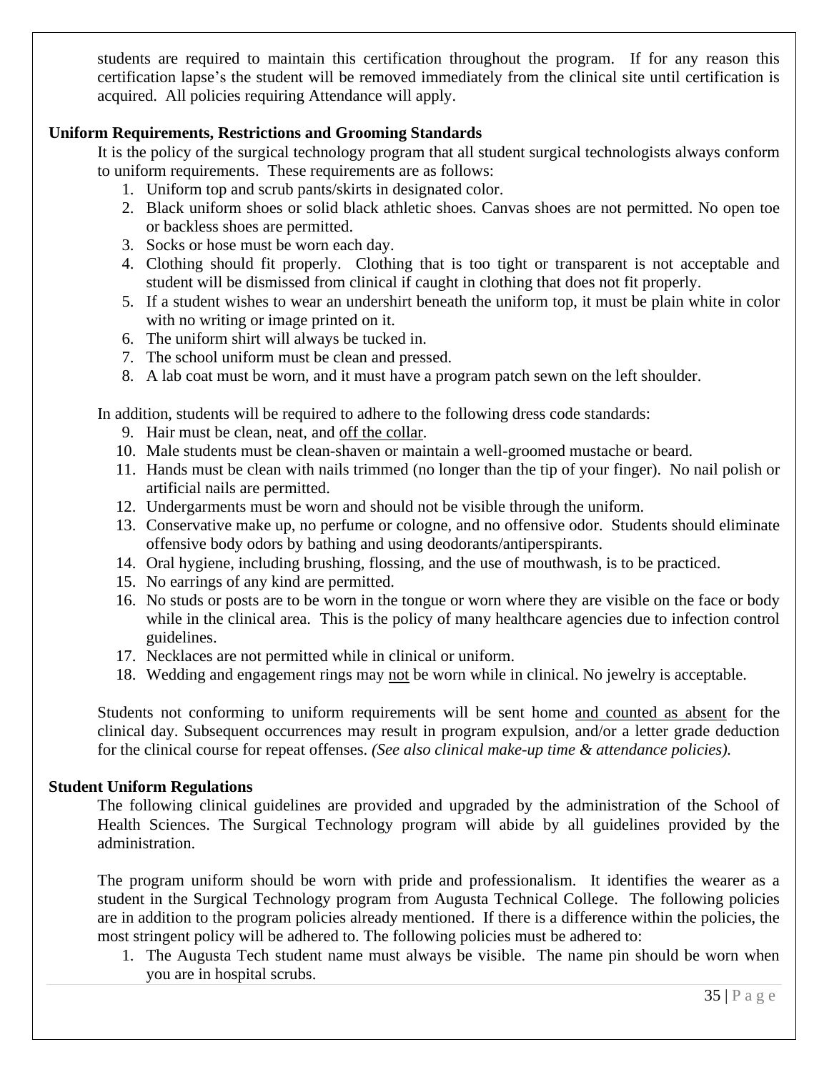students are required to maintain this certification throughout the program. If for any reason this certification lapse's the student will be removed immediately from the clinical site until certification is acquired. All policies requiring Attendance will apply.

**Uniform Requirements, Restrictions and Grooming Standards**

It is the policy of the surgical technology program that all student surgical technologists always conform to uniform requirements. These requirements are as follows:

1. Uniform top and scrub pants/skirts in designated color.
2. Black uniform shoes or solid black athletic shoes. Canvas shoes are not permitted. No open toe or backless shoes are permitted.
3. Socks or hose must be worn each day.
4. Clothing should fit properly. Clothing that is too tight or transparent is not acceptable and student will be dismissed from clinical if caught in clothing that does not fit properly.
5. If a student wishes to wear an undershirt beneath the uniform top, it must be plain white in color with no writing or image printed on it.
6. The uniform shirt will always be tucked in.
7. The school uniform must be clean and pressed.
8. A lab coat must be worn, and it must have a program patch sewn on the left shoulder.

In addition, students will be required to adhere to the following dress code standards:

9. Hair must be clean, neat, and <u>off the collar</u>.
10. Male students must be clean-shaven or maintain a well-groomed mustache or beard.
11. Hands must be clean with nails trimmed (no longer than the tip of your finger). No nail polish or artificial nails are permitted.
12. Undergarments must be worn and should not be visible through the uniform.
13. Conservative make up, no perfume or cologne, and no offensive odor. Students should eliminate offensive body odors by bathing and using deodorants/antiperspirants.
14. Oral hygiene, including brushing, flossing, and the use of mouthwash, is to be practiced.
15. No earrings of any kind are permitted.
16. No studs or posts are to be worn in the tongue or worn where they are visible on the face or body while in the clinical area. This is the policy of many healthcare agencies due to infection control guidelines.
17. Necklaces are not permitted while in clinical or uniform.
18. Wedding and engagement rings may <u>not</u> be worn while in clinical. No jewelry is acceptable.

Students not conforming to uniform requirements will be sent home <u>and counted as absent</u> for the clinical day. Subsequent occurrences may result in program expulsion, and/or a letter grade deduction for the clinical course for repeat offenses. *(See also clinical make-up time & attendance policies).*

**Student Uniform Regulations**

The following clinical guidelines are provided and upgraded by the administration of the School of Health Sciences. The Surgical Technology program will abide by all guidelines provided by the administration.

The program uniform should be worn with pride and professionalism. It identifies the wearer as a student in the Surgical Technology program from Augusta Technical College. The following policies are in addition to the program policies already mentioned. If there is a difference within the policies, the most stringent policy will be adhered to. The following policies must be adhered to:

1. The Augusta Tech student name must always be visible. The name pin should be worn when you are in hospital scrubs.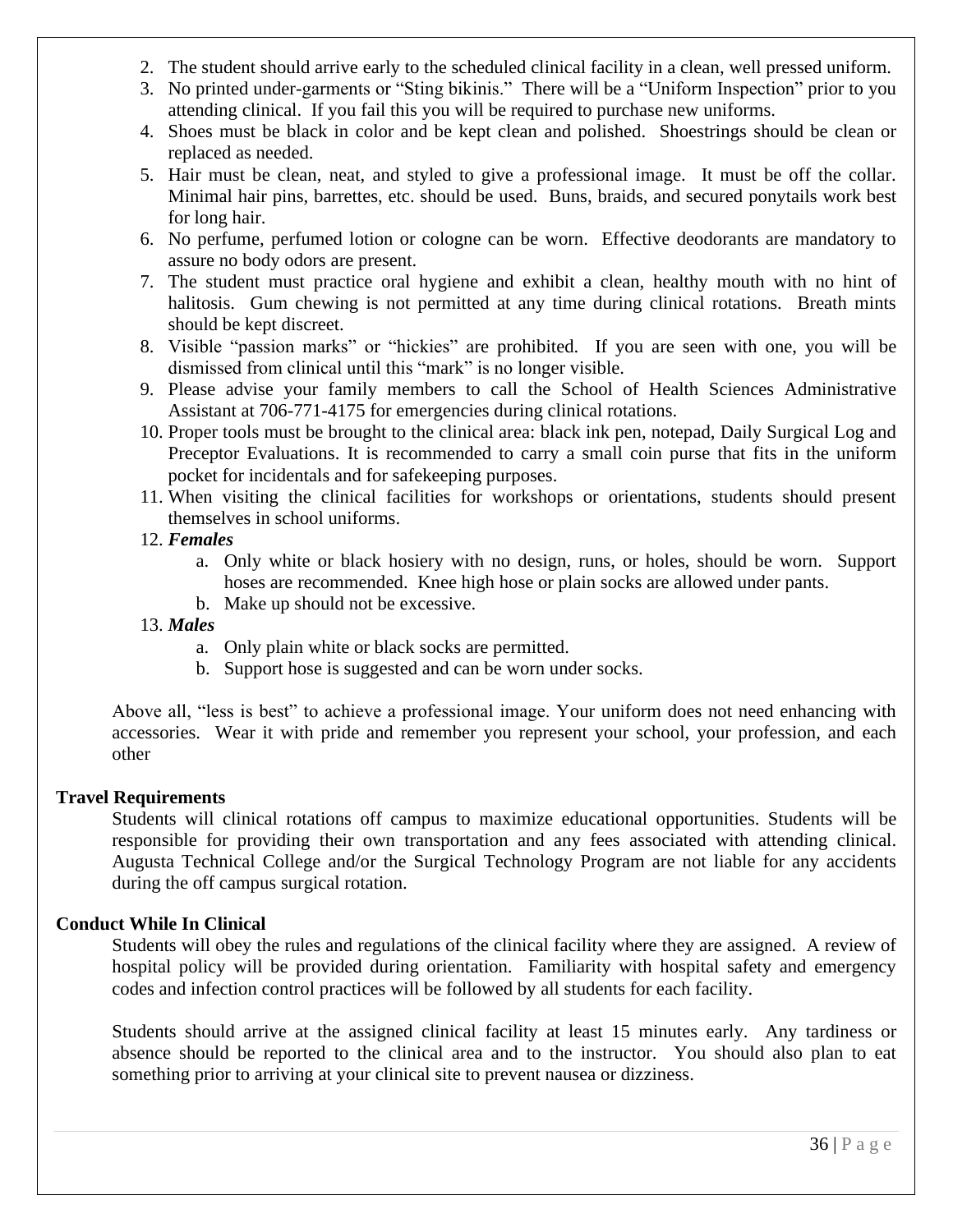2. The student should arrive early to the scheduled clinical facility in a clean, well pressed uniform.
3. No printed under-garments or "Sting bikinis." There will be a "Uniform Inspection" prior to you attending clinical. If you fail this you will be required to purchase new uniforms.
4. Shoes must be black in color and be kept clean and polished. Shoestrings should be clean or replaced as needed.
5. Hair must be clean, neat, and styled to give a professional image. It must be off the collar. Minimal hair pins, barrettes, etc. should be used. Buns, braids, and secured ponytails work best for long hair.
6. No perfume, perfumed lotion or cologne can be worn. Effective deodorants are mandatory to assure no body odors are present.
7. The student must practice oral hygiene and exhibit a clean, healthy mouth with no hint of halitosis. Gum chewing is not permitted at any time during clinical rotations. Breath mints should be kept discreet.
8. Visible "passion marks" or "hickies" are prohibited. If you are seen with one, you will be dismissed from clinical until this "mark" is no longer visible.
9. Please advise your family members to call the School of Health Sciences Administrative Assistant at 706-771-4175 for emergencies during clinical rotations.
10. Proper tools must be brought to the clinical area: black ink pen, notepad, Daily Surgical Log and Preceptor Evaluations. It is recommended to carry a small coin purse that fits in the uniform pocket for incidentals and for safekeeping purposes.
11. When visiting the clinical facilities for workshops or orientations, students should present themselves in school uniforms.
12. ***Females***
    a. Only white or black hosiery with no design, runs, or holes, should be worn. Support hoses are recommended. Knee high hose or plain socks are allowed under pants.
    b. Make up should not be excessive.
13. ***Males***
    a. Only plain white or black socks are permitted.
    b. Support hose is suggested and can be worn under socks.

Above all, "less is best" to achieve a professional image. Your uniform does not need enhancing with accessories. Wear it with pride and remember you represent your school, your profession, and each other

**Travel Requirements**

Students will clinical rotations off campus to maximize educational opportunities. Students will be responsible for providing their own transportation and any fees associated with attending clinical. Augusta Technical College and/or the Surgical Technology Program are not liable for any accidents during the off campus surgical rotation.

**Conduct While In Clinical**

Students will obey the rules and regulations of the clinical facility where they are assigned. A review of hospital policy will be provided during orientation. Familiarity with hospital safety and emergency codes and infection control practices will be followed by all students for each facility.

Students should arrive at the assigned clinical facility at least 15 minutes early. Any tardiness or absence should be reported to the clinical area and to the instructor. You should also plan to eat something prior to arriving at your clinical site to prevent nausea or dizziness.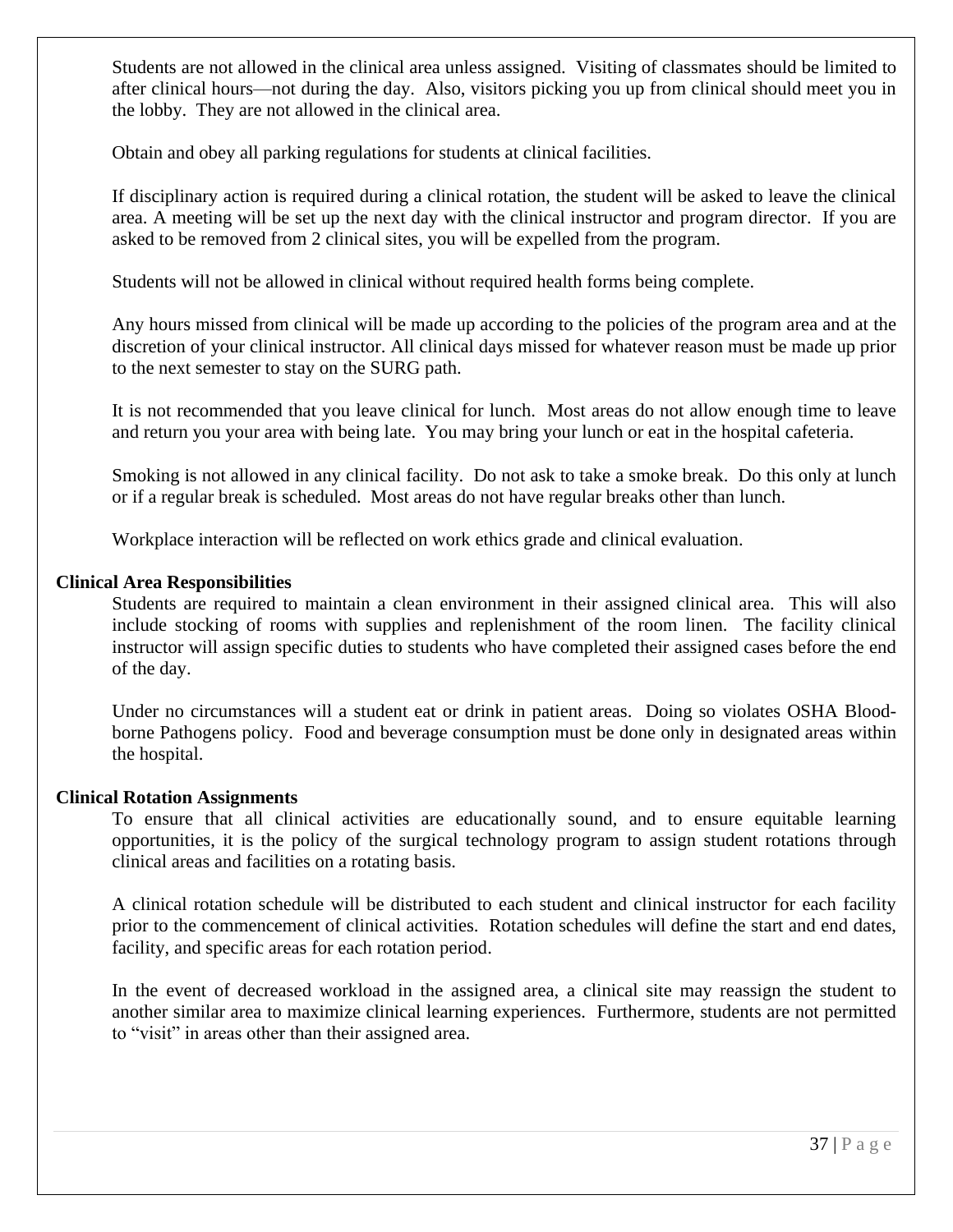Students are not allowed in the clinical area unless assigned. Visiting of classmates should be limited to after clinical hours—not during the day. Also, visitors picking you up from clinical should meet you in the lobby. They are not allowed in the clinical area.

Obtain and obey all parking regulations for students at clinical facilities.

If disciplinary action is required during a clinical rotation, the student will be asked to leave the clinical area. A meeting will be set up the next day with the clinical instructor and program director. If you are asked to be removed from 2 clinical sites, you will be expelled from the program.

Students will not be allowed in clinical without required health forms being complete.

Any hours missed from clinical will be made up according to the policies of the program area and at the discretion of your clinical instructor. All clinical days missed for whatever reason must be made up prior to the next semester to stay on the SURG path.

It is not recommended that you leave clinical for lunch. Most areas do not allow enough time to leave and return you your area with being late. You may bring your lunch or eat in the hospital cafeteria.

Smoking is not allowed in any clinical facility. Do not ask to take a smoke break. Do this only at lunch or if a regular break is scheduled. Most areas do not have regular breaks other than lunch.

Workplace interaction will be reflected on work ethics grade and clinical evaluation.

**Clinical Area Responsibilities**

Students are required to maintain a clean environment in their assigned clinical area. This will also include stocking of rooms with supplies and replenishment of the room linen. The facility clinical instructor will assign specific duties to students who have completed their assigned cases before the end of the day.

Under no circumstances will a student eat or drink in patient areas. Doing so violates OSHA Blood-borne Pathogens policy. Food and beverage consumption must be done only in designated areas within the hospital.

**Clinical Rotation Assignments**

To ensure that all clinical activities are educationally sound, and to ensure equitable learning opportunities, it is the policy of the surgical technology program to assign student rotations through clinical areas and facilities on a rotating basis.

A clinical rotation schedule will be distributed to each student and clinical instructor for each facility prior to the commencement of clinical activities. Rotation schedules will define the start and end dates, facility, and specific areas for each rotation period.

In the event of decreased workload in the assigned area, a clinical site may reassign the student to another similar area to maximize clinical learning experiences. Furthermore, students are not permitted to "visit" in areas other than their assigned area.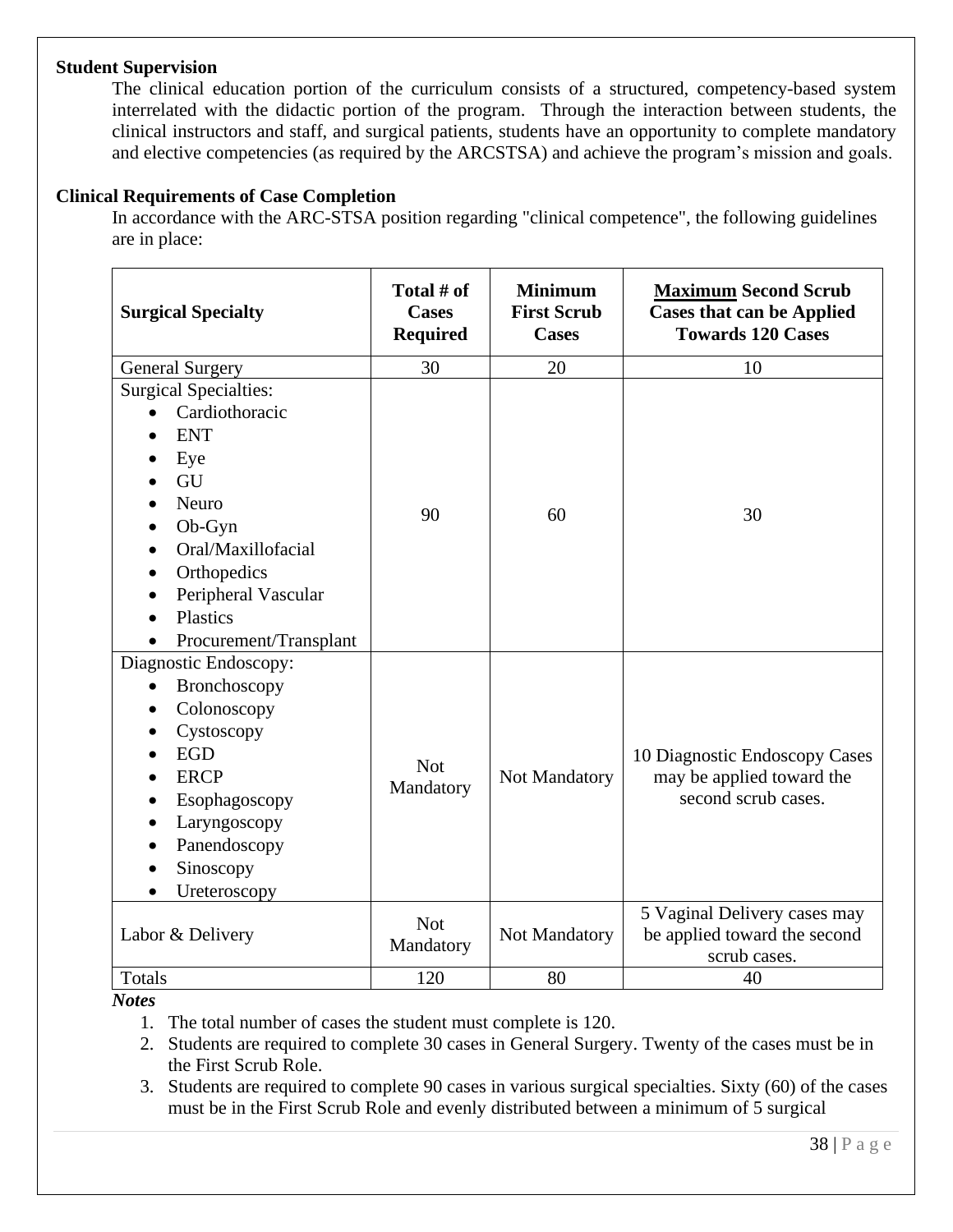**Student Supervision**

The clinical education portion of the curriculum consists of a structured, competency-based system interrelated with the didactic portion of the program. Through the interaction between students, the clinical instructors and staff, and surgical patients, students have an opportunity to complete mandatory and elective competencies (as required by the ARCSTSA) and achieve the program's mission and goals.

**Clinical Requirements of Case Completion**

In accordance with the ARC-STSA position regarding "clinical competence", the following guidelines are in place:

| **Surgical Specialty** | **Total # of Cases Required** | **Minimum First Scrub Cases** | **Maximum Second Scrub Cases that can be Applied Towards 120 Cases** |
|---|---|---|---|
| General Surgery | 30 | 20 | 10 |
| Surgical Specialties:<br>• Cardiothoracic<br>• ENT<br>• Eye<br>• GU<br>• Neuro<br>• Ob-Gyn<br>• Oral/Maxillofacial<br>• Orthopedics<br>• Peripheral Vascular<br>• Plastics<br>• Procurement/Transplant | 90 | 60 | 30 |
| Diagnostic Endoscopy:<br>• Bronchoscopy<br>• Colonoscopy<br>• Cystoscopy<br>• EGD<br>• ERCP<br>• Esophagoscopy<br>• Laryngoscopy<br>• Panendoscopy<br>• Sinoscopy<br>• Ureteroscopy | Not Mandatory | Not Mandatory | 10 Diagnostic Endoscopy Cases may be applied toward the second scrub cases. |
| Labor & Delivery | Not Mandatory | Not Mandatory | 5 Vaginal Delivery cases may be applied toward the second scrub cases. |
| Totals | 120 | 80 | 40 |

***Notes***

1. The total number of cases the student must complete is 120.
2. Students are required to complete 30 cases in General Surgery. Twenty of the cases must be in the First Scrub Role.
3. Students are required to complete 90 cases in various surgical specialties. Sixty (60) of the cases must be in the First Scrub Role and evenly distributed between a minimum of 5 surgical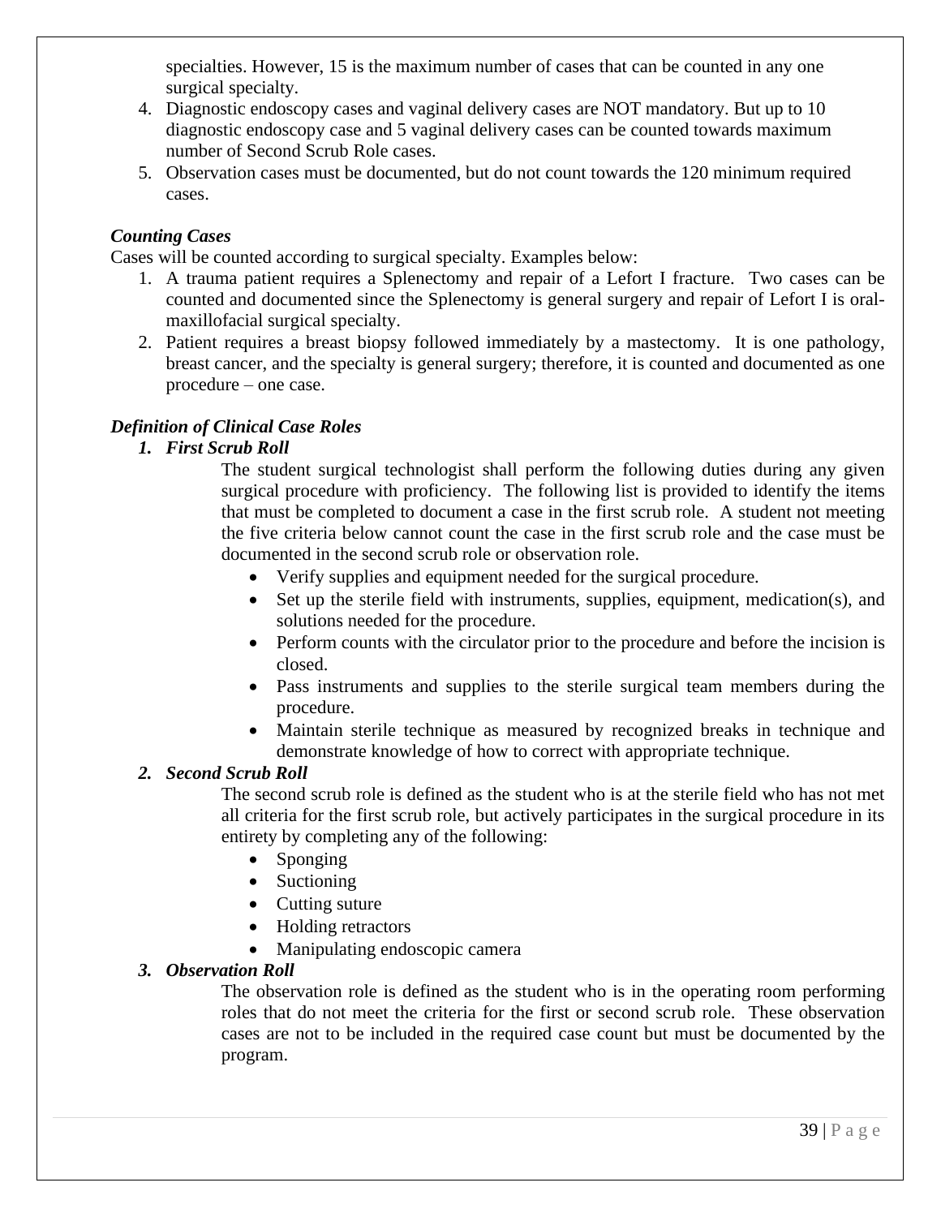specialties. However, 15 is the maximum number of cases that can be counted in any one surgical specialty.

4. Diagnostic endoscopy cases and vaginal delivery cases are NOT mandatory. But up to 10 diagnostic endoscopy case and 5 vaginal delivery cases can be counted towards maximum number of Second Scrub Role cases.
5. Observation cases must be documented, but do not count towards the 120 minimum required cases.

***Counting Cases***

Cases will be counted according to surgical specialty. Examples below:

1. A trauma patient requires a Splenectomy and repair of a Lefort I fracture. Two cases can be counted and documented since the Splenectomy is general surgery and repair of Lefort I is oral-maxillofacial surgical specialty.
2. Patient requires a breast biopsy followed immediately by a mastectomy. It is one pathology, breast cancer, and the specialty is general surgery; therefore, it is counted and documented as one procedure – one case.

***Definition of Clinical Case Roles***

***1. First Scrub Roll***

The student surgical technologist shall perform the following duties during any given surgical procedure with proficiency. The following list is provided to identify the items that must be completed to document a case in the first scrub role. A student not meeting the five criteria below cannot count the case in the first scrub role and the case must be documented in the second scrub role or observation role.

- Verify supplies and equipment needed for the surgical procedure.
- Set up the sterile field with instruments, supplies, equipment, medication(s), and solutions needed for the procedure.
- Perform counts with the circulator prior to the procedure and before the incision is closed.
- Pass instruments and supplies to the sterile surgical team members during the procedure.
- Maintain sterile technique as measured by recognized breaks in technique and demonstrate knowledge of how to correct with appropriate technique.

***2. Second Scrub Roll***

The second scrub role is defined as the student who is at the sterile field who has not met all criteria for the first scrub role, but actively participates in the surgical procedure in its entirety by completing any of the following:

- Sponging
- Suctioning
- Cutting suture
- Holding retractors
- Manipulating endoscopic camera

***3. Observation Roll***

The observation role is defined as the student who is in the operating room performing roles that do not meet the criteria for the first or second scrub role. These observation cases are not to be included in the required case count but must be documented by the program.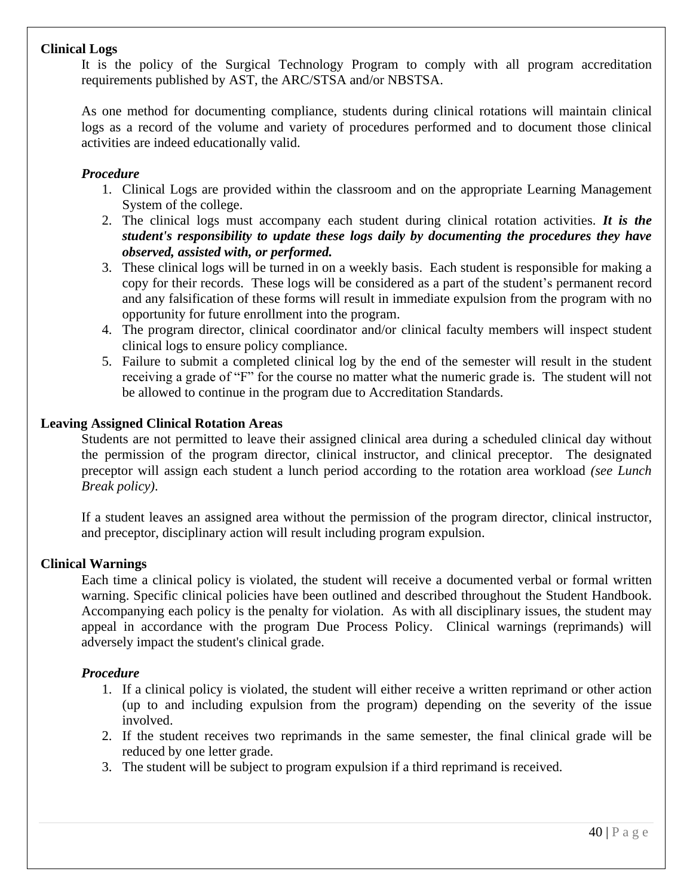## Clinical Logs

It is the policy of the Surgical Technology Program to comply with all program accreditation requirements published by AST, the ARC/STSA and/or NBSTSA.

As one method for documenting compliance, students during clinical rotations will maintain clinical logs as a record of the volume and variety of procedures performed and to document those clinical activities are indeed educationally valid.

### *Procedure*

1. Clinical Logs are provided within the classroom and on the appropriate Learning Management System of the college.
2. The clinical logs must accompany each student during clinical rotation activities. ***It is the student's responsibility to update these logs daily by documenting the procedures they have observed, assisted with, or performed.***
3. These clinical logs will be turned in on a weekly basis. Each student is responsible for making a copy for their records. These logs will be considered as a part of the student's permanent record and any falsification of these forms will result in immediate expulsion from the program with no opportunity for future enrollment into the program.
4. The program director, clinical coordinator and/or clinical faculty members will inspect student clinical logs to ensure policy compliance.
5. Failure to submit a completed clinical log by the end of the semester will result in the student receiving a grade of "F" for the course no matter what the numeric grade is. The student will not be allowed to continue in the program due to Accreditation Standards.

## Leaving Assigned Clinical Rotation Areas

Students are not permitted to leave their assigned clinical area during a scheduled clinical day without the permission of the program director, clinical instructor, and clinical preceptor. The designated preceptor will assign each student a lunch period according to the rotation area workload *(see Lunch Break policy)*.

If a student leaves an assigned area without the permission of the program director, clinical instructor, and preceptor, disciplinary action will result including program expulsion.

## Clinical Warnings

Each time a clinical policy is violated, the student will receive a documented verbal or formal written warning. Specific clinical policies have been outlined and described throughout the Student Handbook. Accompanying each policy is the penalty for violation. As with all disciplinary issues, the student may appeal in accordance with the program Due Process Policy. Clinical warnings (reprimands) will adversely impact the student's clinical grade.

### *Procedure*

1. If a clinical policy is violated, the student will either receive a written reprimand or other action (up to and including expulsion from the program) depending on the severity of the issue involved.
2. If the student receives two reprimands in the same semester, the final clinical grade will be reduced by one letter grade.
3. The student will be subject to program expulsion if a third reprimand is received.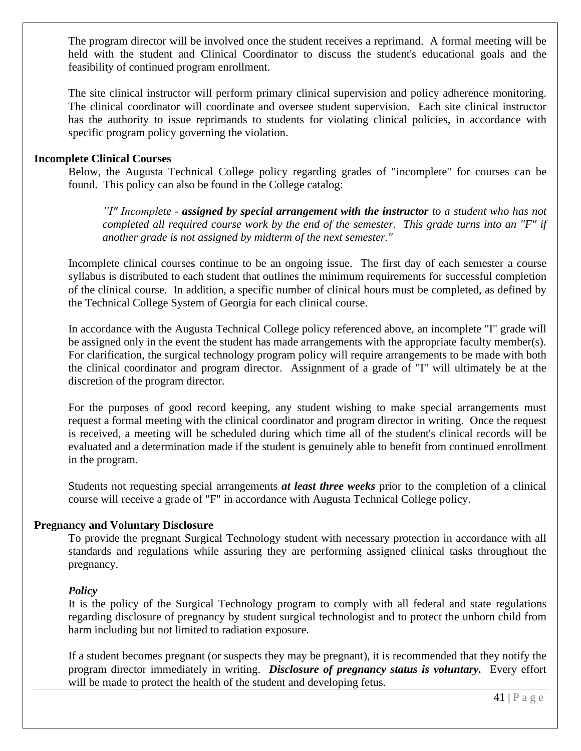The program director will be involved once the student receives a reprimand. A formal meeting will be held with the student and Clinical Coordinator to discuss the student's educational goals and the feasibility of continued program enrollment.

The site clinical instructor will perform primary clinical supervision and policy adherence monitoring. The clinical coordinator will coordinate and oversee student supervision. Each site clinical instructor has the authority to issue reprimands to students for violating clinical policies, in accordance with specific program policy governing the violation.

**Incomplete Clinical Courses**

Below, the Augusta Technical College policy regarding grades of "incomplete" for courses can be found. This policy can also be found in the College catalog:

> *"I" Incomplete - **assigned by special arrangement with the instructor** to a student who has not completed all required course work by the end of the semester. This grade turns into an "F" if another grade is not assigned by midterm of the next semester."*

Incomplete clinical courses continue to be an ongoing issue. The first day of each semester a course syllabus is distributed to each student that outlines the minimum requirements for successful completion of the clinical course. In addition, a specific number of clinical hours must be completed, as defined by the Technical College System of Georgia for each clinical course.

In accordance with the Augusta Technical College policy referenced above, an incomplete "I" grade will be assigned only in the event the student has made arrangements with the appropriate faculty member(s). For clarification, the surgical technology program policy will require arrangements to be made with both the clinical coordinator and program director. Assignment of a grade of "I" will ultimately be at the discretion of the program director.

For the purposes of good record keeping, any student wishing to make special arrangements must request a formal meeting with the clinical coordinator and program director in writing. Once the request is received, a meeting will be scheduled during which time all of the student's clinical records will be evaluated and a determination made if the student is genuinely able to benefit from continued enrollment in the program.

Students not requesting special arrangements ***at least three weeks*** prior to the completion of a clinical course will receive a grade of "F" in accordance with Augusta Technical College policy.

**Pregnancy and Voluntary Disclosure**

To provide the pregnant Surgical Technology student with necessary protection in accordance with all standards and regulations while assuring they are performing assigned clinical tasks throughout the pregnancy.

***Policy***

It is the policy of the Surgical Technology program to comply with all federal and state regulations regarding disclosure of pregnancy by student surgical technologist and to protect the unborn child from harm including but not limited to radiation exposure.

If a student becomes pregnant (or suspects they may be pregnant), it is recommended that they notify the program director immediately in writing. ***Disclosure of pregnancy status is voluntary.*** Every effort will be made to protect the health of the student and developing fetus.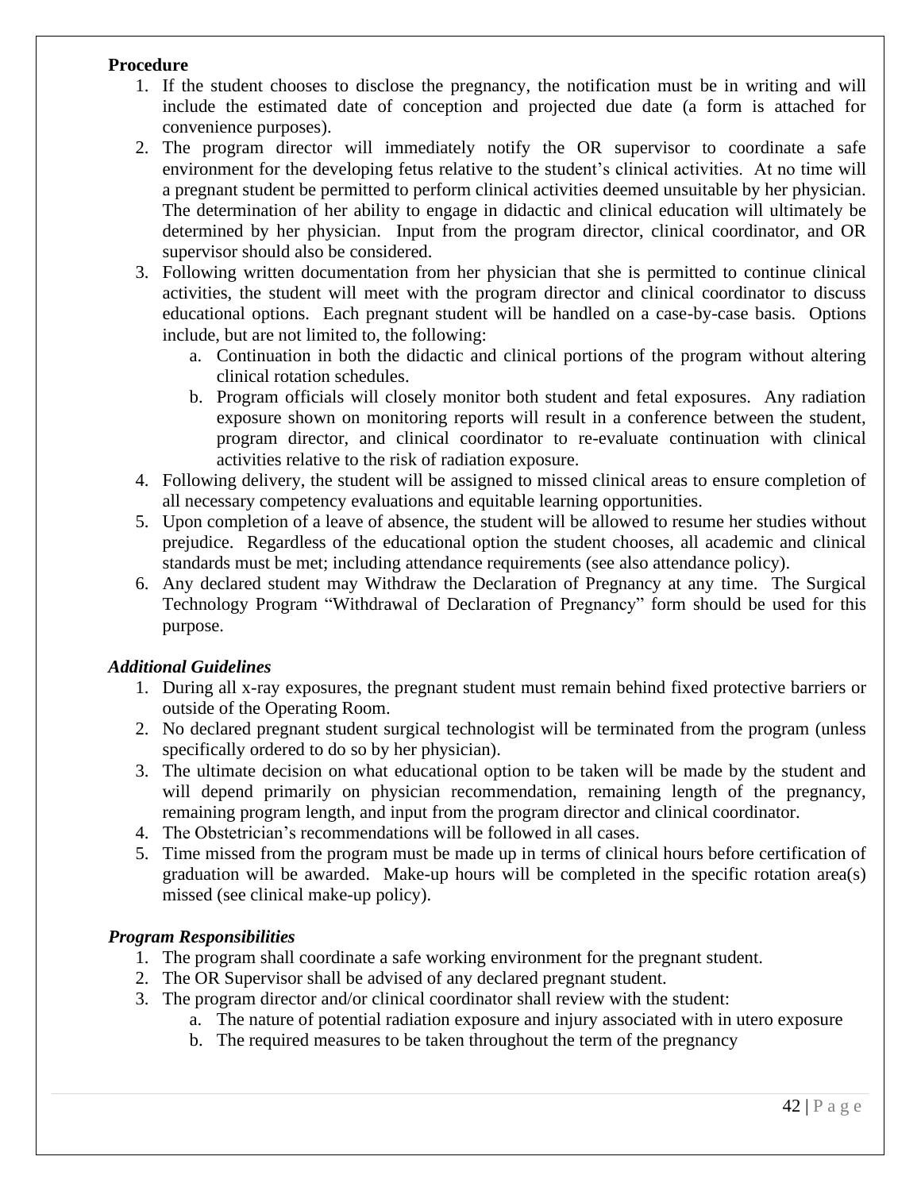**Procedure**

1. If the student chooses to disclose the pregnancy, the notification must be in writing and will include the estimated date of conception and projected due date (a form is attached for convenience purposes).
2. The program director will immediately notify the OR supervisor to coordinate a safe environment for the developing fetus relative to the student's clinical activities. At no time will a pregnant student be permitted to perform clinical activities deemed unsuitable by her physician. The determination of her ability to engage in didactic and clinical education will ultimately be determined by her physician. Input from the program director, clinical coordinator, and OR supervisor should also be considered.
3. Following written documentation from her physician that she is permitted to continue clinical activities, the student will meet with the program director and clinical coordinator to discuss educational options. Each pregnant student will be handled on a case-by-case basis. Options include, but are not limited to, the following:
   a. Continuation in both the didactic and clinical portions of the program without altering clinical rotation schedules.
   b. Program officials will closely monitor both student and fetal exposures. Any radiation exposure shown on monitoring reports will result in a conference between the student, program director, and clinical coordinator to re-evaluate continuation with clinical activities relative to the risk of radiation exposure.
4. Following delivery, the student will be assigned to missed clinical areas to ensure completion of all necessary competency evaluations and equitable learning opportunities.
5. Upon completion of a leave of absence, the student will be allowed to resume her studies without prejudice. Regardless of the educational option the student chooses, all academic and clinical standards must be met; including attendance requirements (see also attendance policy).
6. Any declared student may Withdraw the Declaration of Pregnancy at any time. The Surgical Technology Program "Withdrawal of Declaration of Pregnancy" form should be used for this purpose.

***Additional Guidelines***

1. During all x-ray exposures, the pregnant student must remain behind fixed protective barriers or outside of the Operating Room.
2. No declared pregnant student surgical technologist will be terminated from the program (unless specifically ordered to do so by her physician).
3. The ultimate decision on what educational option to be taken will be made by the student and will depend primarily on physician recommendation, remaining length of the pregnancy, remaining program length, and input from the program director and clinical coordinator.
4. The Obstetrician's recommendations will be followed in all cases.
5. Time missed from the program must be made up in terms of clinical hours before certification of graduation will be awarded. Make-up hours will be completed in the specific rotation area(s) missed (see clinical make-up policy).

***Program Responsibilities***

1. The program shall coordinate a safe working environment for the pregnant student.
2. The OR Supervisor shall be advised of any declared pregnant student.
3. The program director and/or clinical coordinator shall review with the student:
   a. The nature of potential radiation exposure and injury associated with in utero exposure
   b. The required measures to be taken throughout the term of the pregnancy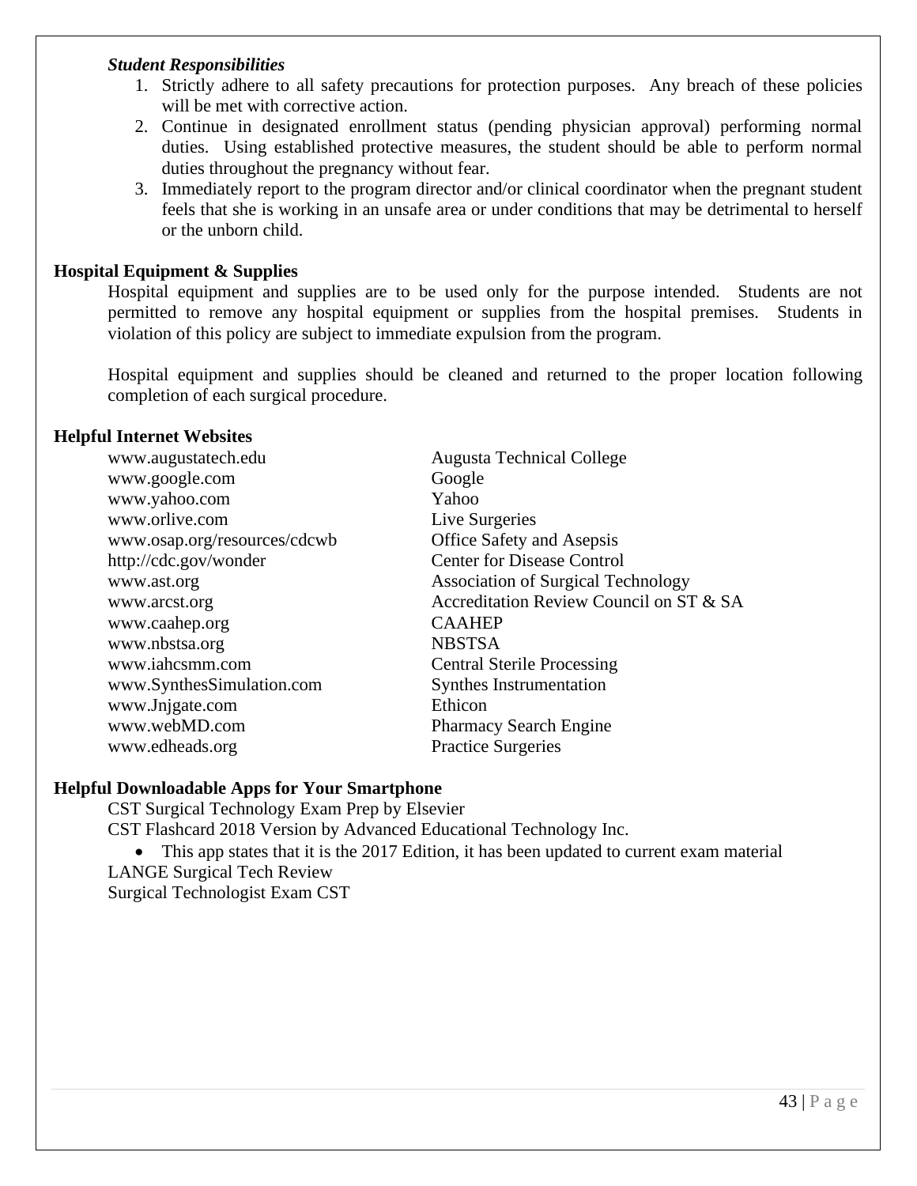***Student Responsibilities***

1. Strictly adhere to all safety precautions for protection purposes. Any breach of these policies will be met with corrective action.
2. Continue in designated enrollment status (pending physician approval) performing normal duties. Using established protective measures, the student should be able to perform normal duties throughout the pregnancy without fear.
3. Immediately report to the program director and/or clinical coordinator when the pregnant student feels that she is working in an unsafe area or under conditions that may be detrimental to herself or the unborn child.

**Hospital Equipment & Supplies**

Hospital equipment and supplies are to be used only for the purpose intended. Students are not permitted to remove any hospital equipment or supplies from the hospital premises. Students in violation of this policy are subject to immediate expulsion from the program.

Hospital equipment and supplies should be cleaned and returned to the proper location following completion of each surgical procedure.

**Helpful Internet Websites**

| | |
|---|---|
| www.augustatech.edu | Augusta Technical College |
| www.google.com | Google |
| www.yahoo.com | Yahoo |
| www.orlive.com | Live Surgeries |
| www.osap.org/resources/cdcwb | Office Safety and Asepsis |
| http://cdc.gov/wonder | Center for Disease Control |
| www.ast.org | Association of Surgical Technology |
| www.arcst.org | Accreditation Review Council on ST & SA |
| www.caahep.org | CAAHEP |
| www.nbstsa.org | NBSTSA |
| www.iahcsmm.com | Central Sterile Processing |
| www.SynthesSimulation.com | Synthes Instrumentation |
| www.Jnjgate.com | Ethicon |
| www.webMD.com | Pharmacy Search Engine |
| www.edheads.org | Practice Surgeries |

**Helpful Downloadable Apps for Your Smartphone**

CST Surgical Technology Exam Prep by Elsevier

CST Flashcard 2018 Version by Advanced Educational Technology Inc.

- This app states that it is the 2017 Edition, it has been updated to current exam material

LANGE Surgical Tech Review

Surgical Technologist Exam CST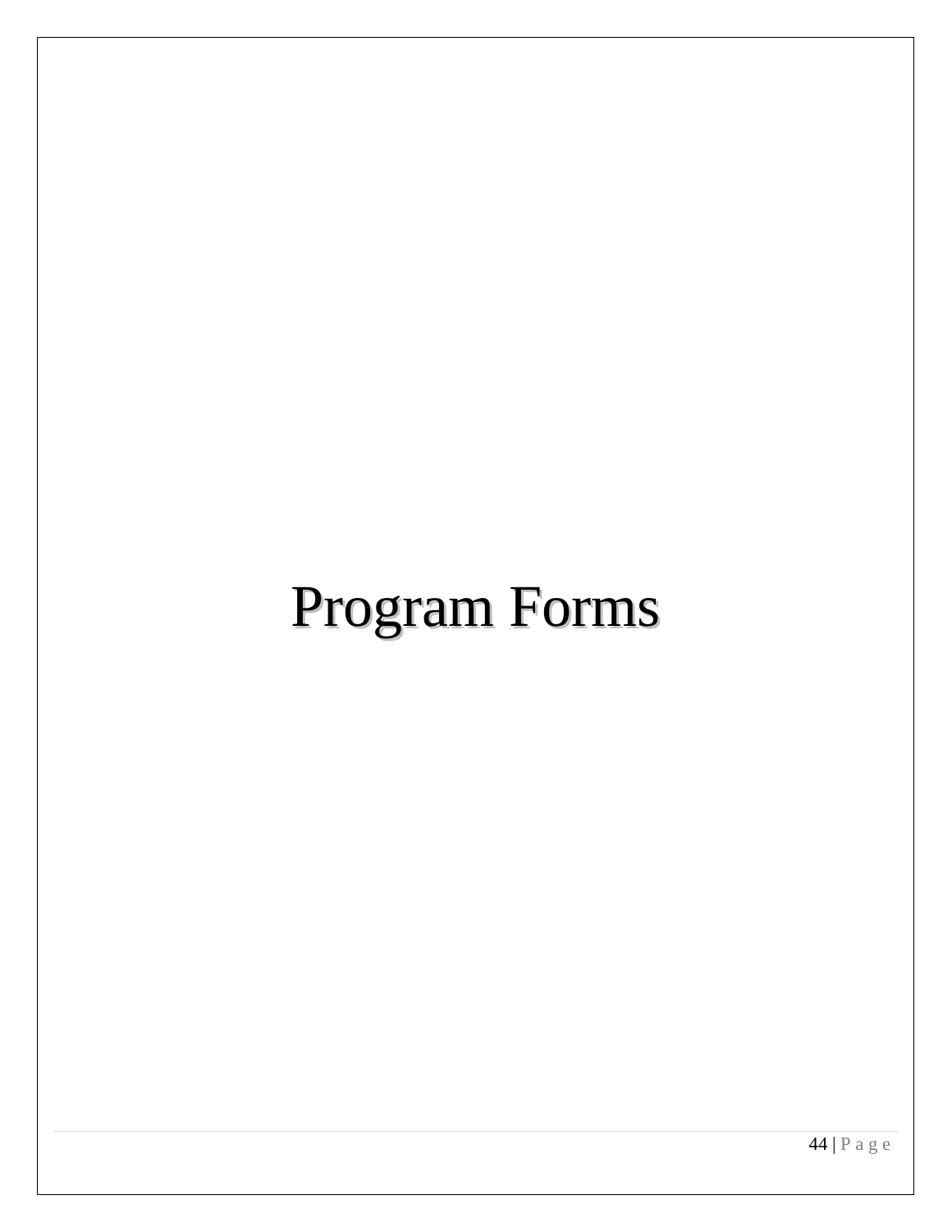# Program Forms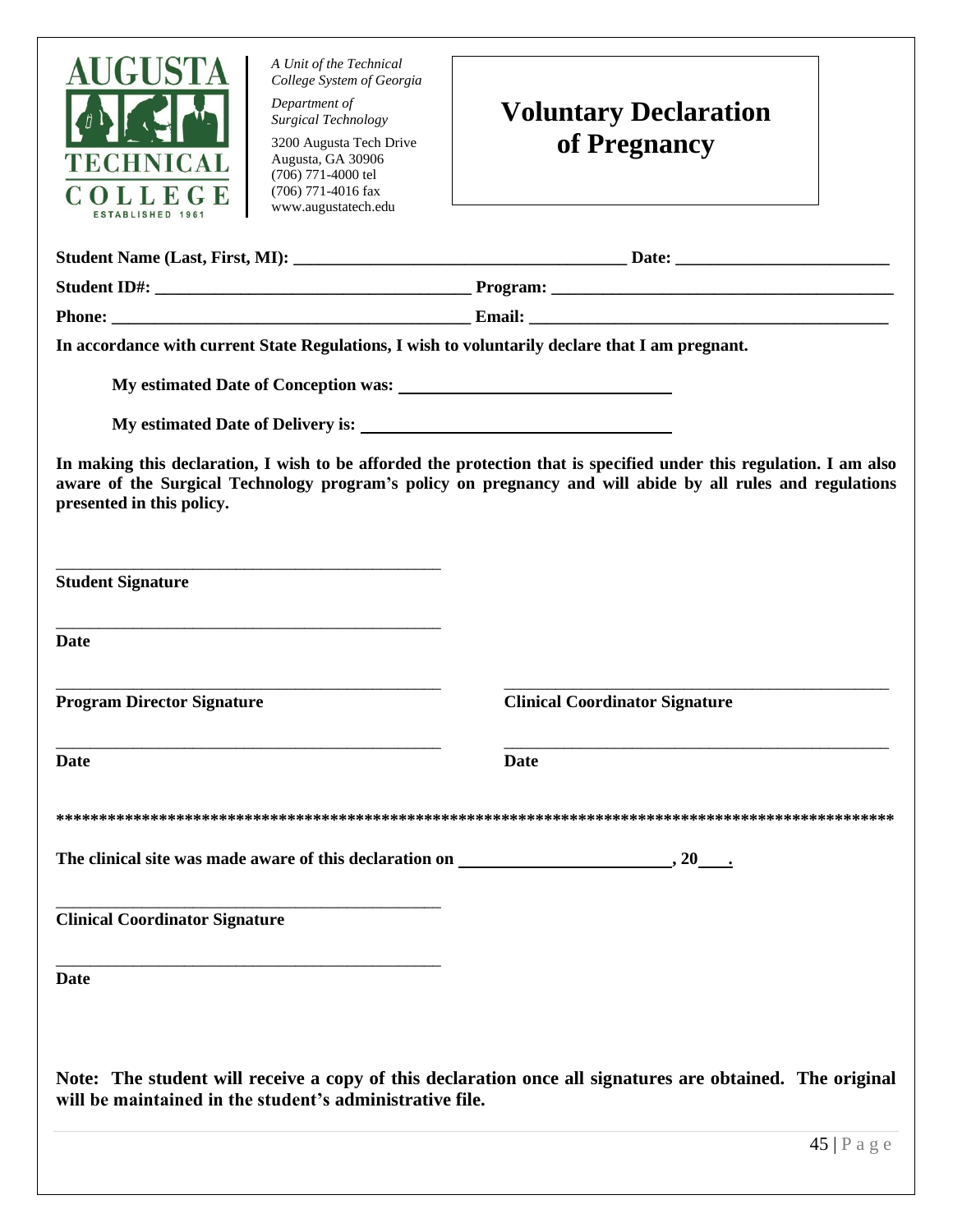AUGUSTA TECHNICAL COLLEGE
ESTABLISHED 1961

*A Unit of the Technical College System of Georgia*

*Department of Surgical Technology*

3200 Augusta Tech Drive
Augusta, GA 30906
(706) 771-4000 tel
(706) 771-4016 fax
www.augustatech.edu

# Voluntary Declaration of Pregnancy

**Student Name (Last, First, MI): ______________________________________ Date: ________________________**

**Student ID#: ____________________________________ Program: ________________________________________**

**Phone: _________________________________________ Email: __________________________________________**

**In accordance with current State Regulations, I wish to voluntarily declare that I am pregnant.**

**My estimated Date of Conception was: ______________________________**

**My estimated Date of Delivery is: __________________________________**

**In making this declaration, I wish to be afforded the protection that is specified under this regulation. I am also aware of the Surgical Technology program's policy on pregnancy and will abide by all rules and regulations presented in this policy.**

_____________________________________________
**Student Signature**

_____________________________________________
**Date**

_____________________________________________
**Program Director Signature**

_____________________________________________
**Date**

_____________________________________________
**Clinical Coordinator Signature**

_____________________________________________
**Date**

**\*\*\*\*\*\*\*\*\*\*\*\*\*\*\*\*\*\*\*\*\*\*\*\*\*\*\*\*\*\*\*\*\*\*\*\*\*\*\*\*\*\*\*\*\*\*\*\*\*\*\*\*\*\*\*\*\*\*\*\*\*\*\*\*\*\*\*\*\*\*\*\*\*\*\*\*\*\*\*\*\*\*\*\*\*\*\*\*\*\*\*\*\*\*\*\*\*\*\*\*\***

**The clinical site was made aware of this declaration on ________________________, 20___.**

_____________________________________________
**Clinical Coordinator Signature**

_____________________________________________
**Date**

**Note: The student will receive a copy of this declaration once all signatures are obtained. The original will be maintained in the student's administrative file.**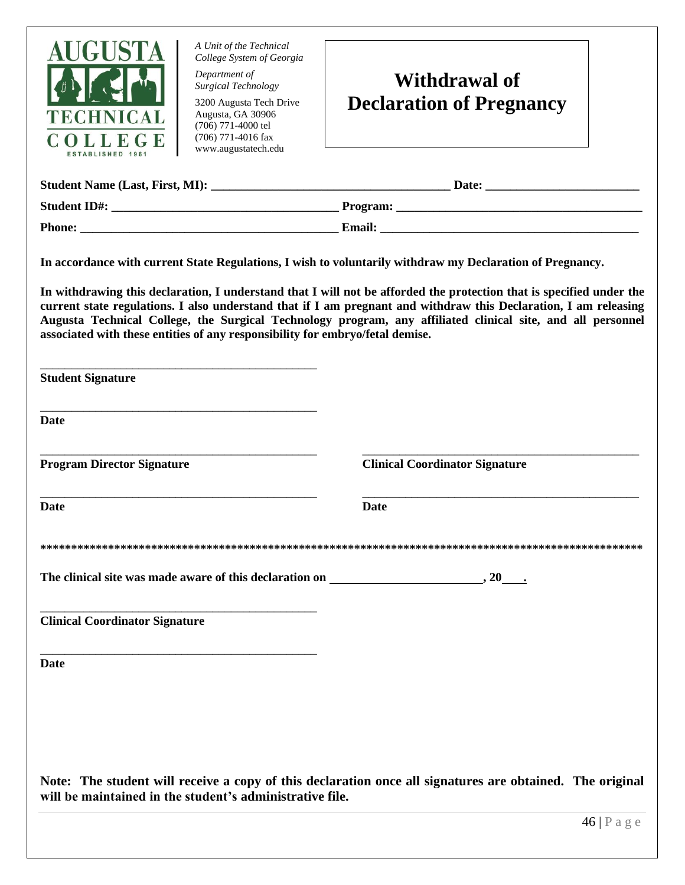AUGUSTA TECHNICAL COLLEGE
ESTABLISHED 1961

*A Unit of the Technical College System of Georgia*

*Department of Surgical Technology*

3200 Augusta Tech Drive
Augusta, GA 30906
(706) 771-4000 tel
(706) 771-4016 fax
www.augustatech.edu

# Withdrawal of Declaration of Pregnancy

**Student Name (Last, First, MI): ______________________________________ Date: ________________________**

**Student ID#: ___________________________________ Program: ________________________________________**

**Phone: _________________________________________ Email: _________________________________________**

**In accordance with current State Regulations, I wish to voluntarily withdraw my Declaration of Pregnancy.**

**In withdrawing this declaration, I understand that I will not be afforded the protection that is specified under the current state regulations. I also understand that if I am pregnant and withdraw this Declaration, I am releasing Augusta Technical College, the Surgical Technology program, any affiliated clinical site, and all personnel associated with these entities of any responsibility for embryo/fetal demise.**

_____________________________________________
**Student Signature**

_____________________________________________
**Date**

_____________________________________________
**Program Director Signature**

_____________________________________________
**Date**

_____________________________________________
**Clinical Coordinator Signature**

_____________________________________________
**Date**

**************************************************************************************************

**The clinical site was made aware of this declaration on ________________________, 20___.**

_____________________________________________
**Clinical Coordinator Signature**

_____________________________________________
**Date**

**Note: The student will receive a copy of this declaration once all signatures are obtained. The original will be maintained in the student's administrative file.**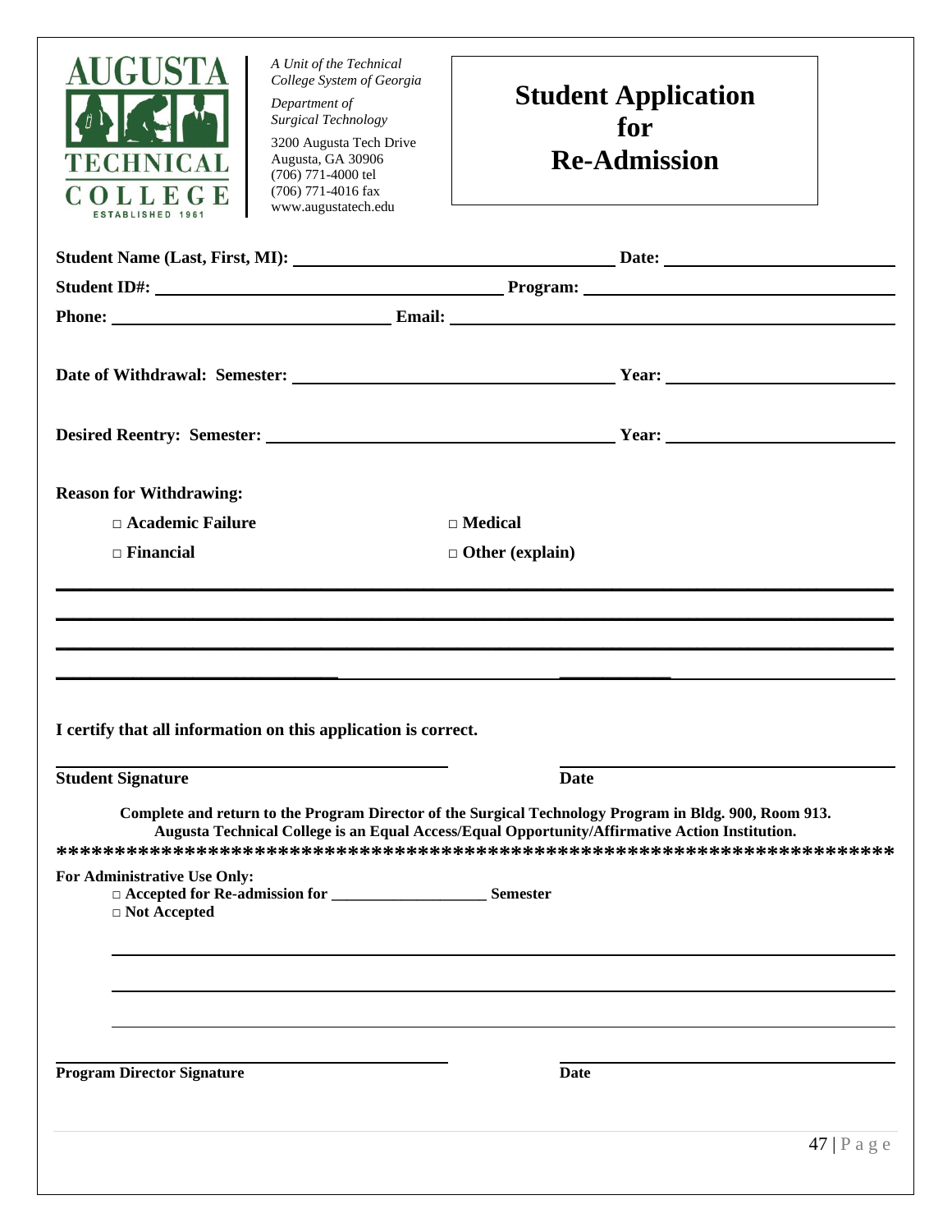**AUGUSTA TECHNICAL COLLEGE**
ESTABLISHED 1961

*A Unit of the Technical College System of Georgia*

*Department of Surgical Technology*

3200 Augusta Tech Drive
Augusta, GA 30906
(706) 771-4000 tel
(706) 771-4016 fax
www.augustatech.edu

# Student Application for Re-Admission

**Student Name (Last, First, MI):** ______________________________ **Date:** ____________________

**Student ID#:** ______________________________ **Program:** ______________________________

**Phone:** ____________________________ **Email:** ________________________________________

**Date of Withdrawal: Semester:** ______________________________ **Year:** ____________________

**Desired Reentry: Semester:** ______________________________ **Year:** ____________________

**Reason for Withdrawing:**

□ **Academic Failure** □ **Medical**

□ **Financial** □ **Other (explain)**

________________________________________________________________________________

________________________________________________________________________________

________________________________________________________________________________

________________________________________________________________________________

**I certify that all information on this application is correct.**

______________________________ ______________________________
**Student Signature** **Date**

**Complete and return to the Program Director of the Surgical Technology Program in Bldg. 900, Room 913.**
**Augusta Technical College is an Equal Access/Equal Opportunity/Affirmative Action Institution.**

**************************************************************************

**For Administrative Use Only:**

□ **Accepted for Re-admission for** ___________________ **Semester**

□ **Not Accepted**

________________________________________________________________________________

________________________________________________________________________________

________________________________________________________________________________

______________________________ ______________________________
**Program Director Signature** **Date**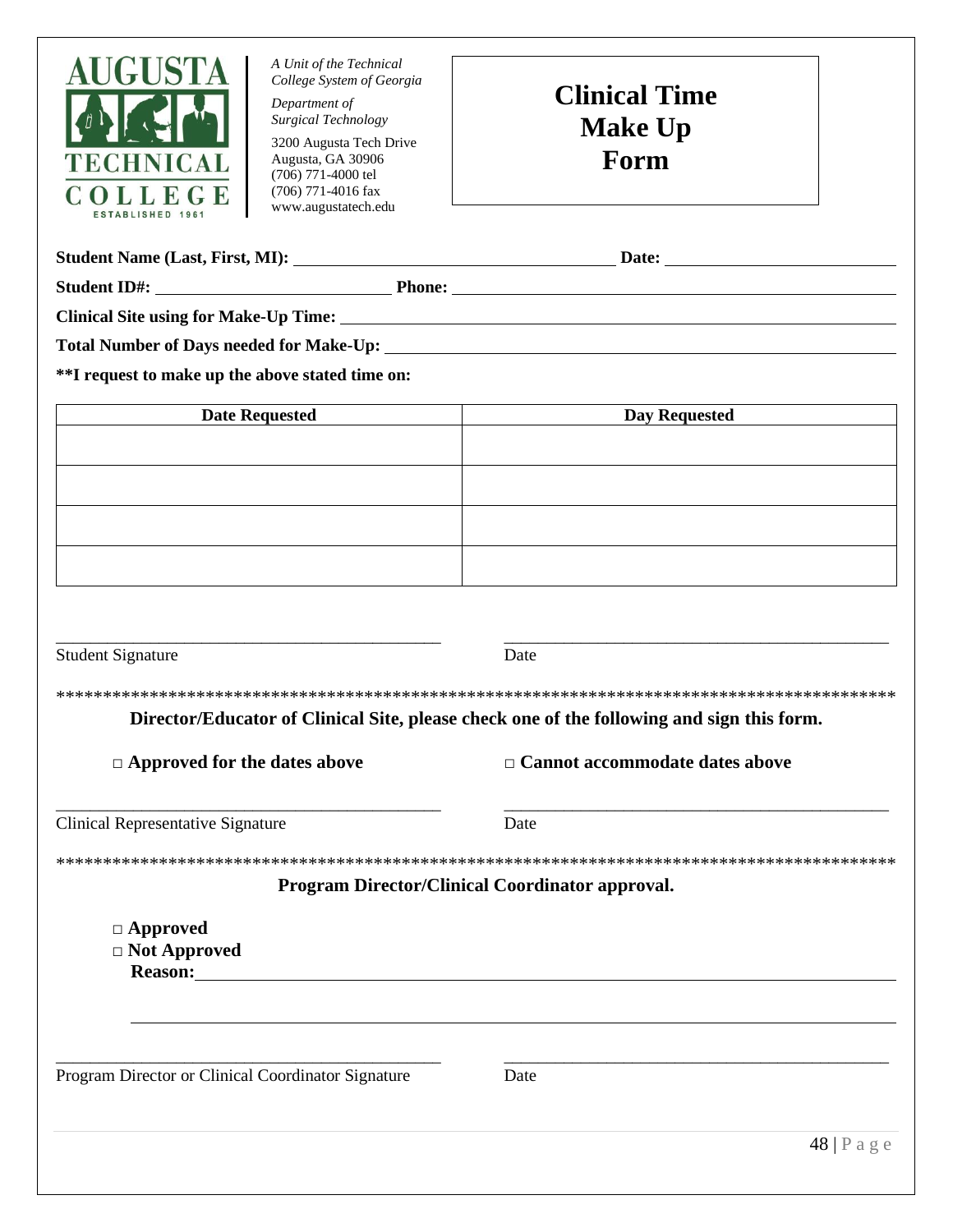AUGUSTA TECHNICAL COLLEGE
ESTABLISHED 1961

*A Unit of the Technical College System of Georgia*

*Department of Surgical Technology*

3200 Augusta Tech Drive
Augusta, GA 30906
(706) 771-4000 tel
(706) 771-4016 fax
www.augustatech.edu

# Clinical Time Make Up Form

**Student Name (Last, First, MI):** ______________________________ **Date:** ____________________

**Student ID#:** ______________________ **Phone:** ________________________________________

**Clinical Site using for Make-Up Time:** ________________________________________________

**Total Number of Days needed for Make-Up:** ____________________________________________

**\*\*I request to make up the above stated time on:**

| Date Requested | Day Requested |
|---|---|
| | |
| | |
| | |
| | |

_____________________________________ _____________________________________
Student Signature Date

***********************************************************************************************

**Director/Educator of Clinical Site, please check one of the following and sign this form.**

**□ Approved for the dates above** **□ Cannot accommodate dates above**

_____________________________________ _____________________________________
Clinical Representative Signature Date

***********************************************************************************************

**Program Director/Clinical Coordinator approval.**

**□ Approved**
**□ Not Approved**
**Reason:** ____________________________________________________________________

______________________________________________________________________________

_____________________________________ _____________________________________
Program Director or Clinical Coordinator Signature Date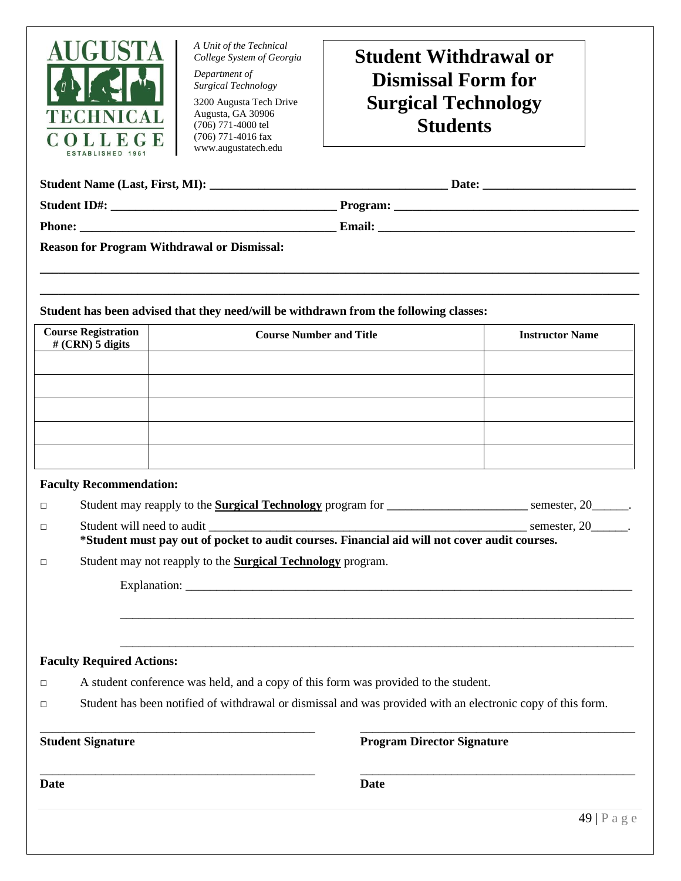AUGUSTA TECHNICAL COLLEGE
ESTABLISHED 1961

*A Unit of the Technical College System of Georgia*

*Department of Surgical Technology*

3200 Augusta Tech Drive
Augusta, GA 30906
(706) 771-4000 tel
(706) 771-4016 fax
www.augustatech.edu

# Student Withdrawal or Dismissal Form for Surgical Technology Students

**Student Name (Last, First, MI): ______________________________________ Date: ________________________**

**Student ID#: ___________________________________ Program: _______________________________________**

**Phone: ________________________________________ Email: _________________________________________**

**Reason for Program Withdrawal or Dismissal:**

______________________________________________________________________________________________

______________________________________________________________________________________________

**Student has been advised that they need/will be withdrawn from the following classes:**

| Course Registration # (CRN) 5 digits | Course Number and Title | Instructor Name |
|---|---|---|
| | | |
| | | |
| | | |
| | | |
| | | |

**Faculty Recommendation:**

□ Student may reapply to the **Surgical Technology** program for ______________________ semester, 20______.

□ Student will need to audit ___________________________________________________ semester, 20______.
**\*Student must pay out of pocket to audit courses. Financial aid will not cover audit courses.**

□ Student may not reapply to the **Surgical Technology** program.

Explanation: _________________________________________________________________________

_________________________________________________________________________________________

_________________________________________________________________________________________

**Faculty Required Actions:**

□ A student conference was held, and a copy of this form was provided to the student.

□ Student has been notified of withdrawal or dismissal and was provided with an electronic copy of this form.

_____________________________________________ _____________________________________________

**Student Signature** **Program Director Signature**

_____________________________________________ _____________________________________________

**Date** **Date**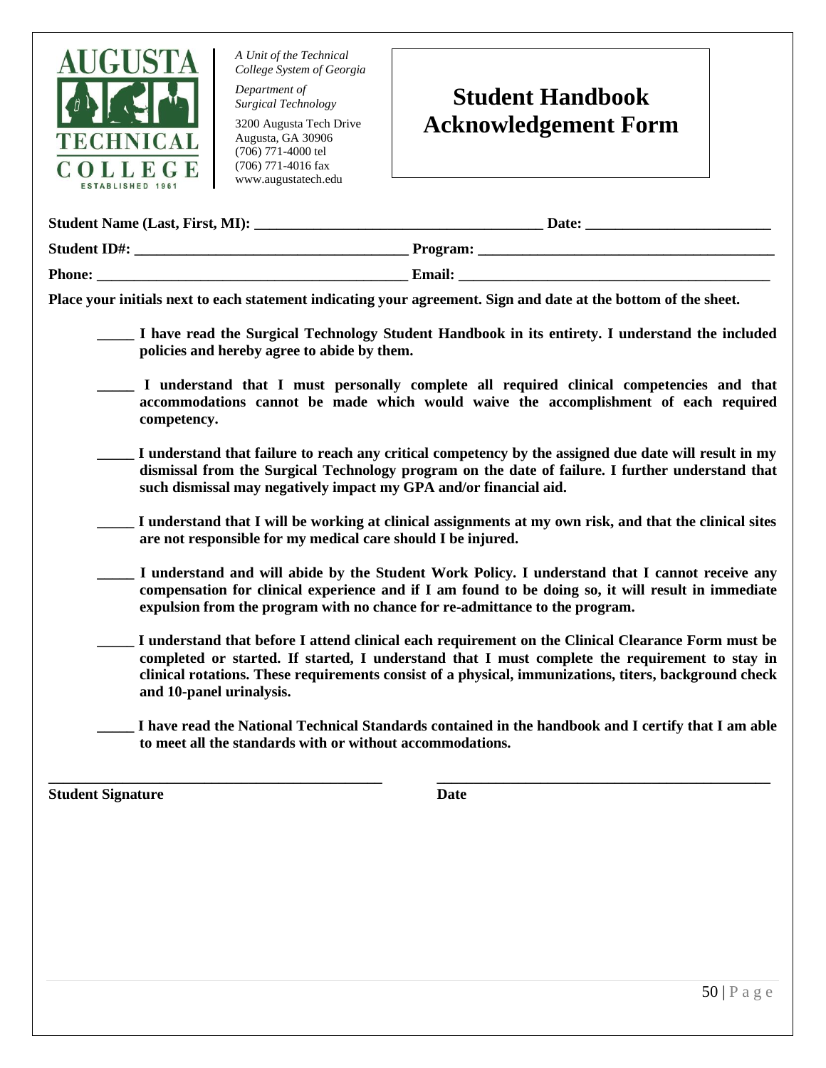**AUGUSTA TECHNICAL COLLEGE**
ESTABLISHED 1961

*A Unit of the Technical College System of Georgia*

*Department of Surgical Technology*

3200 Augusta Tech Drive
Augusta, GA 30906
(706) 771-4000 tel
(706) 771-4016 fax
www.augustatech.edu

# Student Handbook Acknowledgement Form

**Student Name (Last, First, MI): _______________________________________ Date: ________________________**

**Student ID#: ____________________________________ Program: ________________________________________**

**Phone: ________________________________________ Email: _________________________________________**

**Place your initials next to each statement indicating your agreement. Sign and date at the bottom of the sheet.**

**_____ I have read the Surgical Technology Student Handbook in its entirety. I understand the included policies and hereby agree to abide by them.**

**_____ I understand that I must personally complete all required clinical competencies and that accommodations cannot be made which would waive the accomplishment of each required competency.**

**_____ I understand that failure to reach any critical competency by the assigned due date will result in my dismissal from the Surgical Technology program on the date of failure. I further understand that such dismissal may negatively impact my GPA and/or financial aid.**

**_____ I understand that I will be working at clinical assignments at my own risk, and that the clinical sites are not responsible for my medical care should I be injured.**

**_____ I understand and will abide by the Student Work Policy. I understand that I cannot receive any compensation for clinical experience and if I am found to be doing so, it will result in immediate expulsion from the program with no chance for re-admittance to the program.**

**_____ I understand that before I attend clinical each requirement on the Clinical Clearance Form must be completed or started. If started, I understand that I must complete the requirement to stay in clinical rotations. These requirements consist of a physical, immunizations, titers, background check and 10-panel urinalysis.**

**_____ I have read the National Technical Standards contained in the handbook and I certify that I am able to meet all the standards with or without accommodations.**

_____________________________________________ _____________________________________________

**Student Signature** **Date**